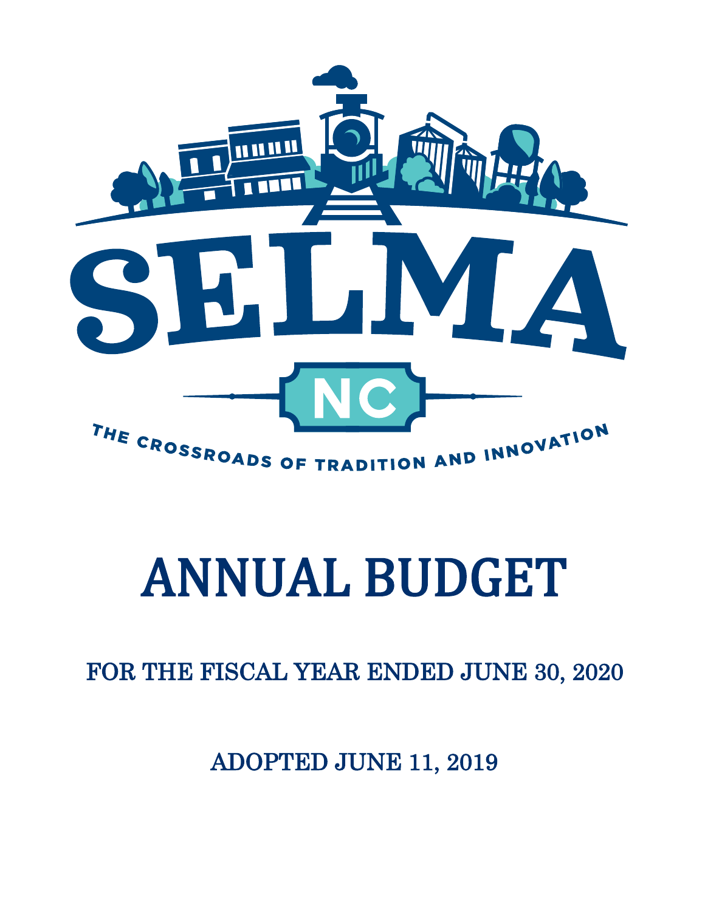# SELMA

NC

THE CROSSROADS OF TRADITION AND INNOVATION

# ANNUAL BUDGET

## FOR THE FISCAL YEAR ENDED JUNE 30, 2020

### ADOPTED JUNE 11, 2019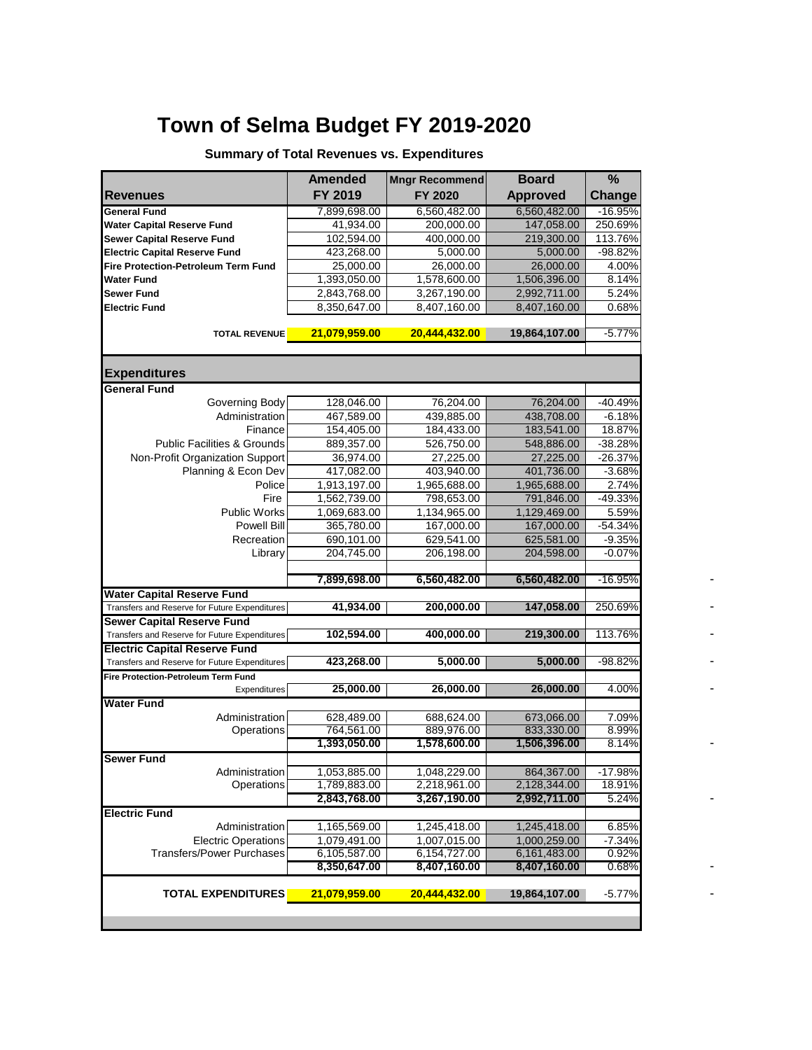# Town of Selma Budget FY 2019-2020

**Summary of Total Revenues vs. Expenditures**

| Revenues | Amended FY 2019 | Mngr Recommend FY 2020 | Board Approved | % Change |
|---|---|---|---|---|
| **General Fund** | 7,899,698.00 | 6,560,482.00 | 6,560,482.00 | -16.95% |
| **Water Capital Reserve Fund** | 41,934.00 | 200,000.00 | 147,058.00 | 250.69% |
| **Sewer Capital Reserve Fund** | 102,594.00 | 400,000.00 | 219,300.00 | 113.76% |
| **Electric Capital Reserve Fund** | 423,268.00 | 5,000.00 | 5,000.00 | -98.82% |
| **Fire Protection-Petroleum Term Fund** | 25,000.00 | 26,000.00 | 26,000.00 | 4.00% |
| **Water Fund** | 1,393,050.00 | 1,578,600.00 | 1,506,396.00 | 8.14% |
| **Sewer Fund** | 2,843,768.00 | 3,267,190.00 | 2,992,711.00 | 5.24% |
| **Electric Fund** | 8,350,647.00 | 8,407,160.00 | 8,407,160.00 | 0.68% |
| **TOTAL REVENUE** | **21,079,959.00** | **20,444,432.00** | **19,864,107.00** | -5.77% |

| Expenditures | Amended FY 2019 | Mngr Recommend FY 2020 | Board Approved | % Change |
|---|---|---|---|---|
| **General Fund** | | | | |
| Governing Body | 128,046.00 | 76,204.00 | 76,204.00 | -40.49% |
| Administration | 467,589.00 | 439,885.00 | 438,708.00 | -6.18% |
| Finance | 154,405.00 | 184,433.00 | 183,541.00 | 18.87% |
| Public Facilities & Grounds | 889,357.00 | 526,750.00 | 548,886.00 | -38.28% |
| Non-Profit Organization Support | 36,974.00 | 27,225.00 | 27,225.00 | -26.37% |
| Planning & Econ Dev | 417,082.00 | 403,940.00 | 401,736.00 | -3.68% |
| Police | 1,913,197.00 | 1,965,688.00 | 1,965,688.00 | 2.74% |
| Fire | 1,562,739.00 | 798,653.00 | 791,846.00 | -49.33% |
| Public Works | 1,069,683.00 | 1,134,965.00 | 1,129,469.00 | 5.59% |
| Powell Bill | 365,780.00 | 167,000.00 | 167,000.00 | -54.34% |
| Recreation | 690,101.00 | 629,541.00 | 625,581.00 | -9.35% |
| Library | 204,745.00 | 206,198.00 | 204,598.00 | -0.07% |
| | **7,899,698.00** | **6,560,482.00** | **6,560,482.00** | -16.95% |
| **Water Capital Reserve Fund** | | | | |
| Transfers and Reserve for Future Expenditures | **41,934.00** | **200,000.00** | **147,058.00** | 250.69% |
| **Sewer Capital Reserve Fund** | | | | |
| Transfers and Reserve for Future Expenditures | **102,594.00** | **400,000.00** | **219,300.00** | 113.76% |
| **Electric Capital Reserve Fund** | | | | |
| Transfers and Reserve for Future Expenditures | **423,268.00** | **5,000.00** | **5,000.00** | -98.82% |
| **Fire Protection-Petroleum Term Fund** | | | | |
| Expenditures | **25,000.00** | **26,000.00** | **26,000.00** | 4.00% |
| **Water Fund** | | | | |
| Administration | 628,489.00 | 688,624.00 | 673,066.00 | 7.09% |
| Operations | 764,561.00 | 889,976.00 | 833,330.00 | 8.99% |
| | **1,393,050.00** | **1,578,600.00** | **1,506,396.00** | 8.14% |
| **Sewer Fund** | | | | |
| Administration | 1,053,885.00 | 1,048,229.00 | 864,367.00 | -17.98% |
| Operations | 1,789,883.00 | 2,218,961.00 | 2,128,344.00 | 18.91% |
| | **2,843,768.00** | **3,267,190.00** | **2,992,711.00** | 5.24% |
| **Electric Fund** | | | | |
| Administration | 1,165,569.00 | 1,245,418.00 | 1,245,418.00 | 6.85% |
| Electric Operations | 1,079,491.00 | 1,007,015.00 | 1,000,259.00 | -7.34% |
| Transfers/Power Purchases | 6,105,587.00 | 6,154,727.00 | 6,161,483.00 | 0.92% |
| | **8,350,647.00** | **8,407,160.00** | **8,407,160.00** | 0.68% |
| **TOTAL EXPENDITURES** | **21,079,959.00** | **20,444,432.00** | **19,864,107.00** | -5.77% |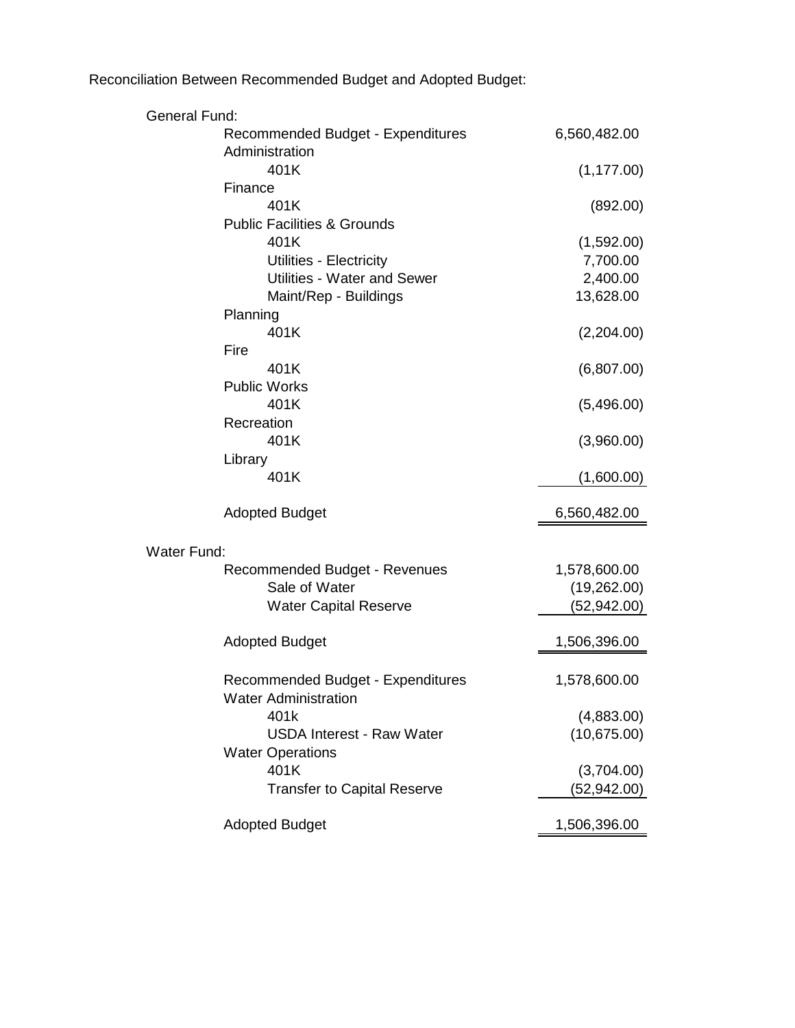Reconciliation Between Recommended Budget and Adopted Budget:

| | |
|---|---:|
| **General Fund:** | |
| Recommended Budget - Expenditures | 6,560,482.00 |
| Administration | |
| 401K | (1,177.00) |
| Finance | |
| 401K | (892.00) |
| Public Facilities & Grounds | |
| 401K | (1,592.00) |
| Utilities - Electricity | 7,700.00 |
| Utilities - Water and Sewer | 2,400.00 |
| Maint/Rep - Buildings | 13,628.00 |
| Planning | |
| 401K | (2,204.00) |
| Fire | |
| 401K | (6,807.00) |
| Public Works | |
| 401K | (5,496.00) |
| Recreation | |
| 401K | (3,960.00) |
| Library | |
| 401K | (1,600.00) |
| Adopted Budget | 6,560,482.00 |
| **Water Fund:** | |
| Recommended Budget - Revenues | 1,578,600.00 |
| Sale of Water | (19,262.00) |
| Water Capital Reserve | (52,942.00) |
| Adopted Budget | 1,506,396.00 |
| Recommended Budget - Expenditures | 1,578,600.00 |
| Water Administration | |
| 401k | (4,883.00) |
| USDA Interest - Raw Water | (10,675.00) |
| Water Operations | |
| 401K | (3,704.00) |
| Transfer to Capital Reserve | (52,942.00) |
| Adopted Budget | 1,506,396.00 |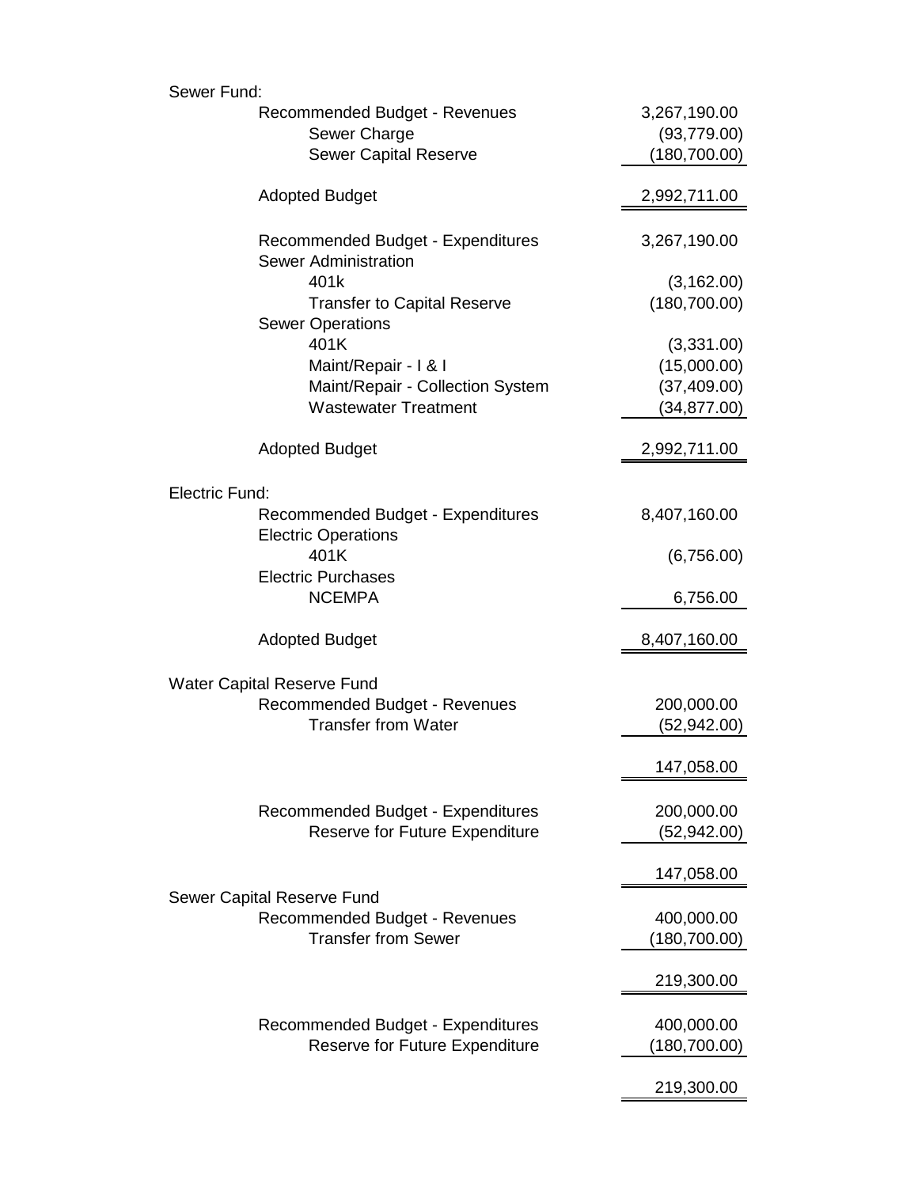Sewer Fund:

| | |
|---|---|
| Recommended Budget - Revenues | 3,267,190.00 |
| Sewer Charge | (93,779.00) |
| Sewer Capital Reserve | (180,700.00) |
| Adopted Budget | 2,992,711.00 |
| | |
| Recommended Budget - Expenditures | 3,267,190.00 |
| Sewer Administration | |
| 401k | (3,162.00) |
| Transfer to Capital Reserve | (180,700.00) |
| Sewer Operations | |
| 401K | (3,331.00) |
| Maint/Repair - I & I | (15,000.00) |
| Maint/Repair - Collection System | (37,409.00) |
| Wastewater Treatment | (34,877.00) |
| Adopted Budget | 2,992,711.00 |

Electric Fund:

| | |
|---|---|
| Recommended Budget - Expenditures | 8,407,160.00 |
| Electric Operations | |
| 401K | (6,756.00) |
| Electric Purchases | |
| NCEMPA | 6,756.00 |
| Adopted Budget | 8,407,160.00 |

Water Capital Reserve Fund

| | |
|---|---|
| Recommended Budget - Revenues | 200,000.00 |
| Transfer from Water | (52,942.00) |
| | 147,058.00 |
| | |
| Recommended Budget - Expenditures | 200,000.00 |
| Reserve for Future Expenditure | (52,942.00) |
| | 147,058.00 |

Sewer Capital Reserve Fund

| | |
|---|---|
| Recommended Budget - Revenues | 400,000.00 |
| Transfer from Sewer | (180,700.00) |
| | 219,300.00 |
| | |
| Recommended Budget - Expenditures | 400,000.00 |
| Reserve for Future Expenditure | (180,700.00) |
| | 219,300.00 |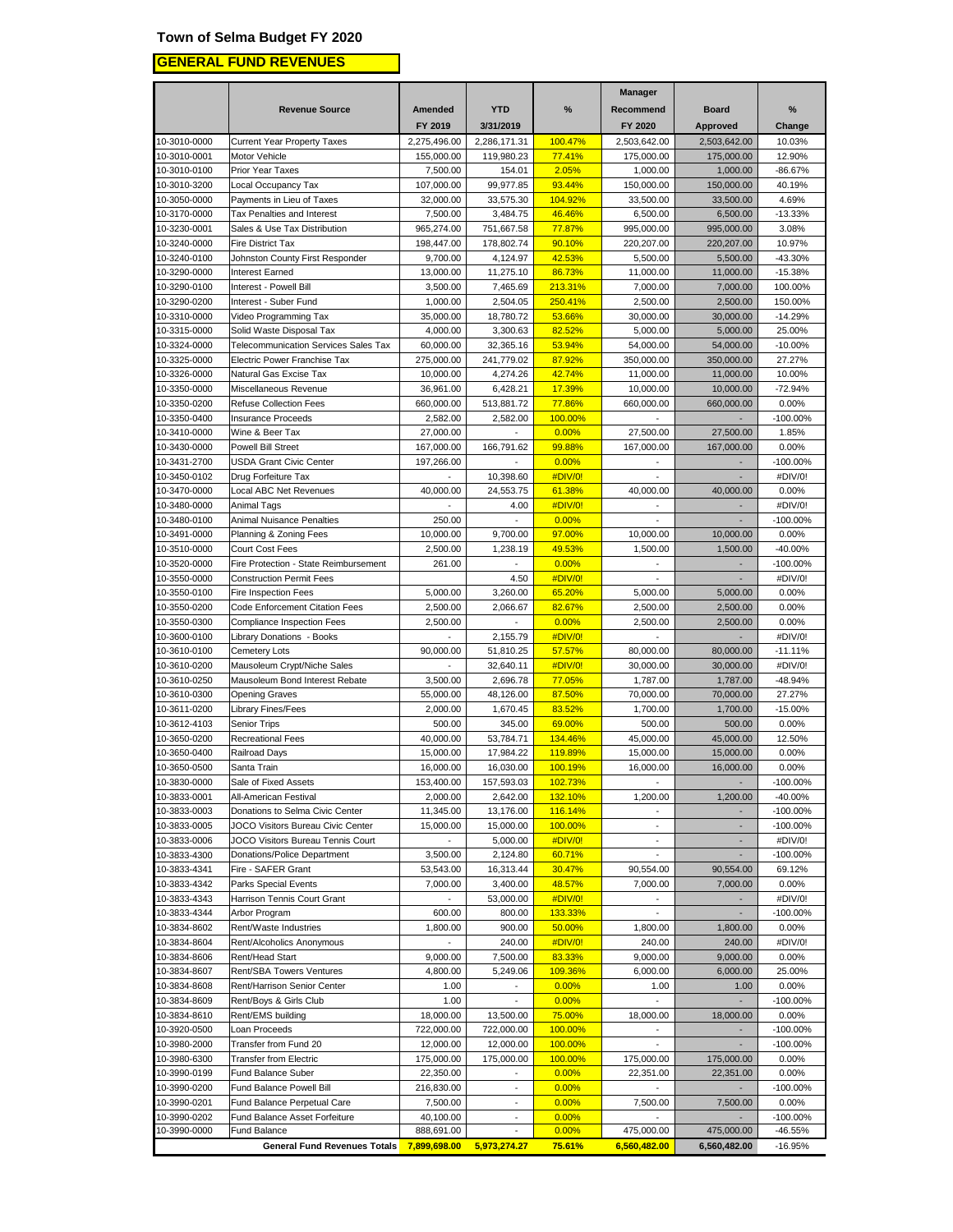# Town of Selma Budget FY 2020

## GENERAL FUND REVENUES

| | Revenue Source | Amended FY 2019 | YTD 3/31/2019 | % | Manager Recommend FY 2020 | Board Approved | % Change |
|---|---|---|---|---|---|---|---|
| 10-3010-0000 | Current Year Property Taxes | 2,275,496.00 | 2,286,171.31 | 100.47% | 2,503,642.00 | 2,503,642.00 | 10.03% |
| 10-3010-0001 | Motor Vehicle | 155,000.00 | 119,980.23 | 77.41% | 175,000.00 | 175,000.00 | 12.90% |
| 10-3010-0100 | Prior Year Taxes | 7,500.00 | 154.01 | 2.05% | 1,000.00 | 1,000.00 | -86.67% |
| 10-3010-3200 | Local Occupancy Tax | 107,000.00 | 99,977.85 | 93.44% | 150,000.00 | 150,000.00 | 40.19% |
| 10-3050-0000 | Payments in Lieu of Taxes | 32,000.00 | 33,575.30 | 104.92% | 33,500.00 | 33,500.00 | 4.69% |
| 10-3170-0000 | Tax Penalties and Interest | 7,500.00 | 3,484.75 | 46.46% | 6,500.00 | 6,500.00 | -13.33% |
| 10-3230-0001 | Sales & Use Tax Distribution | 965,274.00 | 751,667.58 | 77.87% | 995,000.00 | 995,000.00 | 3.08% |
| 10-3240-0000 | Fire District Tax | 198,447.00 | 178,802.74 | 90.10% | 220,207.00 | 220,207.00 | 10.97% |
| 10-3240-0100 | Johnston County First Responder | 9,700.00 | 4,124.97 | 42.53% | 5,500.00 | 5,500.00 | -43.30% |
| 10-3290-0000 | Interest Earned | 13,000.00 | 11,275.10 | 86.73% | 11,000.00 | 11,000.00 | -15.38% |
| 10-3290-0100 | Interest - Powell Bill | 3,500.00 | 7,465.69 | 213.31% | 7,000.00 | 7,000.00 | 100.00% |
| 10-3290-0200 | Interest - Suber Fund | 1,000.00 | 2,504.05 | 250.41% | 2,500.00 | 2,500.00 | 150.00% |
| 10-3310-0000 | Video Programming Tax | 35,000.00 | 18,780.72 | 53.66% | 30,000.00 | 30,000.00 | -14.29% |
| 10-3315-0000 | Solid Waste Disposal Tax | 4,000.00 | 3,300.63 | 82.52% | 5,000.00 | 5,000.00 | 25.00% |
| 10-3324-0000 | Telecommunication Services Sales Tax | 60,000.00 | 32,365.16 | 53.94% | 54,000.00 | 54,000.00 | -10.00% |
| 10-3325-0000 | Electric Power Franchise Tax | 275,000.00 | 241,779.02 | 87.92% | 350,000.00 | 350,000.00 | 27.27% |
| 10-3326-0000 | Natural Gas Excise Tax | 10,000.00 | 4,274.26 | 42.74% | 11,000.00 | 11,000.00 | 10.00% |
| 10-3350-0000 | Miscellaneous Revenue | 36,961.00 | 6,428.21 | 17.39% | 10,000.00 | 10,000.00 | -72.94% |
| 10-3350-0200 | Refuse Collection Fees | 660,000.00 | 513,881.72 | 77.86% | 660,000.00 | 660,000.00 | 0.00% |
| 10-3350-0400 | Insurance Proceeds | 2,582.00 | 2,582.00 | 100.00% | - | - | -100.00% |
| 10-3410-0000 | Wine & Beer Tax | 27,000.00 | - | 0.00% | 27,500.00 | 27,500.00 | 1.85% |
| 10-3430-0000 | Powell Bill Street | 167,000.00 | 166,791.62 | 99.88% | 167,000.00 | 167,000.00 | 0.00% |
| 10-3431-2700 | USDA Grant Civic Center | 197,266.00 | - | 0.00% | - | - | -100.00% |
| 10-3450-0102 | Drug Forfeiture Tax | - | 10,398.60 | #DIV/0! | - | - | #DIV/0! |
| 10-3470-0000 | Local ABC Net Revenues | 40,000.00 | 24,553.75 | 61.38% | 40,000.00 | 40,000.00 | 0.00% |
| 10-3480-0000 | Animal Tags | - | 4.00 | #DIV/0! | - | - | #DIV/0! |
| 10-3480-0100 | Animal Nuisance Penalties | 250.00 | - | 0.00% | - | - | -100.00% |
| 10-3491-0000 | Planning & Zoning Fees | 10,000.00 | 9,700.00 | 97.00% | 10,000.00 | 10,000.00 | 0.00% |
| 10-3510-0000 | Court Cost Fees | 2,500.00 | 1,238.19 | 49.53% | 1,500.00 | 1,500.00 | -40.00% |
| 10-3520-0000 | Fire Protection - State Reimbursement | 261.00 | - | 0.00% | - | - | -100.00% |
| 10-3550-0000 | Construction Permit Fees | | 4.50 | #DIV/0! | - | - | #DIV/0! |
| 10-3550-0100 | Fire Inspection Fees | 5,000.00 | 3,260.00 | 65.20% | 5,000.00 | 5,000.00 | 0.00% |
| 10-3550-0200 | Code Enforcement Citation Fees | 2,500.00 | 2,066.67 | 82.67% | 2,500.00 | 2,500.00 | 0.00% |
| 10-3550-0300 | Compliance Inspection Fees | 2,500.00 | - | 0.00% | 2,500.00 | 2,500.00 | 0.00% |
| 10-3600-0100 | Library Donations - Books | - | 2,155.79 | #DIV/0! | - | - | #DIV/0! |
| 10-3610-0100 | Cemetery Lots | 90,000.00 | 51,810.25 | 57.57% | 80,000.00 | 80,000.00 | -11.11% |
| 10-3610-0200 | Mausoleum Crypt/Niche Sales | - | 32,640.11 | #DIV/0! | 30,000.00 | 30,000.00 | #DIV/0! |
| 10-3610-0250 | Mausoleum Bond Interest Rebate | 3,500.00 | 2,696.78 | 77.05% | 1,787.00 | 1,787.00 | -48.94% |
| 10-3610-0300 | Opening Graves | 55,000.00 | 48,126.00 | 87.50% | 70,000.00 | 70,000.00 | 27.27% |
| 10-3611-0200 | Library Fines/Fees | 2,000.00 | 1,670.45 | 83.52% | 1,700.00 | 1,700.00 | -15.00% |
| 10-3612-4103 | Senior Trips | 500.00 | 345.00 | 69.00% | 500.00 | 500.00 | 0.00% |
| 10-3650-0200 | Recreational Fees | 40,000.00 | 53,784.71 | 134.46% | 45,000.00 | 45,000.00 | 12.50% |
| 10-3650-0400 | Railroad Days | 15,000.00 | 17,984.22 | 119.89% | 15,000.00 | 15,000.00 | 0.00% |
| 10-3650-0500 | Santa Train | 16,000.00 | 16,030.00 | 100.19% | 16,000.00 | 16,000.00 | 0.00% |
| 10-3830-0000 | Sale of Fixed Assets | 153,400.00 | 157,593.03 | 102.73% | - | - | -100.00% |
| 10-3833-0001 | All-American Festival | 2,000.00 | 2,642.00 | 132.10% | 1,200.00 | 1,200.00 | -40.00% |
| 10-3833-0003 | Donations to Selma Civic Center | 11,345.00 | 13,176.00 | 116.14% | - | - | -100.00% |
| 10-3833-0005 | JOCO Visitors Bureau Civic Center | 15,000.00 | 15,000.00 | 100.00% | - | - | -100.00% |
| 10-3833-0006 | JOCO Visitors Bureau Tennis Court | - | 5,000.00 | #DIV/0! | - | - | #DIV/0! |
| 10-3833-4300 | Donations/Police Department | 3,500.00 | 2,124.80 | 60.71% | - | - | -100.00% |
| 10-3833-4341 | Fire - SAFER Grant | 53,543.00 | 16,313.44 | 30.47% | 90,554.00 | 90,554.00 | 69.12% |
| 10-3833-4342 | Parks Special Events | 7,000.00 | 3,400.00 | 48.57% | 7,000.00 | 7,000.00 | 0.00% |
| 10-3833-4343 | Harrison Tennis Court Grant | - | 53,000.00 | #DIV/0! | - | - | #DIV/0! |
| 10-3833-4344 | Arbor Program | 600.00 | 800.00 | 133.33% | - | - | -100.00% |
| 10-3834-8602 | Rent/Waste Industries | 1,800.00 | 900.00 | 50.00% | 1,800.00 | 1,800.00 | 0.00% |
| 10-3834-8604 | Rent/Alcoholics Anonymous | - | 240.00 | #DIV/0! | 240.00 | 240.00 | #DIV/0! |
| 10-3834-8606 | Rent/Head Start | 9,000.00 | 7,500.00 | 83.33% | 9,000.00 | 9,000.00 | 0.00% |
| 10-3834-8607 | Rent/SBA Towers Ventures | 4,800.00 | 5,249.06 | 109.36% | 6,000.00 | 6,000.00 | 25.00% |
| 10-3834-8608 | Rent/Harrison Senior Center | 1.00 | - | 0.00% | 1.00 | 1.00 | 0.00% |
| 10-3834-8609 | Rent/Boys & Girls Club | 1.00 | - | 0.00% | - | - | -100.00% |
| 10-3834-8610 | Rent/EMS building | 18,000.00 | 13,500.00 | 75.00% | 18,000.00 | 18,000.00 | 0.00% |
| 10-3920-0500 | Loan Proceeds | 722,000.00 | 722,000.00 | 100.00% | - | - | -100.00% |
| 10-3980-2000 | Transfer from Fund 20 | 12,000.00 | 12,000.00 | 100.00% | - | - | -100.00% |
| 10-3980-6300 | Transfer from Electric | 175,000.00 | 175,000.00 | 100.00% | 175,000.00 | 175,000.00 | 0.00% |
| 10-3990-0199 | Fund Balance Suber | 22,350.00 | - | 0.00% | 22,351.00 | 22,351.00 | 0.00% |
| 10-3990-0200 | Fund Balance Powell Bill | 216,830.00 | - | 0.00% | - | - | -100.00% |
| 10-3990-0201 | Fund Balance Perpetual Care | 7,500.00 | - | 0.00% | 7,500.00 | 7,500.00 | 0.00% |
| 10-3990-0202 | Fund Balance Asset Forfeiture | 40,100.00 | - | 0.00% | - | - | -100.00% |
| 10-3990-0000 | Fund Balance | 888,691.00 | - | 0.00% | 475,000.00 | 475,000.00 | -46.55% |
| | **General Fund Revenues Totals** | **7,899,698.00** | **5,973,274.27** | **75.61%** | **6,560,482.00** | **6,560,482.00** | -16.95% |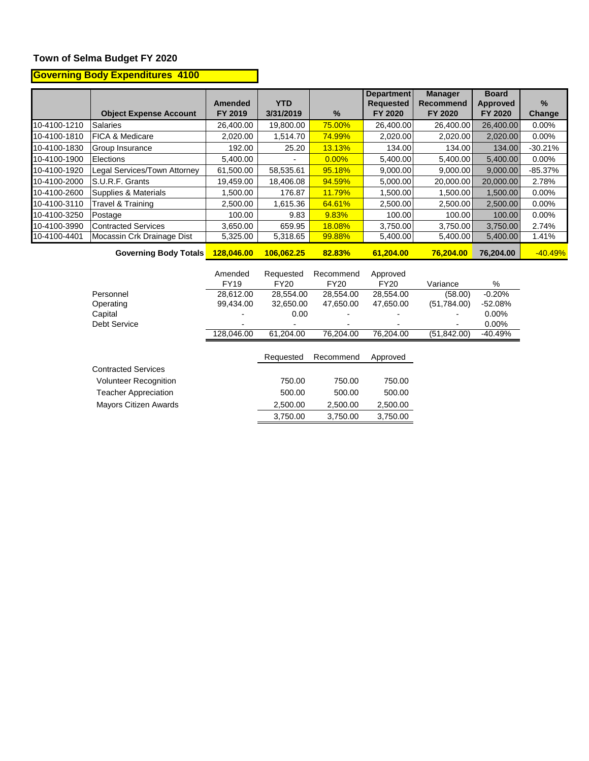## Town of Selma Budget FY 2020

### Governing Body Expenditures 4100

| | Object Expense Account | Amended FY 2019 | YTD 3/31/2019 | % | Department Requested FY 2020 | Manager Recommend FY 2020 | Board Approved FY 2020 | % Change |
|---|---|---|---|---|---|---|---|---|
| 10-4100-1210 | Salaries | 26,400.00 | 19,800.00 | 75.00% | 26,400.00 | 26,400.00 | 26,400.00 | 0.00% |
| 10-4100-1810 | FICA & Medicare | 2,020.00 | 1,514.70 | 74.99% | 2,020.00 | 2,020.00 | 2,020.00 | 0.00% |
| 10-4100-1830 | Group Insurance | 192.00 | 25.20 | 13.13% | 134.00 | 134.00 | 134.00 | -30.21% |
| 10-4100-1900 | Elections | 5,400.00 | - | 0.00% | 5,400.00 | 5,400.00 | 5,400.00 | 0.00% |
| 10-4100-1920 | Legal Services/Town Attorney | 61,500.00 | 58,535.61 | 95.18% | 9,000.00 | 9,000.00 | 9,000.00 | -85.37% |
| 10-4100-2000 | S.U.R.F. Grants | 19,459.00 | 18,406.08 | 94.59% | 5,000.00 | 20,000.00 | 20,000.00 | 2.78% |
| 10-4100-2600 | Supplies & Materials | 1,500.00 | 176.87 | 11.79% | 1,500.00 | 1,500.00 | 1,500.00 | 0.00% |
| 10-4100-3110 | Travel & Training | 2,500.00 | 1,615.36 | 64.61% | 2,500.00 | 2,500.00 | 2,500.00 | 0.00% |
| 10-4100-3250 | Postage | 100.00 | 9.83 | 9.83% | 100.00 | 100.00 | 100.00 | 0.00% |
| 10-4100-3990 | Contracted Services | 3,650.00 | 659.95 | 18.08% | 3,750.00 | 3,750.00 | 3,750.00 | 2.74% |
| 10-4100-4401 | Mocassin Crk Drainage Dist | 5,325.00 | 5,318.65 | 99.88% | 5,400.00 | 5,400.00 | 5,400.00 | 1.41% |
| | **Governing Body Totals** | **128,046.00** | **106,062.25** | **82.83%** | **61,204.00** | **76,204.00** | **76,204.00** | -40.49% |

| | Amended FY19 | Requested FY20 | Recommend FY20 | Approved FY20 | Variance | % |
|---|---|---|---|---|---|---|
| Personnel | 28,612.00 | 28,554.00 | 28,554.00 | 28,554.00 | (58.00) | -0.20% |
| Operating | 99,434.00 | 32,650.00 | 47,650.00 | 47,650.00 | (51,784.00) | -52.08% |
| Capital | - | 0.00 | - | - | - | 0.00% |
| Debt Service | - | - | - | - | - | 0.00% |
| | 128,046.00 | 61,204.00 | 76,204.00 | 76,204.00 | (51,842.00) | -40.49% |

| | Requested | Recommend | Approved |
|---|---|---|---|
| Contracted Services | | | |
| Volunteer Recognition | 750.00 | 750.00 | 750.00 |
| Teacher Appreciation | 500.00 | 500.00 | 500.00 |
| Mayors Citizen Awards | 2,500.00 | 2,500.00 | 2,500.00 |
| | 3,750.00 | 3,750.00 | 3,750.00 |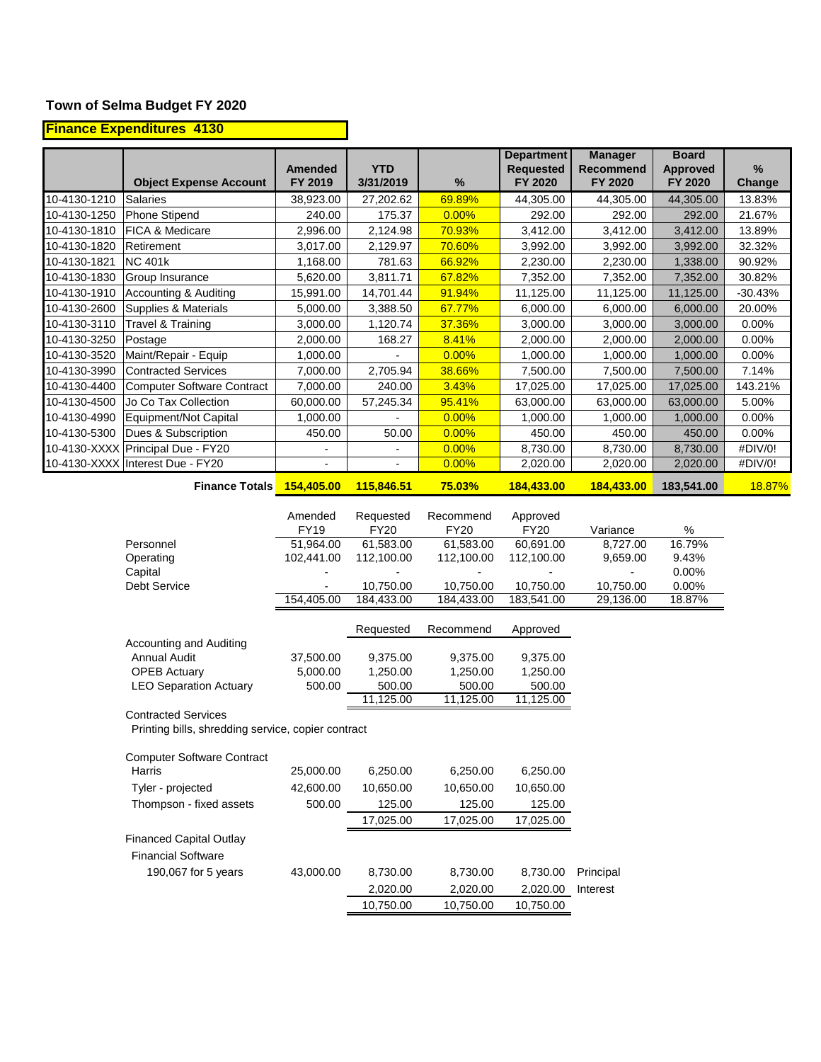## Town of Selma Budget FY 2020

**Finance Expenditures 4130**

| | Object Expense Account | Amended FY 2019 | YTD 3/31/2019 | % | Department Requested FY 2020 | Manager Recommend FY 2020 | Board Approved FY 2020 | % Change |
|---|---|---|---|---|---|---|---|---|
| 10-4130-1210 | Salaries | 38,923.00 | 27,202.62 | 69.89% | 44,305.00 | 44,305.00 | 44,305.00 | 13.83% |
| 10-4130-1250 | Phone Stipend | 240.00 | 175.37 | 0.00% | 292.00 | 292.00 | 292.00 | 21.67% |
| 10-4130-1810 | FICA & Medicare | 2,996.00 | 2,124.98 | 70.93% | 3,412.00 | 3,412.00 | 3,412.00 | 13.89% |
| 10-4130-1820 | Retirement | 3,017.00 | 2,129.97 | 70.60% | 3,992.00 | 3,992.00 | 3,992.00 | 32.32% |
| 10-4130-1821 | NC 401k | 1,168.00 | 781.63 | 66.92% | 2,230.00 | 2,230.00 | 1,338.00 | 90.92% |
| 10-4130-1830 | Group Insurance | 5,620.00 | 3,811.71 | 67.82% | 7,352.00 | 7,352.00 | 7,352.00 | 30.82% |
| 10-4130-1910 | Accounting & Auditing | 15,991.00 | 14,701.44 | 91.94% | 11,125.00 | 11,125.00 | 11,125.00 | -30.43% |
| 10-4130-2600 | Supplies & Materials | 5,000.00 | 3,388.50 | 67.77% | 6,000.00 | 6,000.00 | 6,000.00 | 20.00% |
| 10-4130-3110 | Travel & Training | 3,000.00 | 1,120.74 | 37.36% | 3,000.00 | 3,000.00 | 3,000.00 | 0.00% |
| 10-4130-3250 | Postage | 2,000.00 | 168.27 | 8.41% | 2,000.00 | 2,000.00 | 2,000.00 | 0.00% |
| 10-4130-3520 | Maint/Repair - Equip | 1,000.00 | - | 0.00% | 1,000.00 | 1,000.00 | 1,000.00 | 0.00% |
| 10-4130-3990 | Contracted Services | 7,000.00 | 2,705.94 | 38.66% | 7,500.00 | 7,500.00 | 7,500.00 | 7.14% |
| 10-4130-4400 | Computer Software Contract | 7,000.00 | 240.00 | 3.43% | 17,025.00 | 17,025.00 | 17,025.00 | 143.21% |
| 10-4130-4500 | Jo Co Tax Collection | 60,000.00 | 57,245.34 | 95.41% | 63,000.00 | 63,000.00 | 63,000.00 | 5.00% |
| 10-4130-4990 | Equipment/Not Capital | 1,000.00 | - | 0.00% | 1,000.00 | 1,000.00 | 1,000.00 | 0.00% |
| 10-4130-5300 | Dues & Subscription | 450.00 | 50.00 | 0.00% | 450.00 | 450.00 | 450.00 | 0.00% |
| 10-4130-XXXX | Principal Due - FY20 | - | - | 0.00% | 8,730.00 | 8,730.00 | 8,730.00 | #DIV/0! |
| 10-4130-XXXX | Interest Due - FY20 | - | - | 0.00% | 2,020.00 | 2,020.00 | 2,020.00 | #DIV/0! |
| | **Finance Totals** | **154,405.00** | **115,846.51** | **75.03%** | **184,433.00** | **184,433.00** | **183,541.00** | 18.87% |

| | Amended FY19 | Requested FY20 | Recommend FY20 | Approved FY20 | Variance | % |
|---|---|---|---|---|---|---|
| Personnel | 51,964.00 | 61,583.00 | 61,583.00 | 60,691.00 | 8,727.00 | 16.79% |
| Operating | 102,441.00 | 112,100.00 | 112,100.00 | 112,100.00 | 9,659.00 | 9.43% |
| Capital | - | - | - | - | - | 0.00% |
| Debt Service | - | 10,750.00 | 10,750.00 | 10,750.00 | 10,750.00 | 0.00% |
| | 154,405.00 | 184,433.00 | 184,433.00 | 183,541.00 | 29,136.00 | 18.87% |

| | | Requested | Recommend | Approved |
|---|---|---|---|---|
| Accounting and Auditing | | | | |
| Annual Audit | 37,500.00 | 9,375.00 | 9,375.00 | 9,375.00 |
| OPEB Actuary | 5,000.00 | 1,250.00 | 1,250.00 | 1,250.00 |
| LEO Separation Actuary | 500.00 | 500.00 | 500.00 | 500.00 |
| | | 11,125.00 | 11,125.00 | 11,125.00 |

Contracted Services

Printing bills, shredding service, copier contract

| | | | | | |
|---|---|---|---|---|---|
| Computer Software Contract | | | | | |
| Harris | 25,000.00 | 6,250.00 | 6,250.00 | 6,250.00 | |
| Tyler - projected | 42,600.00 | 10,650.00 | 10,650.00 | 10,650.00 | |
| Thompson - fixed assets | 500.00 | 125.00 | 125.00 | 125.00 | |
| | | 17,025.00 | 17,025.00 | 17,025.00 | |
| Financed Capital Outlay | | | | | |
| Financial Software | | | | | |
| 190,067 for 5 years | 43,000.00 | 8,730.00 | 8,730.00 | 8,730.00 | Principal |
| | | 2,020.00 | 2,020.00 | 2,020.00 | Interest |
| | | 10,750.00 | 10,750.00 | 10,750.00 | |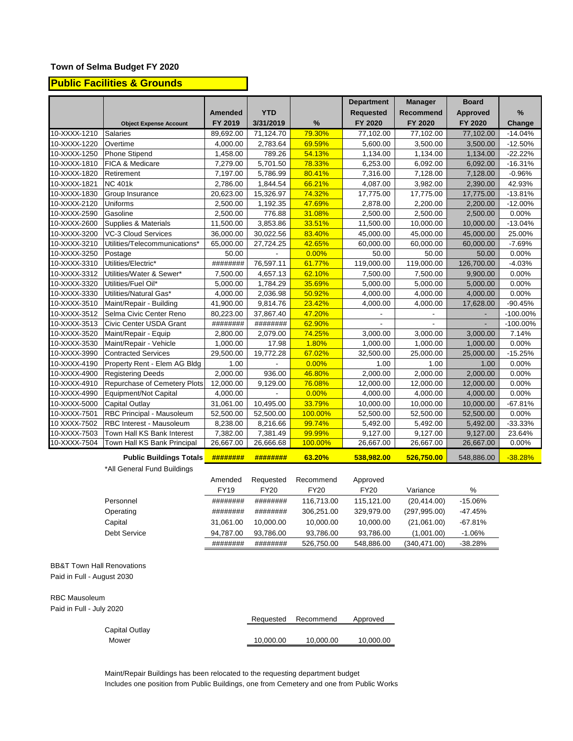**Town of Selma Budget FY 2020**

## Public Facilities & Grounds

| | Object Expense Account | Amended FY 2019 | YTD 3/31/2019 | % | Department Requested FY 2020 | Manager Recommend FY 2020 | Board Approved FY 2020 | % Change |
|---|---|---|---|---|---|---|---|---|
| 10-XXXX-1210 | Salaries | 89,692.00 | 71,124.70 | 79.30% | 77,102.00 | 77,102.00 | 77,102.00 | -14.04% |
| 10-XXXX-1220 | Overtime | 4,000.00 | 2,783.64 | 69.59% | 5,600.00 | 3,500.00 | 3,500.00 | -12.50% |
| 10-XXXX-1250 | Phone Stipend | 1,458.00 | 789.26 | 54.13% | 1,134.00 | 1,134.00 | 1,134.00 | -22.22% |
| 10-XXXX-1810 | FICA & Medicare | 7,279.00 | 5,701.50 | 78.33% | 6,253.00 | 6,092.00 | 6,092.00 | -16.31% |
| 10-XXXX-1820 | Retirement | 7,197.00 | 5,786.99 | 80.41% | 7,316.00 | 7,128.00 | 7,128.00 | -0.96% |
| 10-XXXX-1821 | NC 401k | 2,786.00 | 1,844.54 | 66.21% | 4,087.00 | 3,982.00 | 2,390.00 | 42.93% |
| 10-XXXX-1830 | Group Insurance | 20,623.00 | 15,326.97 | 74.32% | 17,775.00 | 17,775.00 | 17,775.00 | -13.81% |
| 10-XXXX-2120 | Uniforms | 2,500.00 | 1,192.35 | 47.69% | 2,878.00 | 2,200.00 | 2,200.00 | -12.00% |
| 10-XXXX-2590 | Gasoline | 2,500.00 | 776.88 | 31.08% | 2,500.00 | 2,500.00 | 2,500.00 | 0.00% |
| 10-XXXX-2600 | Supplies & Materials | 11,500.00 | 3,853.86 | 33.51% | 11,500.00 | 10,000.00 | 10,000.00 | -13.04% |
| 10-XXXX-3200 | VC-3 Cloud Services | 36,000.00 | 30,022.56 | 83.40% | 45,000.00 | 45,000.00 | 45,000.00 | 25.00% |
| 10-XXXX-3210 | Utilities/Telecommunications* | 65,000.00 | 27,724.25 | 42.65% | 60,000.00 | 60,000.00 | 60,000.00 | -7.69% |
| 10-XXXX-3250 | Postage | 50.00 | - | 0.00% | 50.00 | 50.00 | 50.00 | 0.00% |
| 10-XXXX-3310 | Utilities/Electric* | ######## | 76,597.11 | 61.77% | 119,000.00 | 119,000.00 | 126,700.00 | -4.03% |
| 10-XXXX-3312 | Utilities/Water & Sewer* | 7,500.00 | 4,657.13 | 62.10% | 7,500.00 | 7,500.00 | 9,900.00 | 0.00% |
| 10-XXXX-3320 | Utilities/Fuel Oil* | 5,000.00 | 1,784.29 | 35.69% | 5,000.00 | 5,000.00 | 5,000.00 | 0.00% |
| 10-XXXX-3330 | Utilities/Natural Gas* | 4,000.00 | 2,036.98 | 50.92% | 4,000.00 | 4,000.00 | 4,000.00 | 0.00% |
| 10-XXXX-3510 | Maint/Repair - Building | 41,900.00 | 9,814.76 | 23.42% | 4,000.00 | 4,000.00 | 17,628.00 | -90.45% |
| 10-XXXX-3512 | Selma Civic Center Reno | 80,223.00 | 37,867.40 | 47.20% | - | - | - | -100.00% |
| 10-XXXX-3513 | Civic Center USDA Grant | ######## | ######## | 62.90% | - | - | - | -100.00% |
| 10-XXXX-3520 | Maint/Repair - Equip | 2,800.00 | 2,079.00 | 74.25% | 3,000.00 | 3,000.00 | 3,000.00 | 7.14% |
| 10-XXXX-3530 | Maint/Repair - Vehicle | 1,000.00 | 17.98 | 1.80% | 1,000.00 | 1,000.00 | 1,000.00 | 0.00% |
| 10-XXXX-3990 | Contracted Services | 29,500.00 | 19,772.28 | 67.02% | 32,500.00 | 25,000.00 | 25,000.00 | -15.25% |
| 10-XXXX-4190 | Property Rent - Elem AG Bldg | 1.00 | - | 0.00% | 1.00 | 1.00 | 1.00 | 0.00% |
| 10-XXXX-4900 | Registering Deeds | 2,000.00 | 936.00 | 46.80% | 2,000.00 | 2,000.00 | 2,000.00 | 0.00% |
| 10-XXXX-4910 | Repurchase of Cemetery Plots | 12,000.00 | 9,129.00 | 76.08% | 12,000.00 | 12,000.00 | 12,000.00 | 0.00% |
| 10-XXXX-4990 | Equipment/Not Capital | 4,000.00 | - | 0.00% | 4,000.00 | 4,000.00 | 4,000.00 | 0.00% |
| 10-XXXX-5000 | Capital Outlay | 31,061.00 | 10,495.00 | 33.79% | 10,000.00 | 10,000.00 | 10,000.00 | -67.81% |
| 10-XXXX-7501 | RBC Principal - Mausoleum | 52,500.00 | 52,500.00 | 100.00% | 52,500.00 | 52,500.00 | 52,500.00 | 0.00% |
| 10 XXXX-7502 | RBC Interest - Mausoleum | 8,238.00 | 8,216.66 | 99.74% | 5,492.00 | 5,492.00 | 5,492.00 | -33.33% |
| 10-XXXX-7503 | Town Hall KS Bank Interest | 7,382.00 | 7,381.49 | 99.99% | 9,127.00 | 9,127.00 | 9,127.00 | 23.64% |
| 10-XXXX-7504 | Town Hall KS Bank Principal | 26,667.00 | 26,666.68 | 100.00% | 26,667.00 | 26,667.00 | 26,667.00 | 0.00% |
| | **Public Buildings Totals** | **########** | **########** | **63.20%** | **538,982.00** | **526,750.00** | 548,886.00 | -38.28% |

*All General Fund Buildings

| | Amended FY19 | Requested FY20 | Recommend FY20 | Approved FY20 | Variance | % |
|---|---|---|---|---|---|---|
| Personnel | ######## | ######## | 116,713.00 | 115,121.00 | (20,414.00) | -15.06% |
| Operating | ######## | ######## | 306,251.00 | 329,979.00 | (297,995.00) | -47.45% |
| Capital | 31,061.00 | 10,000.00 | 10,000.00 | 10,000.00 | (21,061.00) | -67.81% |
| Debt Service | 94,787.00 | 93,786.00 | 93,786.00 | 93,786.00 | (1,001.00) | -1.06% |
| | ######## | ######## | 526,750.00 | 548,886.00 | (340,471.00) | -38.28% |

BB&T Town Hall Renovations
Paid in Full - August 2030

RBC Mausoleum
Paid in Full - July 2020

| | Requested | Recommend | Approved |
|---|---|---|---|
| Capital Outlay | | | |
| Mower | 10,000.00 | 10,000.00 | 10,000.00 |

Maint/Repair Buildings has been relocated to the requesting department budget
Includes one position from Public Buildings, one from Cemetery and one from Public Works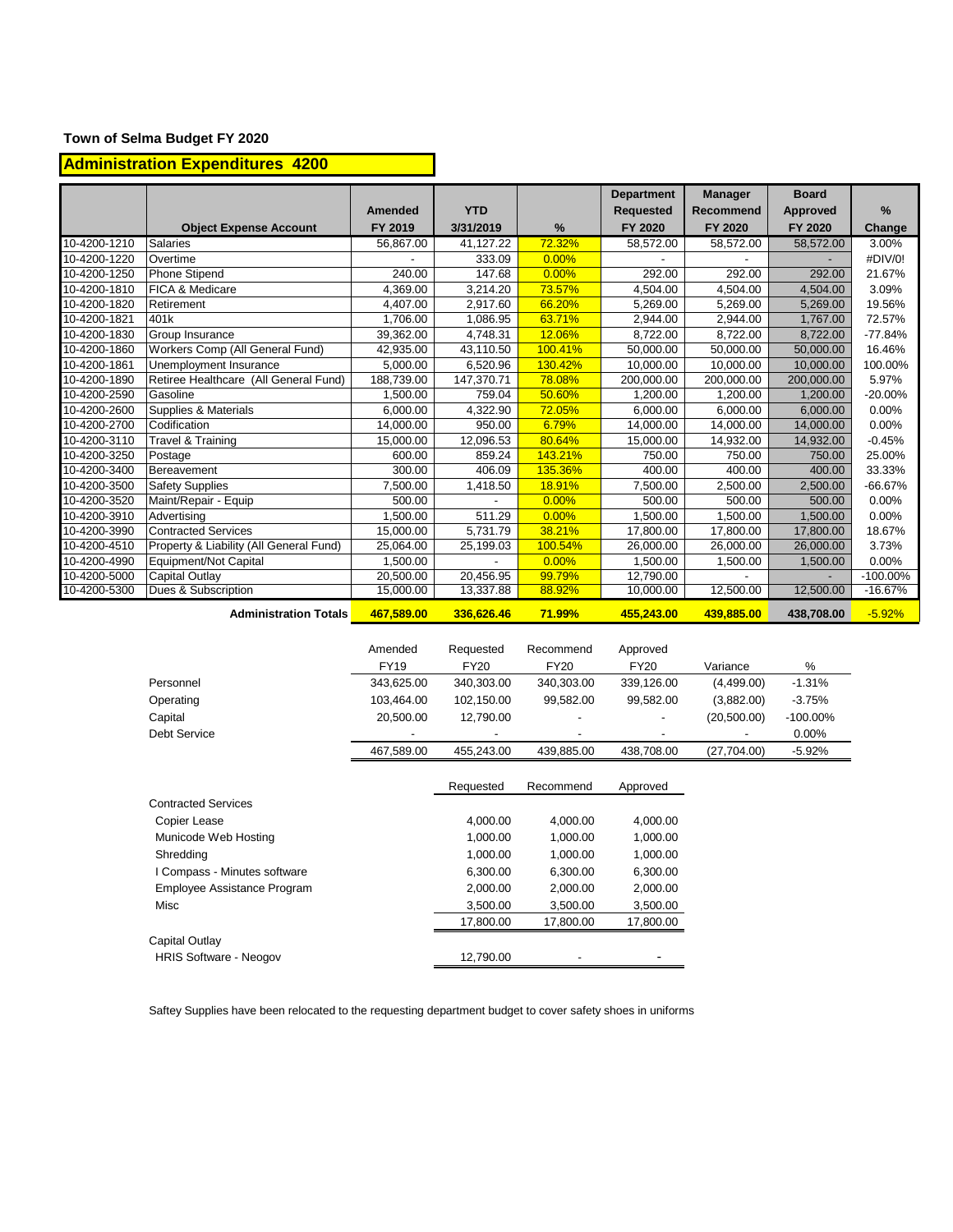**Town of Selma Budget FY 2020**

## Administration Expenditures 4200

| | Object Expense Account | Amended FY 2019 | YTD 3/31/2019 | % | Department Requested FY 2020 | Manager Recommend FY 2020 | Board Approved FY 2020 | % Change |
|---|---|---|---|---|---|---|---|---|
| 10-4200-1210 | Salaries | 56,867.00 | 41,127.22 | 72.32% | 58,572.00 | 58,572.00 | 58,572.00 | 3.00% |
| 10-4200-1220 | Overtime | - | 333.09 | 0.00% | - | - | - | #DIV/0! |
| 10-4200-1250 | Phone Stipend | 240.00 | 147.68 | 0.00% | 292.00 | 292.00 | 292.00 | 21.67% |
| 10-4200-1810 | FICA & Medicare | 4,369.00 | 3,214.20 | 73.57% | 4,504.00 | 4,504.00 | 4,504.00 | 3.09% |
| 10-4200-1820 | Retirement | 4,407.00 | 2,917.60 | 66.20% | 5,269.00 | 5,269.00 | 5,269.00 | 19.56% |
| 10-4200-1821 | 401k | 1,706.00 | 1,086.95 | 63.71% | 2,944.00 | 2,944.00 | 1,767.00 | 72.57% |
| 10-4200-1830 | Group Insurance | 39,362.00 | 4,748.31 | 12.06% | 8,722.00 | 8,722.00 | 8,722.00 | -77.84% |
| 10-4200-1860 | Workers Comp (All General Fund) | 42,935.00 | 43,110.50 | 100.41% | 50,000.00 | 50,000.00 | 50,000.00 | 16.46% |
| 10-4200-1861 | Unemployment Insurance | 5,000.00 | 6,520.96 | 130.42% | 10,000.00 | 10,000.00 | 10,000.00 | 100.00% |
| 10-4200-1890 | Retiree Healthcare (All General Fund) | 188,739.00 | 147,370.71 | 78.08% | 200,000.00 | 200,000.00 | 200,000.00 | 5.97% |
| 10-4200-2590 | Gasoline | 1,500.00 | 759.04 | 50.60% | 1,200.00 | 1,200.00 | 1,200.00 | -20.00% |
| 10-4200-2600 | Supplies & Materials | 6,000.00 | 4,322.90 | 72.05% | 6,000.00 | 6,000.00 | 6,000.00 | 0.00% |
| 10-4200-2700 | Codification | 14,000.00 | 950.00 | 6.79% | 14,000.00 | 14,000.00 | 14,000.00 | 0.00% |
| 10-4200-3110 | Travel & Training | 15,000.00 | 12,096.53 | 80.64% | 15,000.00 | 14,932.00 | 14,932.00 | -0.45% |
| 10-4200-3250 | Postage | 600.00 | 859.24 | 143.21% | 750.00 | 750.00 | 750.00 | 25.00% |
| 10-4200-3400 | Bereavement | 300.00 | 406.09 | 135.36% | 400.00 | 400.00 | 400.00 | 33.33% |
| 10-4200-3500 | Safety Supplies | 7,500.00 | 1,418.50 | 18.91% | 7,500.00 | 2,500.00 | 2,500.00 | -66.67% |
| 10-4200-3520 | Maint/Repair - Equip | 500.00 | - | 0.00% | 500.00 | 500.00 | 500.00 | 0.00% |
| 10-4200-3910 | Advertising | 1,500.00 | 511.29 | 0.00% | 1,500.00 | 1,500.00 | 1,500.00 | 0.00% |
| 10-4200-3990 | Contracted Services | 15,000.00 | 5,731.79 | 38.21% | 17,800.00 | 17,800.00 | 17,800.00 | 18.67% |
| 10-4200-4510 | Property & Liability (All General Fund) | 25,064.00 | 25,199.03 | 100.54% | 26,000.00 | 26,000.00 | 26,000.00 | 3.73% |
| 10-4200-4990 | Equipment/Not Capital | 1,500.00 | - | 0.00% | 1,500.00 | 1,500.00 | 1,500.00 | 0.00% |
| 10-4200-5000 | Capital Outlay | 20,500.00 | 20,456.95 | 99.79% | 12,790.00 | - | - | -100.00% |
| 10-4200-5300 | Dues & Subscription | 15,000.00 | 13,337.88 | 88.92% | 10,000.00 | 12,500.00 | 12,500.00 | -16.67% |
| | **Administration Totals** | **467,589.00** | **336,626.46** | **71.99%** | **455,243.00** | **439,885.00** | **438,708.00** | -5.92% |

| | Amended FY19 | Requested FY20 | Recommend FY20 | Approved FY20 | Variance | % |
|---|---|---|---|---|---|---|
| Personnel | 343,625.00 | 340,303.00 | 340,303.00 | 339,126.00 | (4,499.00) | -1.31% |
| Operating | 103,464.00 | 102,150.00 | 99,582.00 | 99,582.00 | (3,882.00) | -3.75% |
| Capital | 20,500.00 | 12,790.00 | - | - | (20,500.00) | -100.00% |
| Debt Service | - | - | - | - | - | 0.00% |
| | 467,589.00 | 455,243.00 | 439,885.00 | 438,708.00 | (27,704.00) | -5.92% |

| | Requested | Recommend | Approved |
|---|---|---|---|
| **Contracted Services** | | | |
| Copier Lease | 4,000.00 | 4,000.00 | 4,000.00 |
| Municode Web Hosting | 1,000.00 | 1,000.00 | 1,000.00 |
| Shredding | 1,000.00 | 1,000.00 | 1,000.00 |
| I Compass - Minutes software | 6,300.00 | 6,300.00 | 6,300.00 |
| Employee Assistance Program | 2,000.00 | 2,000.00 | 2,000.00 |
| Misc | 3,500.00 | 3,500.00 | 3,500.00 |
| | 17,800.00 | 17,800.00 | 17,800.00 |
| **Capital Outlay** | | | |
| HRIS Software - Neogov | 12,790.00 | - | - |

Saftey Supplies have been relocated to the requesting department budget to cover safety shoes in uniforms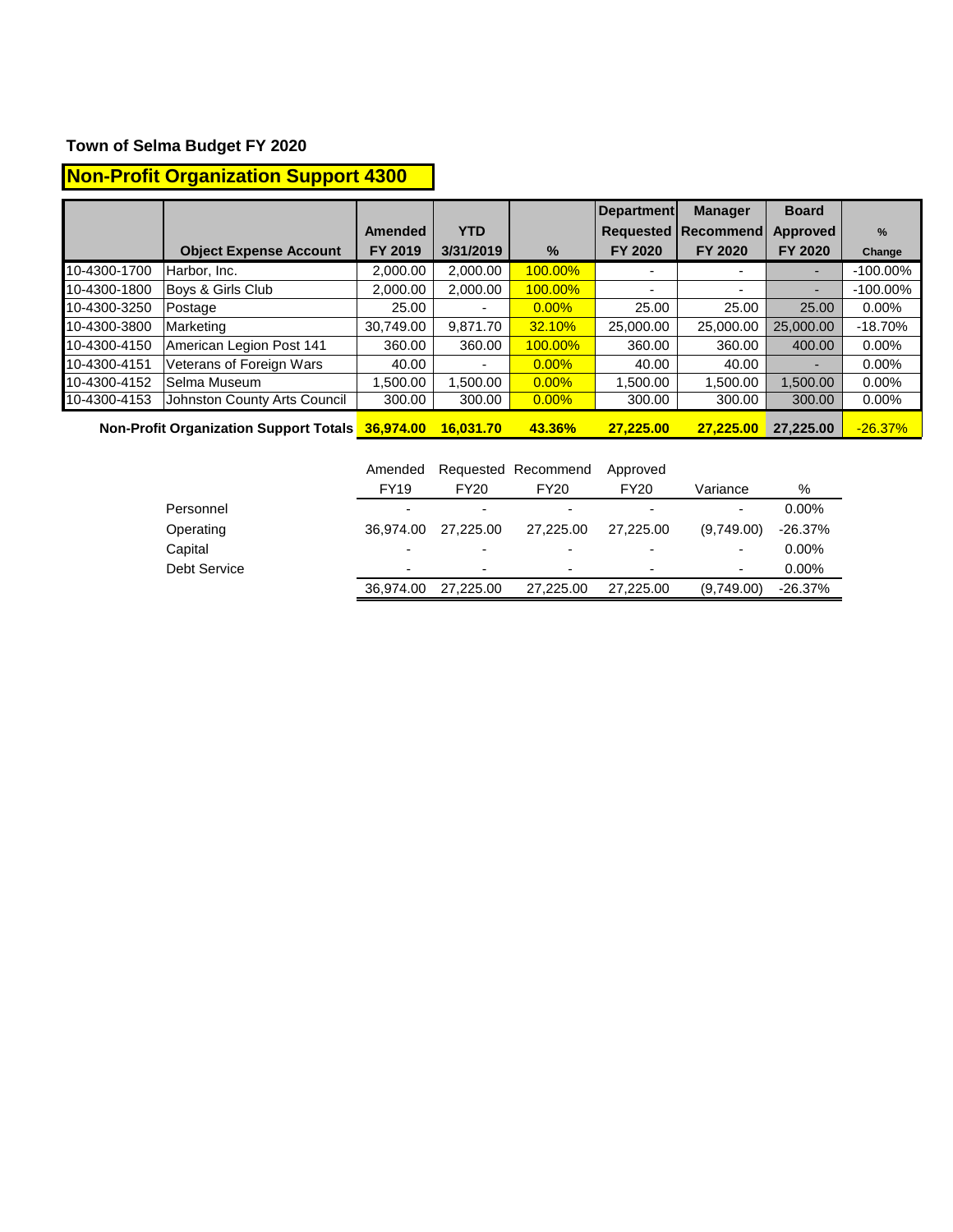**Town of Selma Budget FY 2020**

## Non-Profit Organization Support 4300

| | Object Expense Account | Amended FY 2019 | YTD 3/31/2019 | % | Department Requested FY 2020 | Manager Recommend FY 2020 | Board Approved FY 2020 | % Change |
|---|---|---|---|---|---|---|---|---|
| 10-4300-1700 | Harbor, Inc. | 2,000.00 | 2,000.00 | 100.00% | - | - | - | -100.00% |
| 10-4300-1800 | Boys & Girls Club | 2,000.00 | 2,000.00 | 100.00% | - | - | - | -100.00% |
| 10-4300-3250 | Postage | 25.00 | - | 0.00% | 25.00 | 25.00 | 25.00 | 0.00% |
| 10-4300-3800 | Marketing | 30,749.00 | 9,871.70 | 32.10% | 25,000.00 | 25,000.00 | 25,000.00 | -18.70% |
| 10-4300-4150 | American Legion Post 141 | 360.00 | 360.00 | 100.00% | 360.00 | 360.00 | 400.00 | 0.00% |
| 10-4300-4151 | Veterans of Foreign Wars | 40.00 | - | 0.00% | 40.00 | 40.00 | - | 0.00% |
| 10-4300-4152 | Selma Museum | 1,500.00 | 1,500.00 | 0.00% | 1,500.00 | 1,500.00 | 1,500.00 | 0.00% |
| 10-4300-4153 | Johnston County Arts Council | 300.00 | 300.00 | 0.00% | 300.00 | 300.00 | 300.00 | 0.00% |
| | **Non-Profit Organization Support Totals** | **36,974.00** | **16,031.70** | **43.36%** | **27,225.00** | **27,225.00** | **27,225.00** | -26.37% |

| | Amended FY19 | Requested FY20 | Recommend FY20 | Approved FY20 | Variance | % |
|---|---|---|---|---|---|---|
| Personnel | - | - | - | - | - | 0.00% |
| Operating | 36,974.00 | 27,225.00 | 27,225.00 | 27,225.00 | (9,749.00) | -26.37% |
| Capital | - | - | - | - | - | 0.00% |
| Debt Service | - | - | - | - | - | 0.00% |
| | 36,974.00 | 27,225.00 | 27,225.00 | 27,225.00 | (9,749.00) | -26.37% |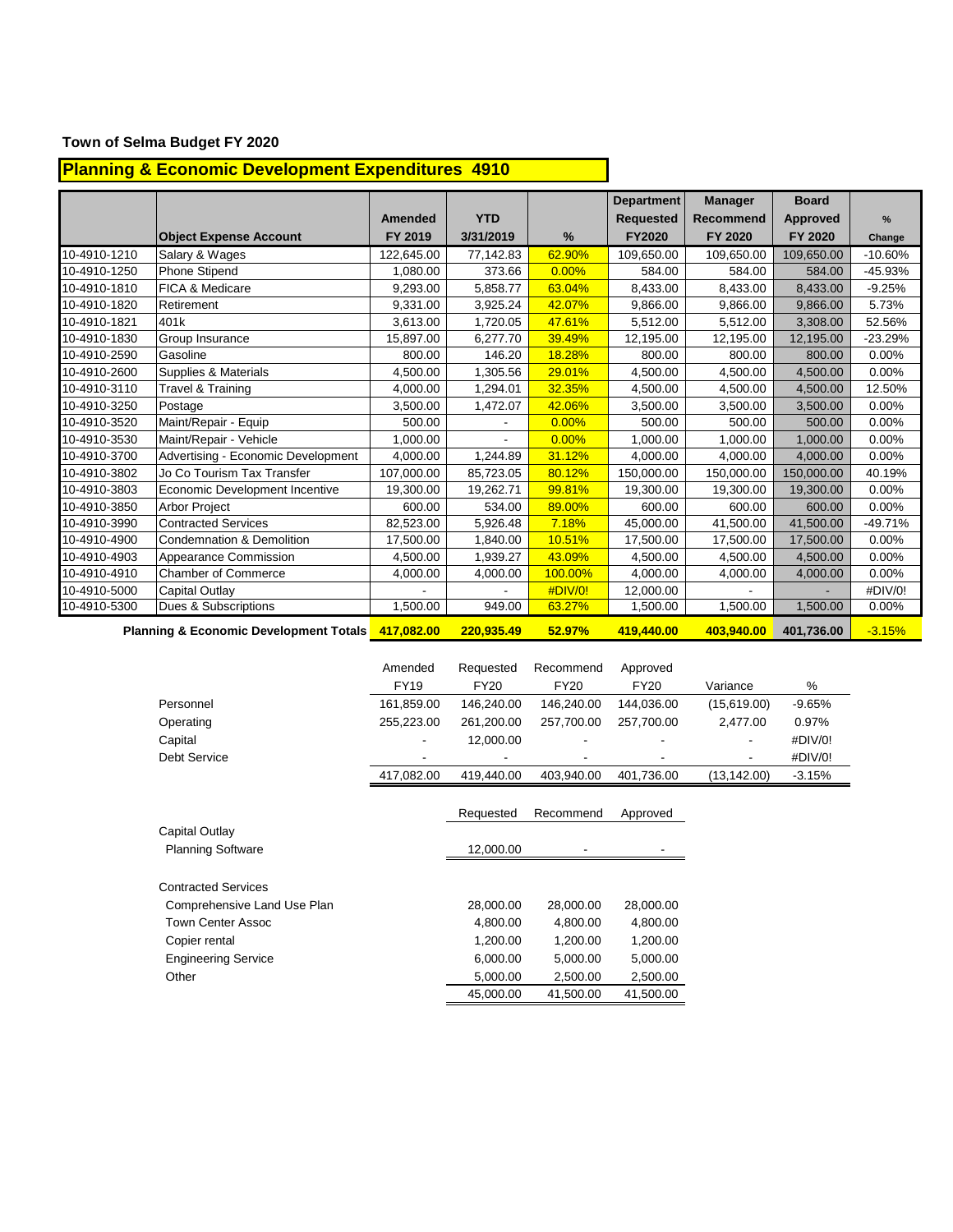**Town of Selma Budget FY 2020**

## Planning & Economic Development Expenditures 4910

| | Object Expense Account | Amended FY 2019 | YTD 3/31/2019 | % | Department Requested FY2020 | Manager Recommend FY 2020 | Board Approved FY 2020 | % Change |
|---|---|---|---|---|---|---|---|---|
| 10-4910-1210 | Salary & Wages | 122,645.00 | 77,142.83 | 62.90% | 109,650.00 | 109,650.00 | 109,650.00 | -10.60% |
| 10-4910-1250 | Phone Stipend | 1,080.00 | 373.66 | 0.00% | 584.00 | 584.00 | 584.00 | -45.93% |
| 10-4910-1810 | FICA & Medicare | 9,293.00 | 5,858.77 | 63.04% | 8,433.00 | 8,433.00 | 8,433.00 | -9.25% |
| 10-4910-1820 | Retirement | 9,331.00 | 3,925.24 | 42.07% | 9,866.00 | 9,866.00 | 9,866.00 | 5.73% |
| 10-4910-1821 | 401k | 3,613.00 | 1,720.05 | 47.61% | 5,512.00 | 5,512.00 | 3,308.00 | 52.56% |
| 10-4910-1830 | Group Insurance | 15,897.00 | 6,277.70 | 39.49% | 12,195.00 | 12,195.00 | 12,195.00 | -23.29% |
| 10-4910-2590 | Gasoline | 800.00 | 146.20 | 18.28% | 800.00 | 800.00 | 800.00 | 0.00% |
| 10-4910-2600 | Supplies & Materials | 4,500.00 | 1,305.56 | 29.01% | 4,500.00 | 4,500.00 | 4,500.00 | 0.00% |
| 10-4910-3110 | Travel & Training | 4,000.00 | 1,294.01 | 32.35% | 4,500.00 | 4,500.00 | 4,500.00 | 12.50% |
| 10-4910-3250 | Postage | 3,500.00 | 1,472.07 | 42.06% | 3,500.00 | 3,500.00 | 3,500.00 | 0.00% |
| 10-4910-3520 | Maint/Repair - Equip | 500.00 | - | 0.00% | 500.00 | 500.00 | 500.00 | 0.00% |
| 10-4910-3530 | Maint/Repair - Vehicle | 1,000.00 | - | 0.00% | 1,000.00 | 1,000.00 | 1,000.00 | 0.00% |
| 10-4910-3700 | Advertising - Economic Development | 4,000.00 | 1,244.89 | 31.12% | 4,000.00 | 4,000.00 | 4,000.00 | 0.00% |
| 10-4910-3802 | Jo Co Tourism Tax Transfer | 107,000.00 | 85,723.05 | 80.12% | 150,000.00 | 150,000.00 | 150,000.00 | 40.19% |
| 10-4910-3803 | Economic Development Incentive | 19,300.00 | 19,262.71 | 99.81% | 19,300.00 | 19,300.00 | 19,300.00 | 0.00% |
| 10-4910-3850 | Arbor Project | 600.00 | 534.00 | 89.00% | 600.00 | 600.00 | 600.00 | 0.00% |
| 10-4910-3990 | Contracted Services | 82,523.00 | 5,926.48 | 7.18% | 45,000.00 | 41,500.00 | 41,500.00 | -49.71% |
| 10-4910-4900 | Condemnation & Demolition | 17,500.00 | 1,840.00 | 10.51% | 17,500.00 | 17,500.00 | 17,500.00 | 0.00% |
| 10-4910-4903 | Appearance Commission | 4,500.00 | 1,939.27 | 43.09% | 4,500.00 | 4,500.00 | 4,500.00 | 0.00% |
| 10-4910-4910 | Chamber of Commerce | 4,000.00 | 4,000.00 | 100.00% | 4,000.00 | 4,000.00 | 4,000.00 | 0.00% |
| 10-4910-5000 | Capital Outlay | - | - | #DIV/0! | 12,000.00 | - | - | #DIV/0! |
| 10-4910-5300 | Dues & Subscriptions | 1,500.00 | 949.00 | 63.27% | 1,500.00 | 1,500.00 | 1,500.00 | 0.00% |
| | **Planning & Economic Development Totals** | **417,082.00** | **220,935.49** | **52.97%** | **419,440.00** | **403,940.00** | **401,736.00** | **-3.15%** |

| | Amended FY19 | Requested FY20 | Recommend FY20 | Approved FY20 | Variance | % |
|---|---|---|---|---|---|---|
| Personnel | 161,859.00 | 146,240.00 | 146,240.00 | 144,036.00 | (15,619.00) | -9.65% |
| Operating | 255,223.00 | 261,200.00 | 257,700.00 | 257,700.00 | 2,477.00 | 0.97% |
| Capital | - | 12,000.00 | - | - | - | #DIV/0! |
| Debt Service | - | - | - | - | - | #DIV/0! |
| | 417,082.00 | 419,440.00 | 403,940.00 | 401,736.00 | (13,142.00) | -3.15% |

| | Requested | Recommend | Approved |
|---|---|---|---|
| Capital Outlay | | | |
| Planning Software | 12,000.00 | - | - |
| | | | |
| Contracted Services | | | |
| Comprehensive Land Use Plan | 28,000.00 | 28,000.00 | 28,000.00 |
| Town Center Assoc | 4,800.00 | 4,800.00 | 4,800.00 |
| Copier rental | 1,200.00 | 1,200.00 | 1,200.00 |
| Engineering Service | 6,000.00 | 5,000.00 | 5,000.00 |
| Other | 5,000.00 | 2,500.00 | 2,500.00 |
| | 45,000.00 | 41,500.00 | 41,500.00 |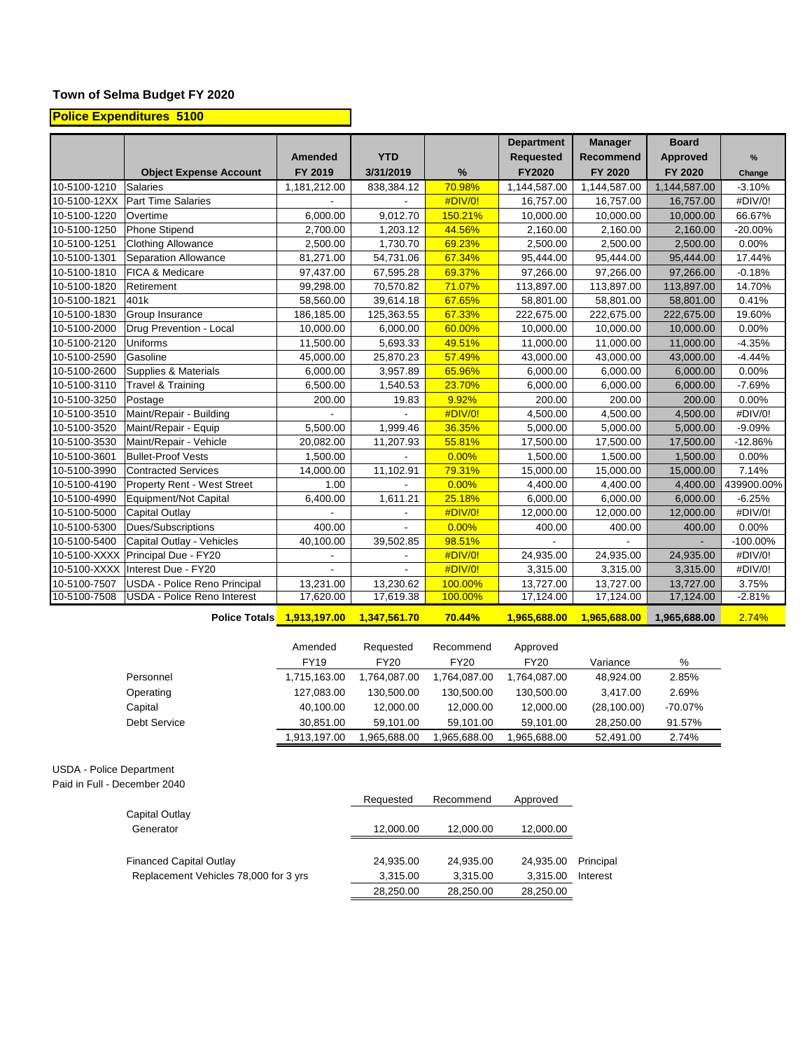**Town of Selma Budget FY 2020**

**Police Expenditures 5100**

| | Object Expense Account | Amended FY 2019 | YTD 3/31/2019 | % | Department Requested FY2020 | Manager Recommend FY 2020 | Board Approved FY 2020 | % Change |
|---|---|---|---|---|---|---|---|---|
| 10-5100-1210 | Salaries | 1,181,212.00 | 838,384.12 | 70.98% | 1,144,587.00 | 1,144,587.00 | 1,144,587.00 | -3.10% |
| 10-5100-12XX | Part Time Salaries | - | - | #DIV/0! | 16,757.00 | 16,757.00 | 16,757.00 | #DIV/0! |
| 10-5100-1220 | Overtime | 6,000.00 | 9,012.70 | 150.21% | 10,000.00 | 10,000.00 | 10,000.00 | 66.67% |
| 10-5100-1250 | Phone Stipend | 2,700.00 | 1,203.12 | 44.56% | 2,160.00 | 2,160.00 | 2,160.00 | -20.00% |
| 10-5100-1251 | Clothing Allowance | 2,500.00 | 1,730.70 | 69.23% | 2,500.00 | 2,500.00 | 2,500.00 | 0.00% |
| 10-5100-1301 | Separation Allowance | 81,271.00 | 54,731.06 | 67.34% | 95,444.00 | 95,444.00 | 95,444.00 | 17.44% |
| 10-5100-1810 | FICA & Medicare | 97,437.00 | 67,595.28 | 69.37% | 97,266.00 | 97,266.00 | 97,266.00 | -0.18% |
| 10-5100-1820 | Retirement | 99,298.00 | 70,570.82 | 71.07% | 113,897.00 | 113,897.00 | 113,897.00 | 14.70% |
| 10-5100-1821 | 401k | 58,560.00 | 39,614.18 | 67.65% | 58,801.00 | 58,801.00 | 58,801.00 | 0.41% |
| 10-5100-1830 | Group Insurance | 186,185.00 | 125,363.55 | 67.33% | 222,675.00 | 222,675.00 | 222,675.00 | 19.60% |
| 10-5100-2000 | Drug Prevention - Local | 10,000.00 | 6,000.00 | 60.00% | 10,000.00 | 10,000.00 | 10,000.00 | 0.00% |
| 10-5100-2120 | Uniforms | 11,500.00 | 5,693.33 | 49.51% | 11,000.00 | 11,000.00 | 11,000.00 | -4.35% |
| 10-5100-2590 | Gasoline | 45,000.00 | 25,870.23 | 57.49% | 43,000.00 | 43,000.00 | 43,000.00 | -4.44% |
| 10-5100-2600 | Supplies & Materials | 6,000.00 | 3,957.89 | 65.96% | 6,000.00 | 6,000.00 | 6,000.00 | 0.00% |
| 10-5100-3110 | Travel & Training | 6,500.00 | 1,540.53 | 23.70% | 6,000.00 | 6,000.00 | 6,000.00 | -7.69% |
| 10-5100-3250 | Postage | 200.00 | 19.83 | 9.92% | 200.00 | 200.00 | 200.00 | 0.00% |
| 10-5100-3510 | Maint/Repair - Building | - | - | #DIV/0! | 4,500.00 | 4,500.00 | 4,500.00 | #DIV/0! |
| 10-5100-3520 | Maint/Repair - Equip | 5,500.00 | 1,999.46 | 36.35% | 5,000.00 | 5,000.00 | 5,000.00 | -9.09% |
| 10-5100-3530 | Maint/Repair - Vehicle | 20,082.00 | 11,207.93 | 55.81% | 17,500.00 | 17,500.00 | 17,500.00 | -12.86% |
| 10-5100-3601 | Bullet-Proof Vests | 1,500.00 | - | 0.00% | 1,500.00 | 1,500.00 | 1,500.00 | 0.00% |
| 10-5100-3990 | Contracted Services | 14,000.00 | 11,102.91 | 79.31% | 15,000.00 | 15,000.00 | 15,000.00 | 7.14% |
| 10-5100-4190 | Property Rent - West Street | 1.00 | - | 0.00% | 4,400.00 | 4,400.00 | 4,400.00 | 439900.00% |
| 10-5100-4990 | Equipment/Not Capital | 6,400.00 | 1,611.21 | 25.18% | 6,000.00 | 6,000.00 | 6,000.00 | -6.25% |
| 10-5100-5000 | Capital Outlay | - | - | #DIV/0! | 12,000.00 | 12,000.00 | 12,000.00 | #DIV/0! |
| 10-5100-5300 | Dues/Subscriptions | 400.00 | - | 0.00% | 400.00 | 400.00 | 400.00 | 0.00% |
| 10-5100-5400 | Capital Outlay - Vehicles | 40,100.00 | 39,502.85 | 98.51% | - | - | - | -100.00% |
| 10-5100-XXXX | Principal Due - FY20 | - | - | #DIV/0! | 24,935.00 | 24,935.00 | 24,935.00 | #DIV/0! |
| 10-5100-XXXX | Interest Due - FY20 | - | - | #DIV/0! | 3,315.00 | 3,315.00 | 3,315.00 | #DIV/0! |
| 10-5100-7507 | USDA - Police Reno Principal | 13,231.00 | 13,230.62 | 100.00% | 13,727.00 | 13,727.00 | 13,727.00 | 3.75% |
| 10-5100-7508 | USDA - Police Reno Interest | 17,620.00 | 17,619.38 | 100.00% | 17,124.00 | 17,124.00 | 17,124.00 | -2.81% |
| | **Police Totals** | **1,913,197.00** | **1,347,561.70** | **70.44%** | **1,965,688.00** | **1,965,688.00** | **1,965,688.00** | **2.74%** |

| | Amended FY19 | Requested FY20 | Recommend FY20 | Approved FY20 | Variance | % |
|---|---|---|---|---|---|---|
| Personnel | 1,715,163.00 | 1,764,087.00 | 1,764,087.00 | 1,764,087.00 | 48,924.00 | 2.85% |
| Operating | 127,083.00 | 130,500.00 | 130,500.00 | 130,500.00 | 3,417.00 | 2.69% |
| Capital | 40,100.00 | 12,000.00 | 12,000.00 | 12,000.00 | (28,100.00) | -70.07% |
| Debt Service | 30,851.00 | 59,101.00 | 59,101.00 | 59,101.00 | 28,250.00 | 91.57% |
| | 1,913,197.00 | 1,965,688.00 | 1,965,688.00 | 1,965,688.00 | 52,491.00 | 2.74% |

USDA - Police Department
Paid in Full - December 2040

| | Requested | Recommend | Approved | |
|---|---|---|---|---|
| Capital Outlay | | | | |
| Generator | 12,000.00 | 12,000.00 | 12,000.00 | |
| | | | | |
| Financed Capital Outlay | 24,935.00 | 24,935.00 | 24,935.00 | Principal |
| Replacement Vehicles 78,000 for 3 yrs | 3,315.00 | 3,315.00 | 3,315.00 | Interest |
| | 28,250.00 | 28,250.00 | 28,250.00 | |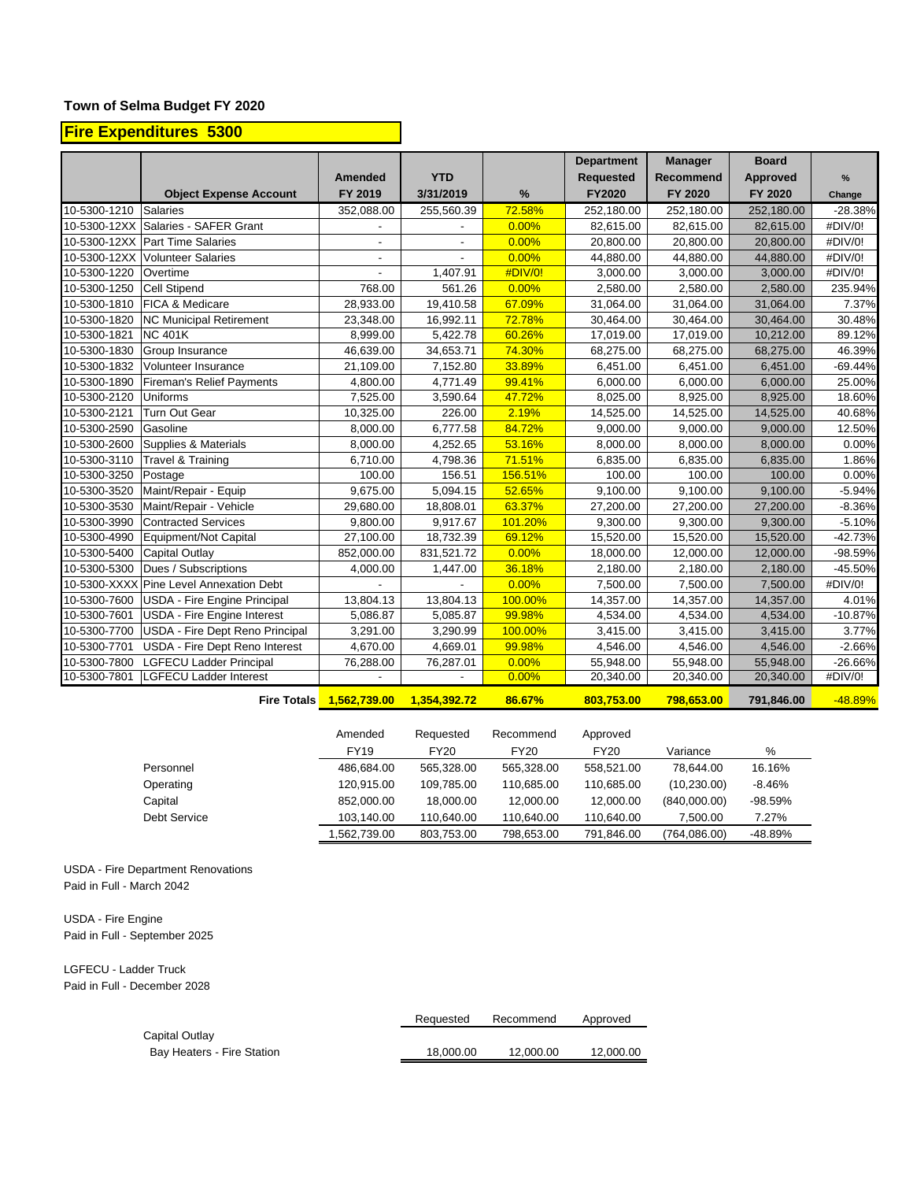**Town of Selma Budget FY 2020**

## Fire Expenditures 5300

| | Object Expense Account | Amended FY 2019 | YTD 3/31/2019 | % | Department Requested FY2020 | Manager Recommend FY 2020 | Board Approved FY 2020 | % Change |
|---|---|---|---|---|---|---|---|---|
| 10-5300-1210 | Salaries | 352,088.00 | 255,560.39 | 72.58% | 252,180.00 | 252,180.00 | 252,180.00 | -28.38% |
| 10-5300-12XX | Salaries - SAFER Grant | - | - | 0.00% | 82,615.00 | 82,615.00 | 82,615.00 | #DIV/0! |
| 10-5300-12XX | Part Time Salaries | - | - | 0.00% | 20,800.00 | 20,800.00 | 20,800.00 | #DIV/0! |
| 10-5300-12XX | Volunteer Salaries | - | - | 0.00% | 44,880.00 | 44,880.00 | 44,880.00 | #DIV/0! |
| 10-5300-1220 | Overtime | - | 1,407.91 | #DIV/0! | 3,000.00 | 3,000.00 | 3,000.00 | #DIV/0! |
| 10-5300-1250 | Cell Stipend | 768.00 | 561.26 | 0.00% | 2,580.00 | 2,580.00 | 2,580.00 | 235.94% |
| 10-5300-1810 | FICA & Medicare | 28,933.00 | 19,410.58 | 67.09% | 31,064.00 | 31,064.00 | 31,064.00 | 7.37% |
| 10-5300-1820 | NC Municipal Retirement | 23,348.00 | 16,992.11 | 72.78% | 30,464.00 | 30,464.00 | 30,464.00 | 30.48% |
| 10-5300-1821 | NC 401K | 8,999.00 | 5,422.78 | 60.26% | 17,019.00 | 17,019.00 | 10,212.00 | 89.12% |
| 10-5300-1830 | Group Insurance | 46,639.00 | 34,653.71 | 74.30% | 68,275.00 | 68,275.00 | 68,275.00 | 46.39% |
| 10-5300-1832 | Volunteer Insurance | 21,109.00 | 7,152.80 | 33.89% | 6,451.00 | 6,451.00 | 6,451.00 | -69.44% |
| 10-5300-1890 | Fireman's Relief Payments | 4,800.00 | 4,771.49 | 99.41% | 6,000.00 | 6,000.00 | 6,000.00 | 25.00% |
| 10-5300-2120 | Uniforms | 7,525.00 | 3,590.64 | 47.72% | 8,025.00 | 8,925.00 | 8,925.00 | 18.60% |
| 10-5300-2121 | Turn Out Gear | 10,325.00 | 226.00 | 2.19% | 14,525.00 | 14,525.00 | 14,525.00 | 40.68% |
| 10-5300-2590 | Gasoline | 8,000.00 | 6,777.58 | 84.72% | 9,000.00 | 9,000.00 | 9,000.00 | 12.50% |
| 10-5300-2600 | Supplies & Materials | 8,000.00 | 4,252.65 | 53.16% | 8,000.00 | 8,000.00 | 8,000.00 | 0.00% |
| 10-5300-3110 | Travel & Training | 6,710.00 | 4,798.36 | 71.51% | 6,835.00 | 6,835.00 | 6,835.00 | 1.86% |
| 10-5300-3250 | Postage | 100.00 | 156.51 | 156.51% | 100.00 | 100.00 | 100.00 | 0.00% |
| 10-5300-3520 | Maint/Repair - Equip | 9,675.00 | 5,094.15 | 52.65% | 9,100.00 | 9,100.00 | 9,100.00 | -5.94% |
| 10-5300-3530 | Maint/Repair - Vehicle | 29,680.00 | 18,808.01 | 63.37% | 27,200.00 | 27,200.00 | 27,200.00 | -8.36% |
| 10-5300-3990 | Contracted Services | 9,800.00 | 9,917.67 | 101.20% | 9,300.00 | 9,300.00 | 9,300.00 | -5.10% |
| 10-5300-4990 | Equipment/Not Capital | 27,100.00 | 18,732.39 | 69.12% | 15,520.00 | 15,520.00 | 15,520.00 | -42.73% |
| 10-5300-5400 | Capital Outlay | 852,000.00 | 831,521.72 | 0.00% | 18,000.00 | 12,000.00 | 12,000.00 | -98.59% |
| 10-5300-5300 | Dues / Subscriptions | 4,000.00 | 1,447.00 | 36.18% | 2,180.00 | 2,180.00 | 2,180.00 | -45.50% |
| 10-5300-XXXX | Pine Level Annexation Debt | - | - | 0.00% | 7,500.00 | 7,500.00 | 7,500.00 | #DIV/0! |
| 10-5300-7600 | USDA - Fire Engine Principal | 13,804.13 | 13,804.13 | 100.00% | 14,357.00 | 14,357.00 | 14,357.00 | 4.01% |
| 10-5300-7601 | USDA - Fire Engine Interest | 5,086.87 | 5,085.87 | 99.98% | 4,534.00 | 4,534.00 | 4,534.00 | -10.87% |
| 10-5300-7700 | USDA - Fire Dept Reno Principal | 3,291.00 | 3,290.99 | 100.00% | 3,415.00 | 3,415.00 | 3,415.00 | 3.77% |
| 10-5300-7701 | USDA - Fire Dept Reno Interest | 4,670.00 | 4,669.01 | 99.98% | 4,546.00 | 4,546.00 | 4,546.00 | -2.66% |
| 10-5300-7800 | LGFECU Ladder Principal | 76,288.00 | 76,287.01 | 0.00% | 55,948.00 | 55,948.00 | 55,948.00 | -26.66% |
| 10-5300-7801 | LGFECU Ladder Interest | - | - | 0.00% | 20,340.00 | 20,340.00 | 20,340.00 | #DIV/0! |
| | **Fire Totals** | **1,562,739.00** | **1,354,392.72** | **86.67%** | **803,753.00** | **798,653.00** | **791,846.00** | **-48.89%** |

| | Amended FY19 | Requested FY20 | Recommend FY20 | Approved FY20 | Variance | % |
|---|---|---|---|---|---|---|
| Personnel | 486,684.00 | 565,328.00 | 565,328.00 | 558,521.00 | 78,644.00 | 16.16% |
| Operating | 120,915.00 | 109,785.00 | 110,685.00 | 110,685.00 | (10,230.00) | -8.46% |
| Capital | 852,000.00 | 18,000.00 | 12,000.00 | 12,000.00 | (840,000.00) | -98.59% |
| Debt Service | 103,140.00 | 110,640.00 | 110,640.00 | 110,640.00 | 7,500.00 | 7.27% |
| | 1,562,739.00 | 803,753.00 | 798,653.00 | 791,846.00 | (764,086.00) | -48.89% |

USDA - Fire Department Renovations
Paid in Full - March 2042

USDA - Fire Engine
Paid in Full - September 2025

LGFECU - Ladder Truck
Paid in Full - December 2028

| | Requested | Recommend | Approved |
|---|---|---|---|
| Capital Outlay | | | |
| Bay Heaters - Fire Station | 18,000.00 | 12,000.00 | 12,000.00 |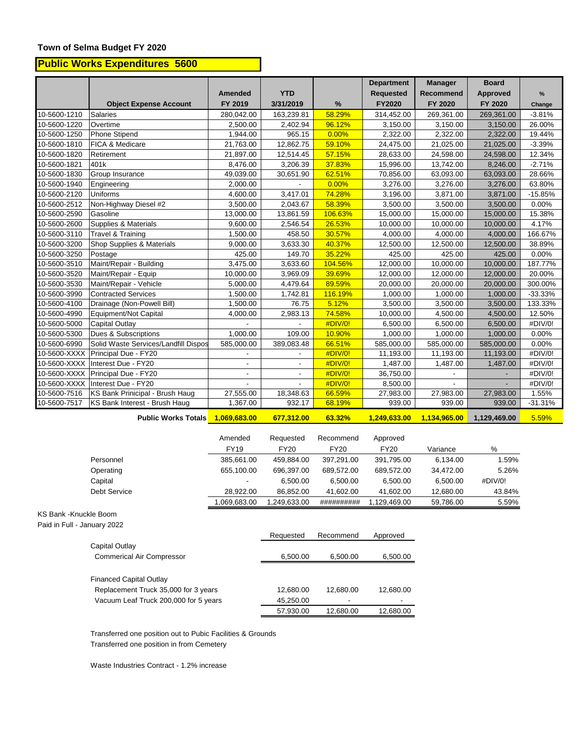**Town of Selma Budget FY 2020**

## Public Works Expenditures 5600

| | Object Expense Account | Amended FY 2019 | YTD 3/31/2019 | % | Department Requested FY2020 | Manager Recommend FY 2020 | Board Approved FY 2020 | % Change |
|---|---|---|---|---|---|---|---|---|
| 10-5600-1210 | Salaries | 280,042.00 | 163,239.81 | 58.29% | 314,452.00 | 269,361.00 | 269,361.00 | -3.81% |
| 10-5600-1220 | Overtime | 2,500.00 | 2,402.94 | 96.12% | 3,150.00 | 3,150.00 | 3,150.00 | 26.00% |
| 10-5600-1250 | Phone Stipend | 1,944.00 | 965.15 | 0.00% | 2,322.00 | 2,322.00 | 2,322.00 | 19.44% |
| 10-5600-1810 | FICA & Medicare | 21,763.00 | 12,862.75 | 59.10% | 24,475.00 | 21,025.00 | 21,025.00 | -3.39% |
| 10-5600-1820 | Retirement | 21,897.00 | 12,514.45 | 57.15% | 28,633.00 | 24,598.00 | 24,598.00 | 12.34% |
| 10-5600-1821 | 401k | 8,476.00 | 3,206.39 | 37.83% | 15,996.00 | 13,742.00 | 8,246.00 | -2.71% |
| 10-5600-1830 | Group Insurance | 49,039.00 | 30,651.90 | 62.51% | 70,856.00 | 63,093.00 | 63,093.00 | 28.66% |
| 10-5600-1940 | Engineering | 2,000.00 | - | 0.00% | 3,276.00 | 3,276.00 | 3,276.00 | 63.80% |
| 10-5600-2120 | Uniforms | 4,600.00 | 3,417.01 | 74.28% | 3,196.00 | 3,871.00 | 3,871.00 | -15.85% |
| 10-5600-2512 | Non-Highway Diesel #2 | 3,500.00 | 2,043.67 | 58.39% | 3,500.00 | 3,500.00 | 3,500.00 | 0.00% |
| 10-5600-2590 | Gasoline | 13,000.00 | 13,861.59 | 106.63% | 15,000.00 | 15,000.00 | 15,000.00 | 15.38% |
| 10-5600-2600 | Supplies & Materials | 9,600.00 | 2,546.54 | 26.53% | 10,000.00 | 10,000.00 | 10,000.00 | 4.17% |
| 10-5600-3110 | Travel & Training | 1,500.00 | 458.50 | 30.57% | 4,000.00 | 4,000.00 | 4,000.00 | 166.67% |
| 10-5600-3200 | Shop Supplies & Materials | 9,000.00 | 3,633.30 | 40.37% | 12,500.00 | 12,500.00 | 12,500.00 | 38.89% |
| 10-5600-3250 | Postage | 425.00 | 149.70 | 35.22% | 425.00 | 425.00 | 425.00 | 0.00% |
| 10-5600-3510 | Maint/Repair - Building | 3,475.00 | 3,633.60 | 104.56% | 12,000.00 | 10,000.00 | 10,000.00 | 187.77% |
| 10-5600-3520 | Maint/Repair - Equip | 10,000.00 | 3,969.09 | 39.69% | 12,000.00 | 12,000.00 | 12,000.00 | 20.00% |
| 10-5600-3530 | Maint/Repair - Vehicle | 5,000.00 | 4,479.64 | 89.59% | 20,000.00 | 20,000.00 | 20,000.00 | 300.00% |
| 10-5600-3990 | Contracted Services | 1,500.00 | 1,742.81 | 116.19% | 1,000.00 | 1,000.00 | 1,000.00 | -33.33% |
| 10-5600-4100 | Drainage (Non-Powell Bill) | 1,500.00 | 76.75 | 5.12% | 3,500.00 | 3,500.00 | 3,500.00 | 133.33% |
| 10-5600-4990 | Equipment/Not Capital | 4,000.00 | 2,983.13 | 74.58% | 10,000.00 | 4,500.00 | 4,500.00 | 12.50% |
| 10-5600-5000 | Capital Outlay | - | - | #DIV/0! | 6,500.00 | 6,500.00 | 6,500.00 | #DIV/0! |
| 10-5600-5300 | Dues & Subscriptions | 1,000.00 | 109.00 | 10.90% | 1,000.00 | 1,000.00 | 1,000.00 | 0.00% |
| 10-5600-6990 | Solid Waste Services/Landfill Dispos | 585,000.00 | 389,083.48 | 66.51% | 585,000.00 | 585,000.00 | 585,000.00 | 0.00% |
| 10-5600-XXXX | Principal Due - FY20 | - | - | #DIV/0! | 11,193.00 | 11,193.00 | 11,193.00 | #DIV/0! |
| 10-5600-XXXX | Interest Due - FY20 | - | - | #DIV/0! | 1,487.00 | 1,487.00 | 1,487.00 | #DIV/0! |
| 10-5600-XXXX | Principal Due - FY20 | - | - | #DIV/0! | 36,750.00 | - | - | #DIV/0! |
| 10-5600-XXXX | Interest Due - FY20 | - | - | #DIV/0! | 8,500.00 | - | - | #DIV/0! |
| 10-5600-7516 | KS Bank Prinicipal - Brush Haug | 27,555.00 | 18,348.63 | 66.59% | 27,983.00 | 27,983.00 | 27,983.00 | 1.55% |
| 10-5600-7517 | KS Bank Interest - Brush Haug | 1,367.00 | 932.17 | 68.19% | 939.00 | 939.00 | 939.00 | -31.31% |
| | **Public Works Totals** | **1,069,683.00** | **677,312.00** | **63.32%** | **1,249,633.00** | **1,134,965.00** | **1,129,469.00** | **5.59%** |

| | Amended FY19 | Requested FY20 | Recommend FY20 | Approved FY20 | Variance | % |
|---|---|---|---|---|---|---|
| Personnel | 385,661.00 | 459,884.00 | 397,291.00 | 391,795.00 | 6,134.00 | 1.59% |
| Operating | 655,100.00 | 696,397.00 | 689,572.00 | 689,572.00 | 34,472.00 | 5.26% |
| Capital | - | 6,500.00 | 6,500.00 | 6,500.00 | 6,500.00 | #DIV/0! |
| Debt Service | 28,922.00 | 86,852.00 | 41,602.00 | 41,602.00 | 12,680.00 | 43.84% |
| | 1,069,683.00 | 1,249,633.00 | ########## | 1,129,469.00 | 59,786.00 | 5.59% |

KS Bank -Knuckle Boom
Paid in Full - January 2022

| | Requested | Recommend | Approved |
|---|---|---|---|
| Capital Outlay | | | |
| Commerical Air Compressor | 6,500.00 | 6,500.00 | 6,500.00 |
| | | | |
| Financed Capital Outlay | | | |
| Replacement Truck 35,000 for 3 years | 12,680.00 | 12,680.00 | 12,680.00 |
| Vacuum Leaf Truck 200,000 for 5 years | 45,250.00 | - | - |
| | 57,930.00 | 12,680.00 | 12,680.00 |

Transferred one position out to Pubic Facilities & Grounds
Transferred one position in from Cemetery

Waste Industries Contract - 1.2% increase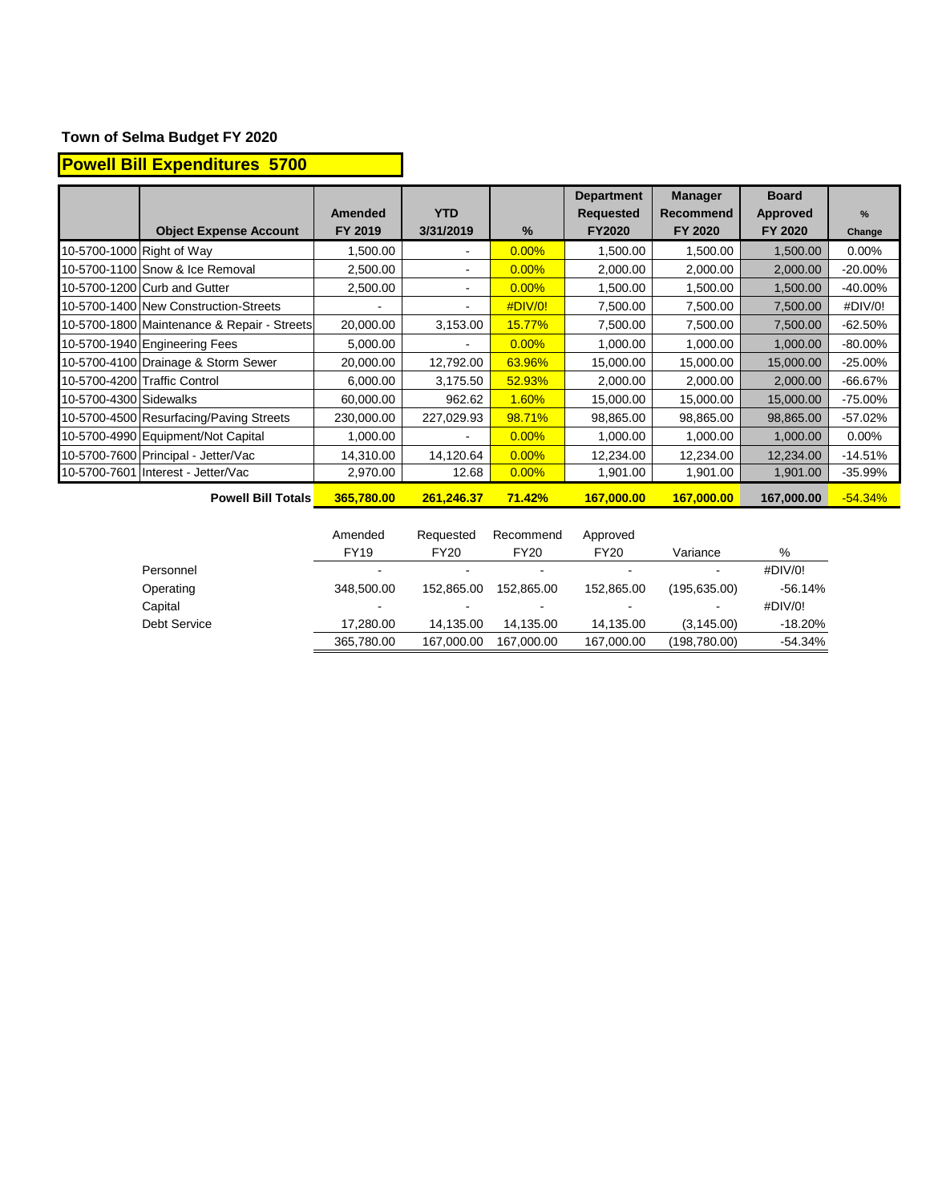**Town of Selma Budget FY 2020**

## Powell Bill Expenditures 5700

| | Object Expense Account | Amended FY 2019 | YTD 3/31/2019 | % | Department Requested FY2020 | Manager Recommend FY 2020 | Board Approved FY 2020 | % Change |
|---|---|---|---|---|---|---|---|---|
| 10-5700-1000 | Right of Way | 1,500.00 | - | 0.00% | 1,500.00 | 1,500.00 | 1,500.00 | 0.00% |
| 10-5700-1100 | Snow & Ice Removal | 2,500.00 | - | 0.00% | 2,000.00 | 2,000.00 | 2,000.00 | -20.00% |
| 10-5700-1200 | Curb and Gutter | 2,500.00 | - | 0.00% | 1,500.00 | 1,500.00 | 1,500.00 | -40.00% |
| 10-5700-1400 | New Construction-Streets | - | - | #DIV/0! | 7,500.00 | 7,500.00 | 7,500.00 | #DIV/0! |
| 10-5700-1800 | Maintenance & Repair - Streets | 20,000.00 | 3,153.00 | 15.77% | 7,500.00 | 7,500.00 | 7,500.00 | -62.50% |
| 10-5700-1940 | Engineering Fees | 5,000.00 | - | 0.00% | 1,000.00 | 1,000.00 | 1,000.00 | -80.00% |
| 10-5700-4100 | Drainage & Storm Sewer | 20,000.00 | 12,792.00 | 63.96% | 15,000.00 | 15,000.00 | 15,000.00 | -25.00% |
| 10-5700-4200 | Traffic Control | 6,000.00 | 3,175.50 | 52.93% | 2,000.00 | 2,000.00 | 2,000.00 | -66.67% |
| 10-5700-4300 | Sidewalks | 60,000.00 | 962.62 | 1.60% | 15,000.00 | 15,000.00 | 15,000.00 | -75.00% |
| 10-5700-4500 | Resurfacing/Paving Streets | 230,000.00 | 227,029.93 | 98.71% | 98,865.00 | 98,865.00 | 98,865.00 | -57.02% |
| 10-5700-4990 | Equipment/Not Capital | 1,000.00 | - | 0.00% | 1,000.00 | 1,000.00 | 1,000.00 | 0.00% |
| 10-5700-7600 | Principal - Jetter/Vac | 14,310.00 | 14,120.64 | 0.00% | 12,234.00 | 12,234.00 | 12,234.00 | -14.51% |
| 10-5700-7601 | Interest - Jetter/Vac | 2,970.00 | 12.68 | 0.00% | 1,901.00 | 1,901.00 | 1,901.00 | -35.99% |
| | **Powell Bill Totals** | **365,780.00** | **261,246.37** | **71.42%** | **167,000.00** | **167,000.00** | **167,000.00** | -54.34% |

| | Amended FY19 | Requested FY20 | Recommend FY20 | Approved FY20 | Variance | % |
|---|---|---|---|---|---|---|
| Personnel | - | - | - | - | - | #DIV/0! |
| Operating | 348,500.00 | 152,865.00 | 152,865.00 | 152,865.00 | (195,635.00) | -56.14% |
| Capital | - | - | - | - | - | #DIV/0! |
| Debt Service | 17,280.00 | 14,135.00 | 14,135.00 | 14,135.00 | (3,145.00) | -18.20% |
| | 365,780.00 | 167,000.00 | 167,000.00 | 167,000.00 | (198,780.00) | -54.34% |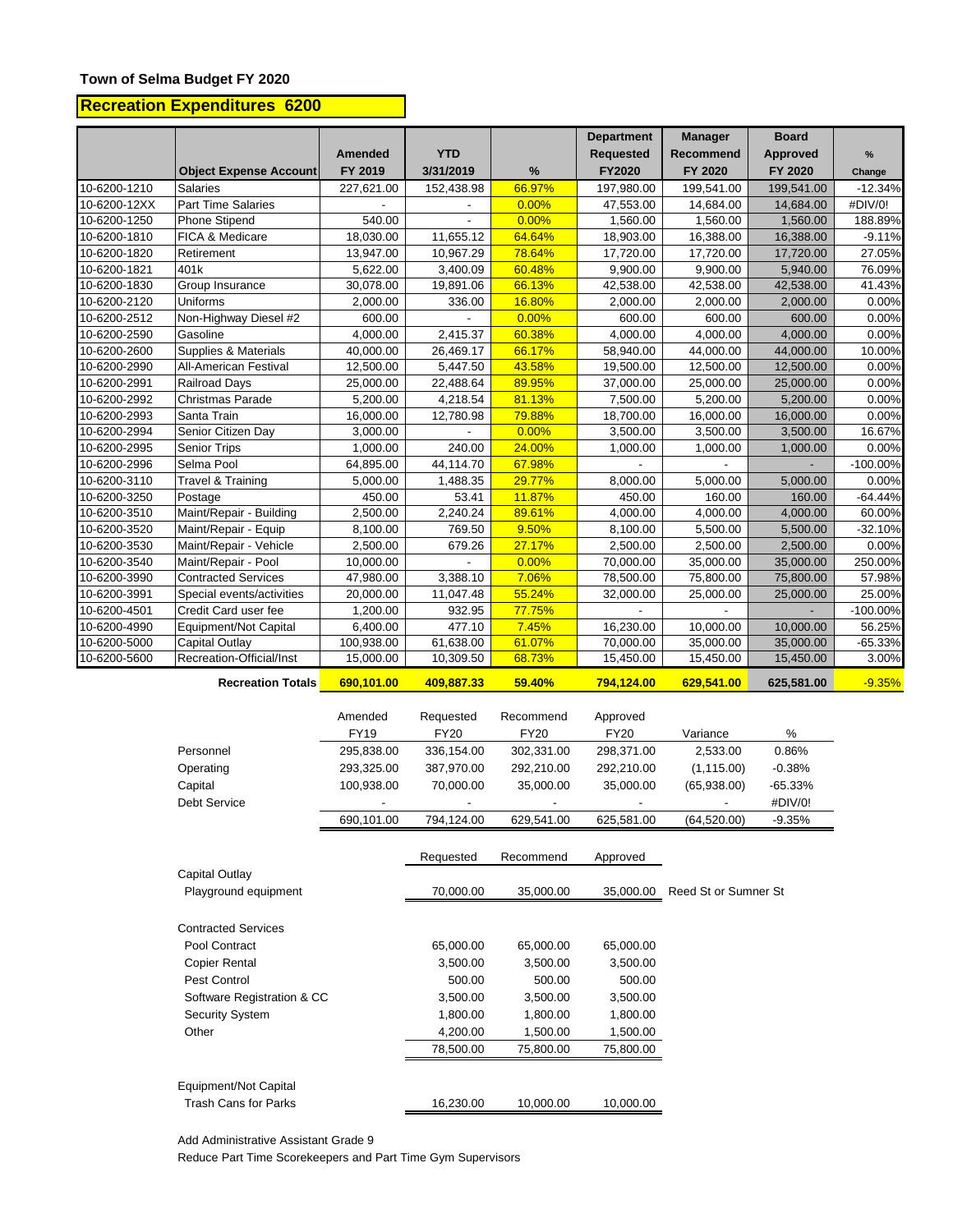**Town of Selma Budget FY 2020**

## Recreation Expenditures 6200

| | Object Expense Account | Amended FY 2019 | YTD 3/31/2019 | % | Department Requested FY2020 | Manager Recommend FY 2020 | Board Approved FY 2020 | % Change |
|---|---|---|---|---|---|---|---|---|
| 10-6200-1210 | Salaries | 227,621.00 | 152,438.98 | 66.97% | 197,980.00 | 199,541.00 | 199,541.00 | -12.34% |
| 10-6200-12XX | Part Time Salaries | - | - | 0.00% | 47,553.00 | 14,684.00 | 14,684.00 | #DIV/0! |
| 10-6200-1250 | Phone Stipend | 540.00 | - | 0.00% | 1,560.00 | 1,560.00 | 1,560.00 | 188.89% |
| 10-6200-1810 | FICA & Medicare | 18,030.00 | 11,655.12 | 64.64% | 18,903.00 | 16,388.00 | 16,388.00 | -9.11% |
| 10-6200-1820 | Retirement | 13,947.00 | 10,967.29 | 78.64% | 17,720.00 | 17,720.00 | 17,720.00 | 27.05% |
| 10-6200-1821 | 401k | 5,622.00 | 3,400.09 | 60.48% | 9,900.00 | 9,900.00 | 5,940.00 | 76.09% |
| 10-6200-1830 | Group Insurance | 30,078.00 | 19,891.06 | 66.13% | 42,538.00 | 42,538.00 | 42,538.00 | 41.43% |
| 10-6200-2120 | Uniforms | 2,000.00 | 336.00 | 16.80% | 2,000.00 | 2,000.00 | 2,000.00 | 0.00% |
| 10-6200-2512 | Non-Highway Diesel #2 | 600.00 | - | 0.00% | 600.00 | 600.00 | 600.00 | 0.00% |
| 10-6200-2590 | Gasoline | 4,000.00 | 2,415.37 | 60.38% | 4,000.00 | 4,000.00 | 4,000.00 | 0.00% |
| 10-6200-2600 | Supplies & Materials | 40,000.00 | 26,469.17 | 66.17% | 58,940.00 | 44,000.00 | 44,000.00 | 10.00% |
| 10-6200-2990 | All-American Festival | 12,500.00 | 5,447.50 | 43.58% | 19,500.00 | 12,500.00 | 12,500.00 | 0.00% |
| 10-6200-2991 | Railroad Days | 25,000.00 | 22,488.64 | 89.95% | 37,000.00 | 25,000.00 | 25,000.00 | 0.00% |
| 10-6200-2992 | Christmas Parade | 5,200.00 | 4,218.54 | 81.13% | 7,500.00 | 5,200.00 | 5,200.00 | 0.00% |
| 10-6200-2993 | Santa Train | 16,000.00 | 12,780.98 | 79.88% | 18,700.00 | 16,000.00 | 16,000.00 | 0.00% |
| 10-6200-2994 | Senior Citizen Day | 3,000.00 | - | 0.00% | 3,500.00 | 3,500.00 | 3,500.00 | 16.67% |
| 10-6200-2995 | Senior Trips | 1,000.00 | 240.00 | 24.00% | 1,000.00 | 1,000.00 | 1,000.00 | 0.00% |
| 10-6200-2996 | Selma Pool | 64,895.00 | 44,114.70 | 67.98% | - | - | - | -100.00% |
| 10-6200-3110 | Travel & Training | 5,000.00 | 1,488.35 | 29.77% | 8,000.00 | 5,000.00 | 5,000.00 | 0.00% |
| 10-6200-3250 | Postage | 450.00 | 53.41 | 11.87% | 450.00 | 160.00 | 160.00 | -64.44% |
| 10-6200-3510 | Maint/Repair - Building | 2,500.00 | 2,240.24 | 89.61% | 4,000.00 | 4,000.00 | 4,000.00 | 60.00% |
| 10-6200-3520 | Maint/Repair - Equip | 8,100.00 | 769.50 | 9.50% | 8,100.00 | 5,500.00 | 5,500.00 | -32.10% |
| 10-6200-3530 | Maint/Repair - Vehicle | 2,500.00 | 679.26 | 27.17% | 2,500.00 | 2,500.00 | 2,500.00 | 0.00% |
| 10-6200-3540 | Maint/Repair - Pool | 10,000.00 | - | 0.00% | 70,000.00 | 35,000.00 | 35,000.00 | 250.00% |
| 10-6200-3990 | Contracted Services | 47,980.00 | 3,388.10 | 7.06% | 78,500.00 | 75,800.00 | 75,800.00 | 57.98% |
| 10-6200-3991 | Special events/activities | 20,000.00 | 11,047.48 | 55.24% | 32,000.00 | 25,000.00 | 25,000.00 | 25.00% |
| 10-6200-4501 | Credit Card user fee | 1,200.00 | 932.95 | 77.75% | - | - | - | -100.00% |
| 10-6200-4990 | Equipment/Not Capital | 6,400.00 | 477.10 | 7.45% | 16,230.00 | 10,000.00 | 10,000.00 | 56.25% |
| 10-6200-5000 | Capital Outlay | 100,938.00 | 61,638.00 | 61.07% | 70,000.00 | 35,000.00 | 35,000.00 | -65.33% |
| 10-6200-5600 | Recreation-Official/Inst | 15,000.00 | 10,309.50 | 68.73% | 15,450.00 | 15,450.00 | 15,450.00 | 3.00% |
| | **Recreation Totals** | **690,101.00** | **409,887.33** | **59.40%** | **794,124.00** | **629,541.00** | **625,581.00** | **-9.35%** |

| | Amended FY19 | Requested FY20 | Recommend FY20 | Approved FY20 | Variance | % |
|---|---|---|---|---|---|---|
| Personnel | 295,838.00 | 336,154.00 | 302,331.00 | 298,371.00 | 2,533.00 | 0.86% |
| Operating | 293,325.00 | 387,970.00 | 292,210.00 | 292,210.00 | (1,115.00) | -0.38% |
| Capital | 100,938.00 | 70,000.00 | 35,000.00 | 35,000.00 | (65,938.00) | -65.33% |
| Debt Service | - | - | - | - | - | #DIV/0! |
| | 690,101.00 | 794,124.00 | 629,541.00 | 625,581.00 | (64,520.00) | -9.35% |

| | Requested | Recommend | Approved | |
|---|---|---|---|---|
| **Capital Outlay** | | | | |
| Playground equipment | 70,000.00 | 35,000.00 | 35,000.00 | Reed St or Sumner St |
| **Contracted Services** | | | | |
| Pool Contract | 65,000.00 | 65,000.00 | 65,000.00 | |
| Copier Rental | 3,500.00 | 3,500.00 | 3,500.00 | |
| Pest Control | 500.00 | 500.00 | 500.00 | |
| Software Registration & CC | 3,500.00 | 3,500.00 | 3,500.00 | |
| Security System | 1,800.00 | 1,800.00 | 1,800.00 | |
| Other | 4,200.00 | 1,500.00 | 1,500.00 | |
| | 78,500.00 | 75,800.00 | 75,800.00 | |
| **Equipment/Not Capital** | | | | |
| Trash Cans for Parks | 16,230.00 | 10,000.00 | 10,000.00 | |

Add Administrative Assistant Grade 9

Reduce Part Time Scorekeepers and Part Time Gym Supervisors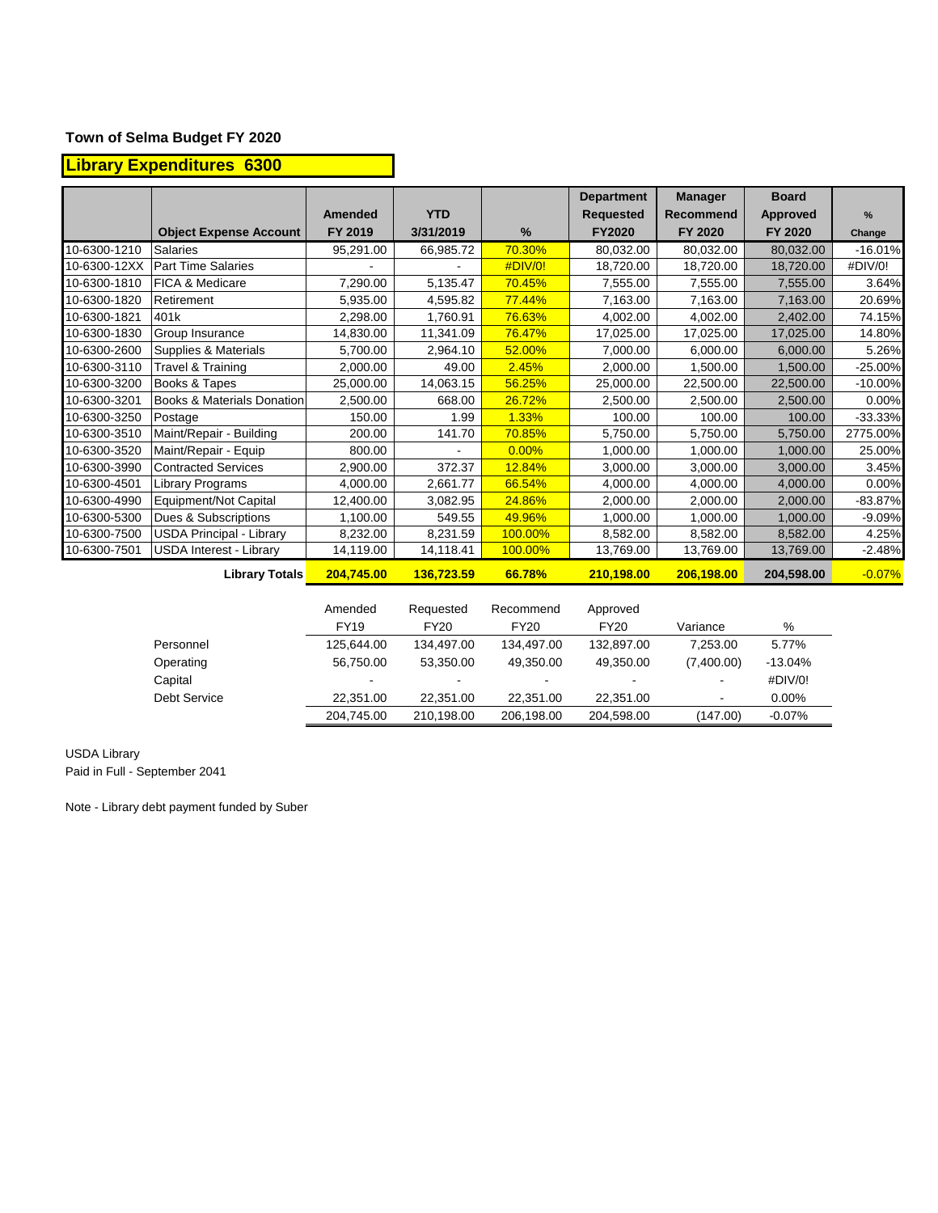**Town of Selma Budget FY 2020**

## Library Expenditures 6300

| | Object Expense Account | Amended FY 2019 | YTD 3/31/2019 | % | Department Requested FY2020 | Manager Recommend FY 2020 | Board Approved FY 2020 | % Change |
|---|---|---|---|---|---|---|---|---|
| 10-6300-1210 | Salaries | 95,291.00 | 66,985.72 | 70.30% | 80,032.00 | 80,032.00 | 80,032.00 | -16.01% |
| 10-6300-12XX | Part Time Salaries | - | - | #DIV/0! | 18,720.00 | 18,720.00 | 18,720.00 | #DIV/0! |
| 10-6300-1810 | FICA & Medicare | 7,290.00 | 5,135.47 | 70.45% | 7,555.00 | 7,555.00 | 7,555.00 | 3.64% |
| 10-6300-1820 | Retirement | 5,935.00 | 4,595.82 | 77.44% | 7,163.00 | 7,163.00 | 7,163.00 | 20.69% |
| 10-6300-1821 | 401k | 2,298.00 | 1,760.91 | 76.63% | 4,002.00 | 4,002.00 | 2,402.00 | 74.15% |
| 10-6300-1830 | Group Insurance | 14,830.00 | 11,341.09 | 76.47% | 17,025.00 | 17,025.00 | 17,025.00 | 14.80% |
| 10-6300-2600 | Supplies & Materials | 5,700.00 | 2,964.10 | 52.00% | 7,000.00 | 6,000.00 | 6,000.00 | 5.26% |
| 10-6300-3110 | Travel & Training | 2,000.00 | 49.00 | 2.45% | 2,000.00 | 1,500.00 | 1,500.00 | -25.00% |
| 10-6300-3200 | Books & Tapes | 25,000.00 | 14,063.15 | 56.25% | 25,000.00 | 22,500.00 | 22,500.00 | -10.00% |
| 10-6300-3201 | Books & Materials Donation | 2,500.00 | 668.00 | 26.72% | 2,500.00 | 2,500.00 | 2,500.00 | 0.00% |
| 10-6300-3250 | Postage | 150.00 | 1.99 | 1.33% | 100.00 | 100.00 | 100.00 | -33.33% |
| 10-6300-3510 | Maint/Repair - Building | 200.00 | 141.70 | 70.85% | 5,750.00 | 5,750.00 | 5,750.00 | 2775.00% |
| 10-6300-3520 | Maint/Repair - Equip | 800.00 | - | 0.00% | 1,000.00 | 1,000.00 | 1,000.00 | 25.00% |
| 10-6300-3990 | Contracted Services | 2,900.00 | 372.37 | 12.84% | 3,000.00 | 3,000.00 | 3,000.00 | 3.45% |
| 10-6300-4501 | Library Programs | 4,000.00 | 2,661.77 | 66.54% | 4,000.00 | 4,000.00 | 4,000.00 | 0.00% |
| 10-6300-4990 | Equipment/Not Capital | 12,400.00 | 3,082.95 | 24.86% | 2,000.00 | 2,000.00 | 2,000.00 | -83.87% |
| 10-6300-5300 | Dues & Subscriptions | 1,100.00 | 549.55 | 49.96% | 1,000.00 | 1,000.00 | 1,000.00 | -9.09% |
| 10-6300-7500 | USDA Principal - Library | 8,232.00 | 8,231.59 | 100.00% | 8,582.00 | 8,582.00 | 8,582.00 | 4.25% |
| 10-6300-7501 | USDA Interest - Library | 14,119.00 | 14,118.41 | 100.00% | 13,769.00 | 13,769.00 | 13,769.00 | -2.48% |
| | **Library Totals** | **204,745.00** | **136,723.59** | **66.78%** | **210,198.00** | **206,198.00** | **204,598.00** | -0.07% |

| | Amended FY19 | Requested FY20 | Recommend FY20 | Approved FY20 | Variance | % |
|---|---|---|---|---|---|---|
| Personnel | 125,644.00 | 134,497.00 | 134,497.00 | 132,897.00 | 7,253.00 | 5.77% |
| Operating | 56,750.00 | 53,350.00 | 49,350.00 | 49,350.00 | (7,400.00) | -13.04% |
| Capital | - | - | - | - | - | #DIV/0! |
| Debt Service | 22,351.00 | 22,351.00 | 22,351.00 | 22,351.00 | - | 0.00% |
| | 204,745.00 | 210,198.00 | 206,198.00 | 204,598.00 | (147.00) | -0.07% |

USDA Library
Paid in Full - September 2041

Note - Library debt payment funded by Suber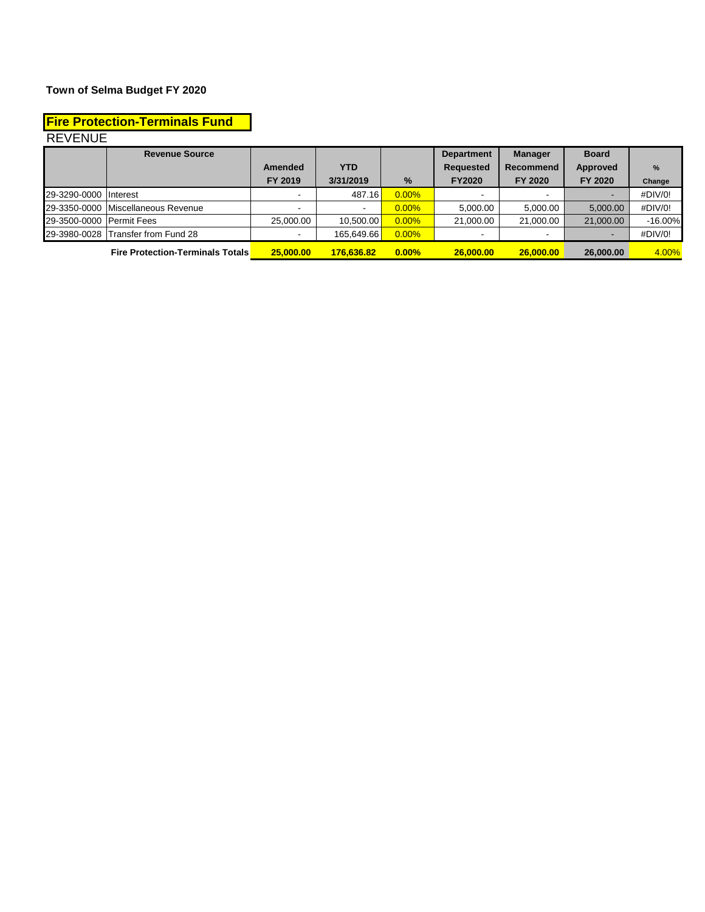**Town of Selma Budget FY 2020**

## Fire Protection-Terminals Fund

REVENUE

| | Revenue Source | Amended FY 2019 | YTD 3/31/2019 | % | Department Requested FY2020 | Manager Recommend FY 2020 | Board Approved FY 2020 | % Change |
|---|---|---|---|---|---|---|---|---|
| 29-3290-0000 | Interest | - | 487.16 | 0.00% | - | - | - | #DIV/0! |
| 29-3350-0000 | Miscellaneous Revenue | - | - | 0.00% | 5,000.00 | 5,000.00 | 5,000.00 | #DIV/0! |
| 29-3500-0000 | Permit Fees | 25,000.00 | 10,500.00 | 0.00% | 21,000.00 | 21,000.00 | 21,000.00 | -16.00% |
| 29-3980-0028 | Transfer from Fund 28 | - | 165,649.66 | 0.00% | - | - | - | #DIV/0! |
| | **Fire Protection-Terminals Totals** | **25,000.00** | **176,636.82** | **0.00%** | **26,000.00** | **26,000.00** | **26,000.00** | 4.00% |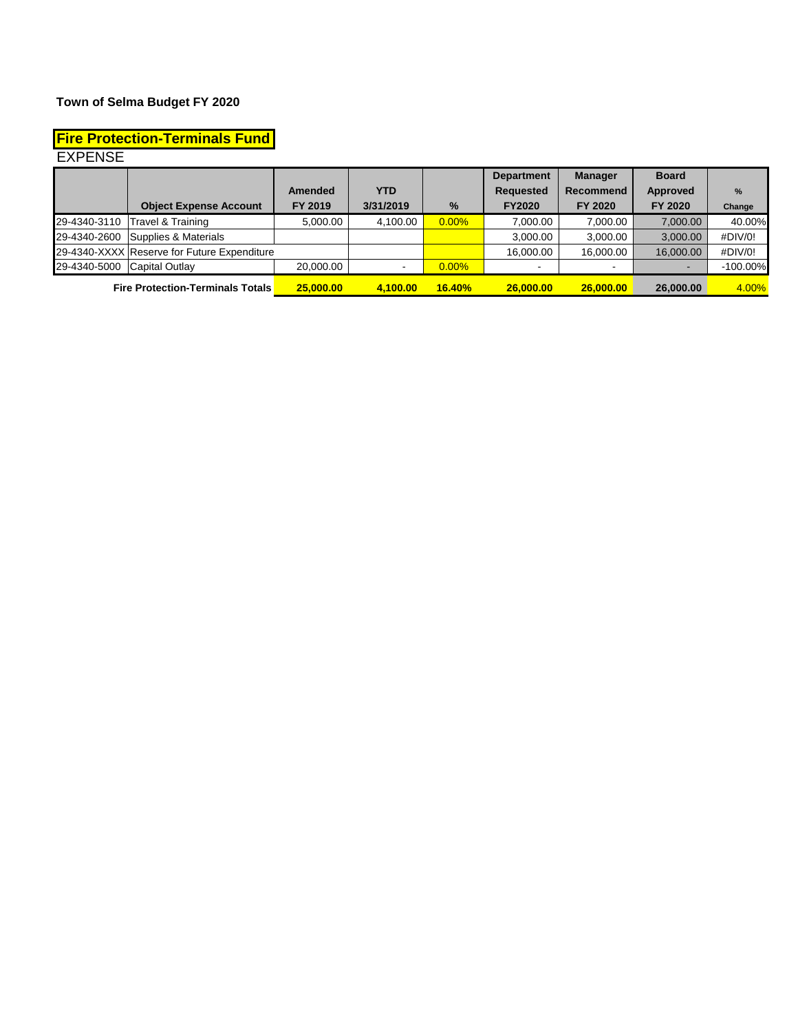**Town of Selma Budget FY 2020**

**Fire Protection-Terminals Fund**

EXPENSE

| | Object Expense Account | Amended FY 2019 | YTD 3/31/2019 | % | Department Requested FY2020 | Manager Recommend FY 2020 | Board Approved FY 2020 | % Change |
|---|---|---|---|---|---|---|---|---|
| 29-4340-3110 | Travel & Training | 5,000.00 | 4,100.00 | 0.00% | 7,000.00 | 7,000.00 | 7,000.00 | 40.00% |
| 29-4340-2600 | Supplies & Materials | | | | 3,000.00 | 3,000.00 | 3,000.00 | #DIV/0! |
| 29-4340-XXXX | Reserve for Future Expenditure | | | | 16,000.00 | 16,000.00 | 16,000.00 | #DIV/0! |
| 29-4340-5000 | Capital Outlay | 20,000.00 | - | 0.00% | - | - | - | -100.00% |
| | **Fire Protection-Terminals Totals** | **25,000.00** | **4,100.00** | **16.40%** | **26,000.00** | **26,000.00** | **26,000.00** | 4.00% |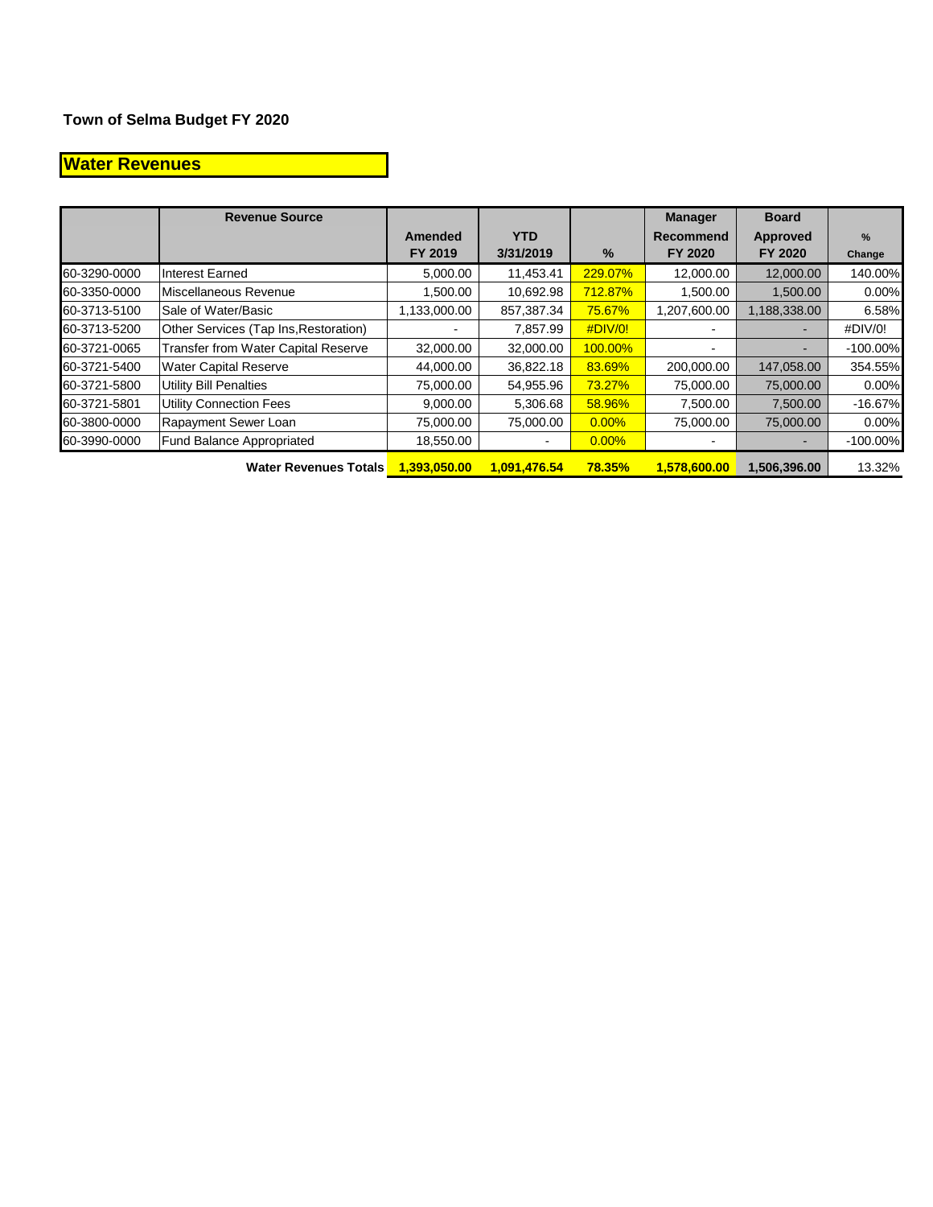**Town of Selma Budget FY 2020**

## Water Revenues

| | Revenue Source | Amended FY 2019 | YTD 3/31/2019 | % | Manager Recommend FY 2020 | Board Approved FY 2020 | % Change |
|---|---|---|---|---|---|---|---|
| 60-3290-0000 | Interest Earned | 5,000.00 | 11,453.41 | 229.07% | 12,000.00 | 12,000.00 | 140.00% |
| 60-3350-0000 | Miscellaneous Revenue | 1,500.00 | 10,692.98 | 712.87% | 1,500.00 | 1,500.00 | 0.00% |
| 60-3713-5100 | Sale of Water/Basic | 1,133,000.00 | 857,387.34 | 75.67% | 1,207,600.00 | 1,188,338.00 | 6.58% |
| 60-3713-5200 | Other Services (Tap Ins,Restoration) | - | 7,857.99 | #DIV/0! | - | - | #DIV/0! |
| 60-3721-0065 | Transfer from Water Capital Reserve | 32,000.00 | 32,000.00 | 100.00% | - | - | -100.00% |
| 60-3721-5400 | Water Capital Reserve | 44,000.00 | 36,822.18 | 83.69% | 200,000.00 | 147,058.00 | 354.55% |
| 60-3721-5800 | Utility Bill Penalties | 75,000.00 | 54,955.96 | 73.27% | 75,000.00 | 75,000.00 | 0.00% |
| 60-3721-5801 | Utility Connection Fees | 9,000.00 | 5,306.68 | 58.96% | 7,500.00 | 7,500.00 | -16.67% |
| 60-3800-0000 | Rapayment Sewer Loan | 75,000.00 | 75,000.00 | 0.00% | 75,000.00 | 75,000.00 | 0.00% |
| 60-3990-0000 | Fund Balance Appropriated | 18,550.00 | - | 0.00% | - | - | -100.00% |
| | **Water Revenues Totals** | **1,393,050.00** | **1,091,476.54** | **78.35%** | **1,578,600.00** | **1,506,396.00** | 13.32% |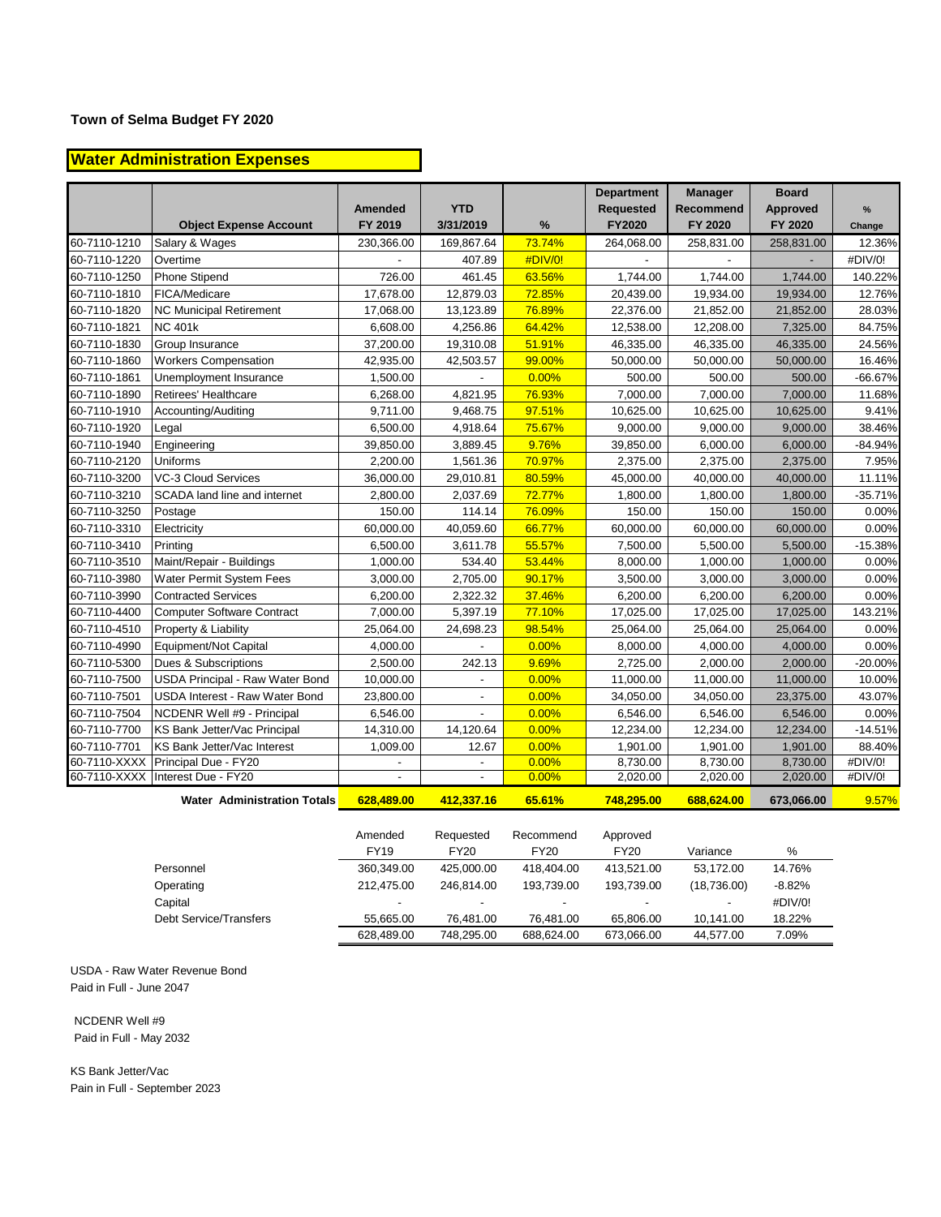**Town of Selma Budget FY 2020**

## Water Administration Expenses

| | Object Expense Account | Amended FY 2019 | YTD 3/31/2019 | % | Department Requested FY2020 | Manager Recommend FY 2020 | Board Approved FY 2020 | % Change |
|---|---|---|---|---|---|---|---|---|
| 60-7110-1210 | Salary & Wages | 230,366.00 | 169,867.64 | 73.74% | 264,068.00 | 258,831.00 | 258,831.00 | 12.36% |
| 60-7110-1220 | Overtime | - | 407.89 | #DIV/0! | - | - | - | #DIV/0! |
| 60-7110-1250 | Phone Stipend | 726.00 | 461.45 | 63.56% | 1,744.00 | 1,744.00 | 1,744.00 | 140.22% |
| 60-7110-1810 | FICA/Medicare | 17,678.00 | 12,879.03 | 72.85% | 20,439.00 | 19,934.00 | 19,934.00 | 12.76% |
| 60-7110-1820 | NC Municipal Retirement | 17,068.00 | 13,123.89 | 76.89% | 22,376.00 | 21,852.00 | 21,852.00 | 28.03% |
| 60-7110-1821 | NC 401k | 6,608.00 | 4,256.86 | 64.42% | 12,538.00 | 12,208.00 | 7,325.00 | 84.75% |
| 60-7110-1830 | Group Insurance | 37,200.00 | 19,310.08 | 51.91% | 46,335.00 | 46,335.00 | 46,335.00 | 24.56% |
| 60-7110-1860 | Workers Compensation | 42,935.00 | 42,503.57 | 99.00% | 50,000.00 | 50,000.00 | 50,000.00 | 16.46% |
| 60-7110-1861 | Unemployment Insurance | 1,500.00 | - | 0.00% | 500.00 | 500.00 | 500.00 | -66.67% |
| 60-7110-1890 | Retirees' Healthcare | 6,268.00 | 4,821.95 | 76.93% | 7,000.00 | 7,000.00 | 7,000.00 | 11.68% |
| 60-7110-1910 | Accounting/Auditing | 9,711.00 | 9,468.75 | 97.51% | 10,625.00 | 10,625.00 | 10,625.00 | 9.41% |
| 60-7110-1920 | Legal | 6,500.00 | 4,918.64 | 75.67% | 9,000.00 | 9,000.00 | 9,000.00 | 38.46% |
| 60-7110-1940 | Engineering | 39,850.00 | 3,889.45 | 9.76% | 39,850.00 | 6,000.00 | 6,000.00 | -84.94% |
| 60-7110-2120 | Uniforms | 2,200.00 | 1,561.36 | 70.97% | 2,375.00 | 2,375.00 | 2,375.00 | 7.95% |
| 60-7110-3200 | VC-3 Cloud Services | 36,000.00 | 29,010.81 | 80.59% | 45,000.00 | 40,000.00 | 40,000.00 | 11.11% |
| 60-7110-3210 | SCADA land line and internet | 2,800.00 | 2,037.69 | 72.77% | 1,800.00 | 1,800.00 | 1,800.00 | -35.71% |
| 60-7110-3250 | Postage | 150.00 | 114.14 | 76.09% | 150.00 | 150.00 | 150.00 | 0.00% |
| 60-7110-3310 | Electricity | 60,000.00 | 40,059.60 | 66.77% | 60,000.00 | 60,000.00 | 60,000.00 | 0.00% |
| 60-7110-3410 | Printing | 6,500.00 | 3,611.78 | 55.57% | 7,500.00 | 5,500.00 | 5,500.00 | -15.38% |
| 60-7110-3510 | Maint/Repair - Buildings | 1,000.00 | 534.40 | 53.44% | 8,000.00 | 1,000.00 | 1,000.00 | 0.00% |
| 60-7110-3980 | Water Permit System Fees | 3,000.00 | 2,705.00 | 90.17% | 3,500.00 | 3,000.00 | 3,000.00 | 0.00% |
| 60-7110-3990 | Contracted Services | 6,200.00 | 2,322.32 | 37.46% | 6,200.00 | 6,200.00 | 6,200.00 | 0.00% |
| 60-7110-4400 | Computer Software Contract | 7,000.00 | 5,397.19 | 77.10% | 17,025.00 | 17,025.00 | 17,025.00 | 143.21% |
| 60-7110-4510 | Property & Liability | 25,064.00 | 24,698.23 | 98.54% | 25,064.00 | 25,064.00 | 25,064.00 | 0.00% |
| 60-7110-4990 | Equipment/Not Capital | 4,000.00 | - | 0.00% | 8,000.00 | 4,000.00 | 4,000.00 | 0.00% |
| 60-7110-5300 | Dues & Subscriptions | 2,500.00 | 242.13 | 9.69% | 2,725.00 | 2,000.00 | 2,000.00 | -20.00% |
| 60-7110-7500 | USDA Principal - Raw Water Bond | 10,000.00 | - | 0.00% | 11,000.00 | 11,000.00 | 11,000.00 | 10.00% |
| 60-7110-7501 | USDA Interest - Raw Water Bond | 23,800.00 | - | 0.00% | 34,050.00 | 34,050.00 | 23,375.00 | 43.07% |
| 60-7110-7504 | NCDENR Well #9 - Principal | 6,546.00 | - | 0.00% | 6,546.00 | 6,546.00 | 6,546.00 | 0.00% |
| 60-7110-7700 | KS Bank Jetter/Vac Principal | 14,310.00 | 14,120.64 | 0.00% | 12,234.00 | 12,234.00 | 12,234.00 | -14.51% |
| 60-7110-7701 | KS Bank Jetter/Vac Interest | 1,009.00 | 12.67 | 0.00% | 1,901.00 | 1,901.00 | 1,901.00 | 88.40% |
| 60-7110-XXXX | Principal Due - FY20 | - | - | 0.00% | 8,730.00 | 8,730.00 | 8,730.00 | #DIV/0! |
| 60-7110-XXXX | Interest Due - FY20 | - | - | 0.00% | 2,020.00 | 2,020.00 | 2,020.00 | #DIV/0! |
| | **Water Administration Totals** | **628,489.00** | **412,337.16** | **65.61%** | **748,295.00** | **688,624.00** | **673,066.00** | **9.57%** |

| | Amended FY19 | Requested FY20 | Recommend FY20 | Approved FY20 | Variance | % |
|---|---|---|---|---|---|---|
| Personnel | 360,349.00 | 425,000.00 | 418,404.00 | 413,521.00 | 53,172.00 | 14.76% |
| Operating | 212,475.00 | 246,814.00 | 193,739.00 | 193,739.00 | (18,736.00) | -8.82% |
| Capital | - | - | - | - | - | #DIV/0! |
| Debt Service/Transfers | 55,665.00 | 76,481.00 | 76,481.00 | 65,806.00 | 10,141.00 | 18.22% |
| | 628,489.00 | 748,295.00 | 688,624.00 | 673,066.00 | 44,577.00 | 7.09% |

USDA - Raw Water Revenue Bond
Paid in Full - June 2047

NCDENR Well #9
Paid in Full - May 2032

KS Bank Jetter/Vac
Pain in Full - September 2023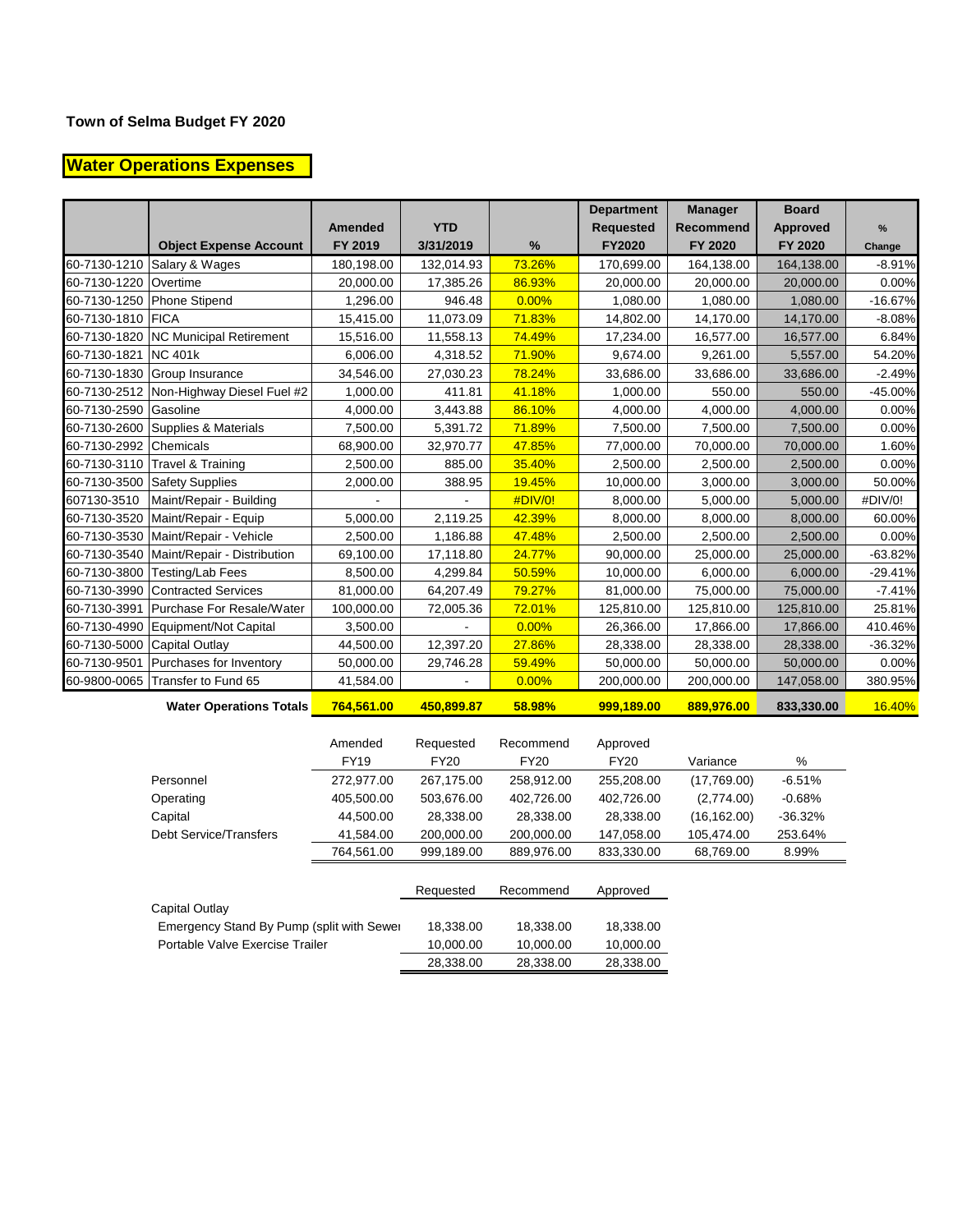**Town of Selma Budget FY 2020**

## Water Operations Expenses

| | Object Expense Account | Amended FY 2019 | YTD 3/31/2019 | % | Department Requested FY2020 | Manager Recommend FY 2020 | Board Approved FY 2020 | % Change |
|---|---|---|---|---|---|---|---|---|
| 60-7130-1210 | Salary & Wages | 180,198.00 | 132,014.93 | 73.26% | 170,699.00 | 164,138.00 | 164,138.00 | -8.91% |
| 60-7130-1220 | Overtime | 20,000.00 | 17,385.26 | 86.93% | 20,000.00 | 20,000.00 | 20,000.00 | 0.00% |
| 60-7130-1250 | Phone Stipend | 1,296.00 | 946.48 | 0.00% | 1,080.00 | 1,080.00 | 1,080.00 | -16.67% |
| 60-7130-1810 | FICA | 15,415.00 | 11,073.09 | 71.83% | 14,802.00 | 14,170.00 | 14,170.00 | -8.08% |
| 60-7130-1820 | NC Municipal Retirement | 15,516.00 | 11,558.13 | 74.49% | 17,234.00 | 16,577.00 | 16,577.00 | 6.84% |
| 60-7130-1821 | NC 401k | 6,006.00 | 4,318.52 | 71.90% | 9,674.00 | 9,261.00 | 5,557.00 | 54.20% |
| 60-7130-1830 | Group Insurance | 34,546.00 | 27,030.23 | 78.24% | 33,686.00 | 33,686.00 | 33,686.00 | -2.49% |
| 60-7130-2512 | Non-Highway Diesel Fuel #2 | 1,000.00 | 411.81 | 41.18% | 1,000.00 | 550.00 | 550.00 | -45.00% |
| 60-7130-2590 | Gasoline | 4,000.00 | 3,443.88 | 86.10% | 4,000.00 | 4,000.00 | 4,000.00 | 0.00% |
| 60-7130-2600 | Supplies & Materials | 7,500.00 | 5,391.72 | 71.89% | 7,500.00 | 7,500.00 | 7,500.00 | 0.00% |
| 60-7130-2992 | Chemicals | 68,900.00 | 32,970.77 | 47.85% | 77,000.00 | 70,000.00 | 70,000.00 | 1.60% |
| 60-7130-3110 | Travel & Training | 2,500.00 | 885.00 | 35.40% | 2,500.00 | 2,500.00 | 2,500.00 | 0.00% |
| 60-7130-3500 | Safety Supplies | 2,000.00 | 388.95 | 19.45% | 10,000.00 | 3,000.00 | 3,000.00 | 50.00% |
| 607130-3510 | Maint/Repair - Building | - | - | #DIV/0! | 8,000.00 | 5,000.00 | 5,000.00 | #DIV/0! |
| 60-7130-3520 | Maint/Repair - Equip | 5,000.00 | 2,119.25 | 42.39% | 8,000.00 | 8,000.00 | 8,000.00 | 60.00% |
| 60-7130-3530 | Maint/Repair - Vehicle | 2,500.00 | 1,186.88 | 47.48% | 2,500.00 | 2,500.00 | 2,500.00 | 0.00% |
| 60-7130-3540 | Maint/Repair - Distribution | 69,100.00 | 17,118.80 | 24.77% | 90,000.00 | 25,000.00 | 25,000.00 | -63.82% |
| 60-7130-3800 | Testing/Lab Fees | 8,500.00 | 4,299.84 | 50.59% | 10,000.00 | 6,000.00 | 6,000.00 | -29.41% |
| 60-7130-3990 | Contracted Services | 81,000.00 | 64,207.49 | 79.27% | 81,000.00 | 75,000.00 | 75,000.00 | -7.41% |
| 60-7130-3991 | Purchase For Resale/Water | 100,000.00 | 72,005.36 | 72.01% | 125,810.00 | 125,810.00 | 125,810.00 | 25.81% |
| 60-7130-4990 | Equipment/Not Capital | 3,500.00 | - | 0.00% | 26,366.00 | 17,866.00 | 17,866.00 | 410.46% |
| 60-7130-5000 | Capital Outlay | 44,500.00 | 12,397.20 | 27.86% | 28,338.00 | 28,338.00 | 28,338.00 | -36.32% |
| 60-7130-9501 | Purchases for Inventory | 50,000.00 | 29,746.28 | 59.49% | 50,000.00 | 50,000.00 | 50,000.00 | 0.00% |
| 60-9800-0065 | Transfer to Fund 65 | 41,584.00 | - | 0.00% | 200,000.00 | 200,000.00 | 147,058.00 | 380.95% |
| | **Water Operations Totals** | **764,561.00** | **450,899.87** | **58.98%** | **999,189.00** | **889,976.00** | **833,330.00** | 16.40% |

| | Amended FY19 | Requested FY20 | Recommend FY20 | Approved FY20 | Variance | % |
|---|---|---|---|---|---|---|
| Personnel | 272,977.00 | 267,175.00 | 258,912.00 | 255,208.00 | (17,769.00) | -6.51% |
| Operating | 405,500.00 | 503,676.00 | 402,726.00 | 402,726.00 | (2,774.00) | -0.68% |
| Capital | 44,500.00 | 28,338.00 | 28,338.00 | 28,338.00 | (16,162.00) | -36.32% |
| Debt Service/Transfers | 41,584.00 | 200,000.00 | 200,000.00 | 147,058.00 | 105,474.00 | 253.64% |
| | 764,561.00 | 999,189.00 | 889,976.00 | 833,330.00 | 68,769.00 | 8.99% |

| | Requested | Recommend | Approved |
|---|---|---|---|
| Capital Outlay | | | |
| Emergency Stand By Pump (split with Sewer | 18,338.00 | 18,338.00 | 18,338.00 |
| Portable Valve Exercise Trailer | 10,000.00 | 10,000.00 | 10,000.00 |
| | 28,338.00 | 28,338.00 | 28,338.00 |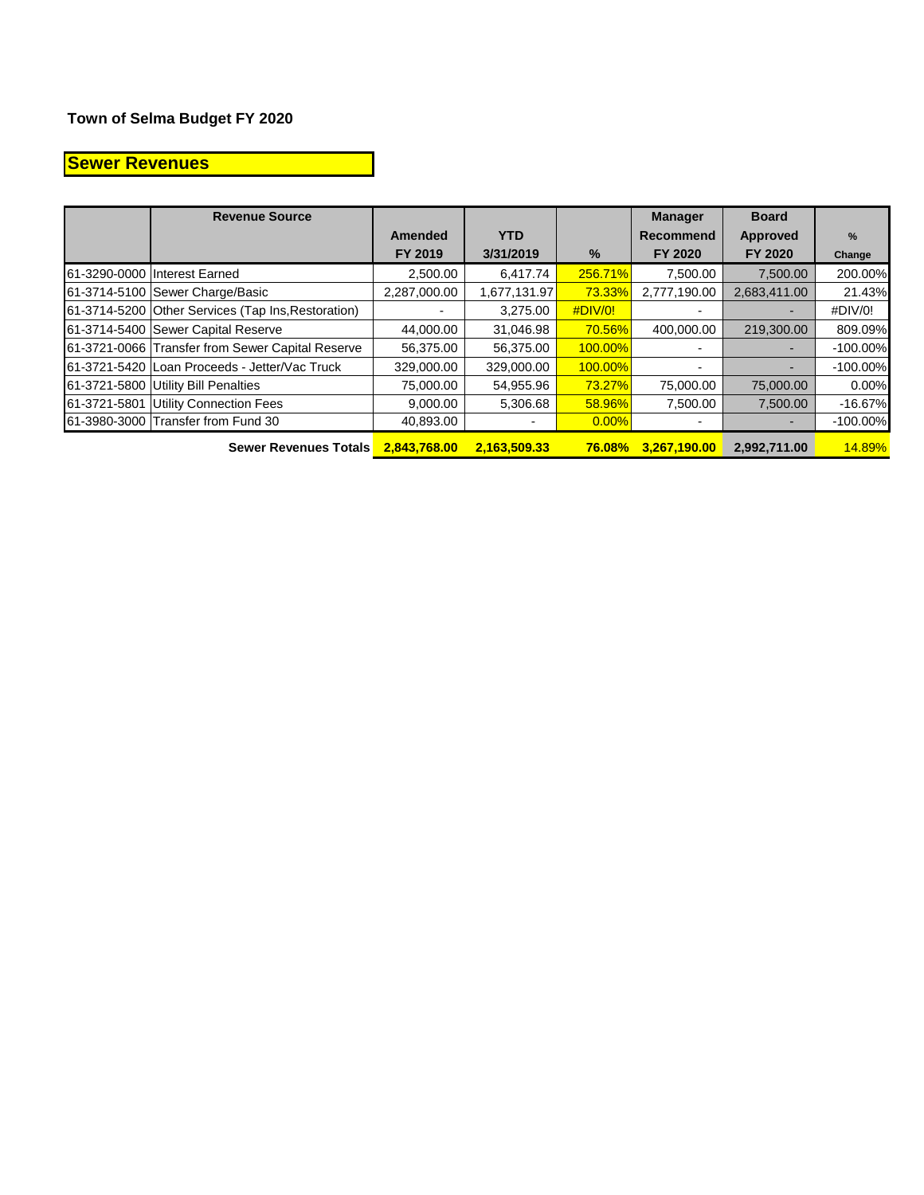**Town of Selma Budget FY 2020**

## Sewer Revenues

| | Revenue Source | Amended FY 2019 | YTD 3/31/2019 | % | Manager Recommend FY 2020 | Board Approved FY 2020 | % Change |
|---|---|---|---|---|---|---|---|
| 61-3290-0000 | Interest Earned | 2,500.00 | 6,417.74 | 256.71% | 7,500.00 | 7,500.00 | 200.00% |
| 61-3714-5100 | Sewer Charge/Basic | 2,287,000.00 | 1,677,131.97 | 73.33% | 2,777,190.00 | 2,683,411.00 | 21.43% |
| 61-3714-5200 | Other Services (Tap Ins,Restoration) | - | 3,275.00 | #DIV/0! | - | - | #DIV/0! |
| 61-3714-5400 | Sewer Capital Reserve | 44,000.00 | 31,046.98 | 70.56% | 400,000.00 | 219,300.00 | 809.09% |
| 61-3721-0066 | Transfer from Sewer Capital Reserve | 56,375.00 | 56,375.00 | 100.00% | - | - | -100.00% |
| 61-3721-5420 | Loan Proceeds - Jetter/Vac Truck | 329,000.00 | 329,000.00 | 100.00% | - | - | -100.00% |
| 61-3721-5800 | Utility Bill Penalties | 75,000.00 | 54,955.96 | 73.27% | 75,000.00 | 75,000.00 | 0.00% |
| 61-3721-5801 | Utility Connection Fees | 9,000.00 | 5,306.68 | 58.96% | 7,500.00 | 7,500.00 | -16.67% |
| 61-3980-3000 | Transfer from Fund 30 | 40,893.00 | - | 0.00% | - | - | -100.00% |
| | **Sewer Revenues Totals** | **2,843,768.00** | **2,163,509.33** | **76.08%** | **3,267,190.00** | **2,992,711.00** | 14.89% |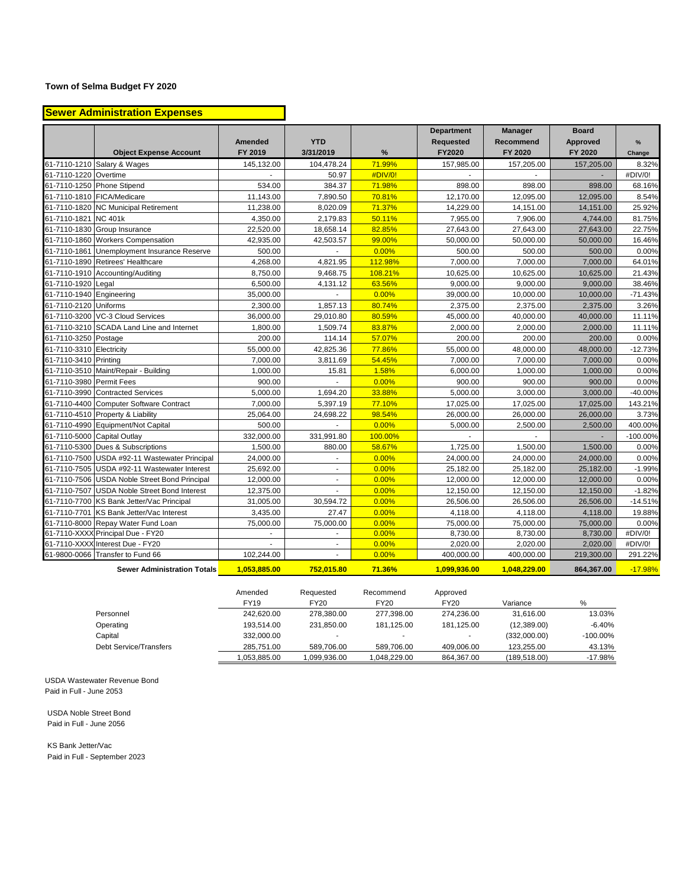**Town of Selma Budget FY 2020**

## Sewer Administration Expenses

| | Object Expense Account | Amended FY 2019 | YTD 3/31/2019 | % | Department Requested FY2020 | Manager Recommend FY 2020 | Board Approved FY 2020 | % Change |
|---|---|---|---|---|---|---|---|---|
| 61-7110-1210 | Salary & Wages | 145,132.00 | 104,478.24 | 71.99% | 157,985.00 | 157,205.00 | 157,205.00 | 8.32% |
| 61-7110-1220 | Overtime | - | 50.97 | #DIV/0! | - | - | - | #DIV/0! |
| 61-7110-1250 | Phone Stipend | 534.00 | 384.37 | 71.98% | 898.00 | 898.00 | 898.00 | 68.16% |
| 61-7110-1810 | FICA/Medicare | 11,143.00 | 7,890.50 | 70.81% | 12,170.00 | 12,095.00 | 12,095.00 | 8.54% |
| 61-7110-1820 | NC Municipal Retirement | 11,238.00 | 8,020.09 | 71.37% | 14,229.00 | 14,151.00 | 14,151.00 | 25.92% |
| 61-7110-1821 | NC 401k | 4,350.00 | 2,179.83 | 50.11% | 7,955.00 | 7,906.00 | 4,744.00 | 81.75% |
| 61-7110-1830 | Group Insurance | 22,520.00 | 18,658.14 | 82.85% | 27,643.00 | 27,643.00 | 27,643.00 | 22.75% |
| 61-7110-1860 | Workers Compensation | 42,935.00 | 42,503.57 | 99.00% | 50,000.00 | 50,000.00 | 50,000.00 | 16.46% |
| 61-7110-1861 | Unemployment Insurance Reserve | 500.00 | - | 0.00% | 500.00 | 500.00 | 500.00 | 0.00% |
| 61-7110-1890 | Retirees' Healthcare | 4,268.00 | 4,821.95 | 112.98% | 7,000.00 | 7,000.00 | 7,000.00 | 64.01% |
| 61-7110-1910 | Accounting/Auditing | 8,750.00 | 9,468.75 | 108.21% | 10,625.00 | 10,625.00 | 10,625.00 | 21.43% |
| 61-7110-1920 | Legal | 6,500.00 | 4,131.12 | 63.56% | 9,000.00 | 9,000.00 | 9,000.00 | 38.46% |
| 61-7110-1940 | Engineering | 35,000.00 | - | 0.00% | 39,000.00 | 10,000.00 | 10,000.00 | -71.43% |
| 61-7110-2120 | Uniforms | 2,300.00 | 1,857.13 | 80.74% | 2,375.00 | 2,375.00 | 2,375.00 | 3.26% |
| 61-7110-3200 | VC-3 Cloud Services | 36,000.00 | 29,010.80 | 80.59% | 45,000.00 | 40,000.00 | 40,000.00 | 11.11% |
| 61-7110-3210 | SCADA Land Line and Internet | 1,800.00 | 1,509.74 | 83.87% | 2,000.00 | 2,000.00 | 2,000.00 | 11.11% |
| 61-7110-3250 | Postage | 200.00 | 114.14 | 57.07% | 200.00 | 200.00 | 200.00 | 0.00% |
| 61-7110-3310 | Electricity | 55,000.00 | 42,825.36 | 77.86% | 55,000.00 | 48,000.00 | 48,000.00 | -12.73% |
| 61-7110-3410 | Printing | 7,000.00 | 3,811.69 | 54.45% | 7,000.00 | 7,000.00 | 7,000.00 | 0.00% |
| 61-7110-3510 | Maint/Repair - Building | 1,000.00 | 15.81 | 1.58% | 6,000.00 | 1,000.00 | 1,000.00 | 0.00% |
| 61-7110-3980 | Permit Fees | 900.00 | - | 0.00% | 900.00 | 900.00 | 900.00 | 0.00% |
| 61-7110-3990 | Contracted Services | 5,000.00 | 1,694.20 | 33.88% | 5,000.00 | 3,000.00 | 3,000.00 | -40.00% |
| 61-7110-4400 | Computer Software Contract | 7,000.00 | 5,397.19 | 77.10% | 17,025.00 | 17,025.00 | 17,025.00 | 143.21% |
| 61-7110-4510 | Property & Liability | 25,064.00 | 24,698.22 | 98.54% | 26,000.00 | 26,000.00 | 26,000.00 | 3.73% |
| 61-7110-4990 | Equipment/Not Capital | 500.00 | - | 0.00% | 5,000.00 | 2,500.00 | 2,500.00 | 400.00% |
| 61-7110-5000 | Capital Outlay | 332,000.00 | 331,991.80 | 100.00% | - | - | - | -100.00% |
| 61-7110-5300 | Dues & Subscriptions | 1,500.00 | 880.00 | 58.67% | 1,725.00 | 1,500.00 | 1,500.00 | 0.00% |
| 61-7110-7500 | USDA #92-11 Wastewater Principal | 24,000.00 | - | 0.00% | 24,000.00 | 24,000.00 | 24,000.00 | 0.00% |
| 61-7110-7505 | USDA #92-11 Wastewater Interest | 25,692.00 | - | 0.00% | 25,182.00 | 25,182.00 | 25,182.00 | -1.99% |
| 61-7110-7506 | USDA Noble Street Bond Principal | 12,000.00 | - | 0.00% | 12,000.00 | 12,000.00 | 12,000.00 | 0.00% |
| 61-7110-7507 | USDA Noble Street Bond Interest | 12,375.00 | - | 0.00% | 12,150.00 | 12,150.00 | 12,150.00 | -1.82% |
| 61-7110-7700 | KS Bank Jetter/Vac Principal | 31,005.00 | 30,594.72 | 0.00% | 26,506.00 | 26,506.00 | 26,506.00 | -14.51% |
| 61-7110-7701 | KS Bank Jetter/Vac Interest | 3,435.00 | 27.47 | 0.00% | 4,118.00 | 4,118.00 | 4,118.00 | 19.88% |
| 61-7110-8000 | Repay Water Fund Loan | 75,000.00 | 75,000.00 | 0.00% | 75,000.00 | 75,000.00 | 75,000.00 | 0.00% |
| 61-7110-XXXX | Principal Due - FY20 | - | - | 0.00% | 8,730.00 | 8,730.00 | 8,730.00 | #DIV/0! |
| 61-7110-XXXX | Interest Due - FY20 | - | - | 0.00% | 2,020.00 | 2,020.00 | 2,020.00 | #DIV/0! |
| 61-9800-0066 | Transfer to Fund 66 | 102,244.00 | - | 0.00% | 400,000.00 | 400,000.00 | 219,300.00 | 291.22% |
| | **Sewer Administration Totals** | **1,053,885.00** | **752,015.80** | **71.36%** | **1,099,936.00** | **1,048,229.00** | **864,367.00** | **-17.98%** |

| | Amended FY19 | Requested FY20 | Recommend FY20 | Approved FY20 | Variance | % |
|---|---|---|---|---|---|---|
| Personnel | 242,620.00 | 278,380.00 | 277,398.00 | 274,236.00 | 31,616.00 | 13.03% |
| Operating | 193,514.00 | 231,850.00 | 181,125.00 | 181,125.00 | (12,389.00) | -6.40% |
| Capital | 332,000.00 | - | - | - | (332,000.00) | -100.00% |
| Debt Service/Transfers | 285,751.00 | 589,706.00 | 589,706.00 | 409,006.00 | 123,255.00 | 43.13% |
| | 1,053,885.00 | 1,099,936.00 | 1,048,229.00 | 864,367.00 | (189,518.00) | -17.98% |

USDA Wastewater Revenue Bond
Paid in Full - June 2053

USDA Noble Street Bond
Paid in Full - June 2056

KS Bank Jetter/Vac
Paid in Full - September 2023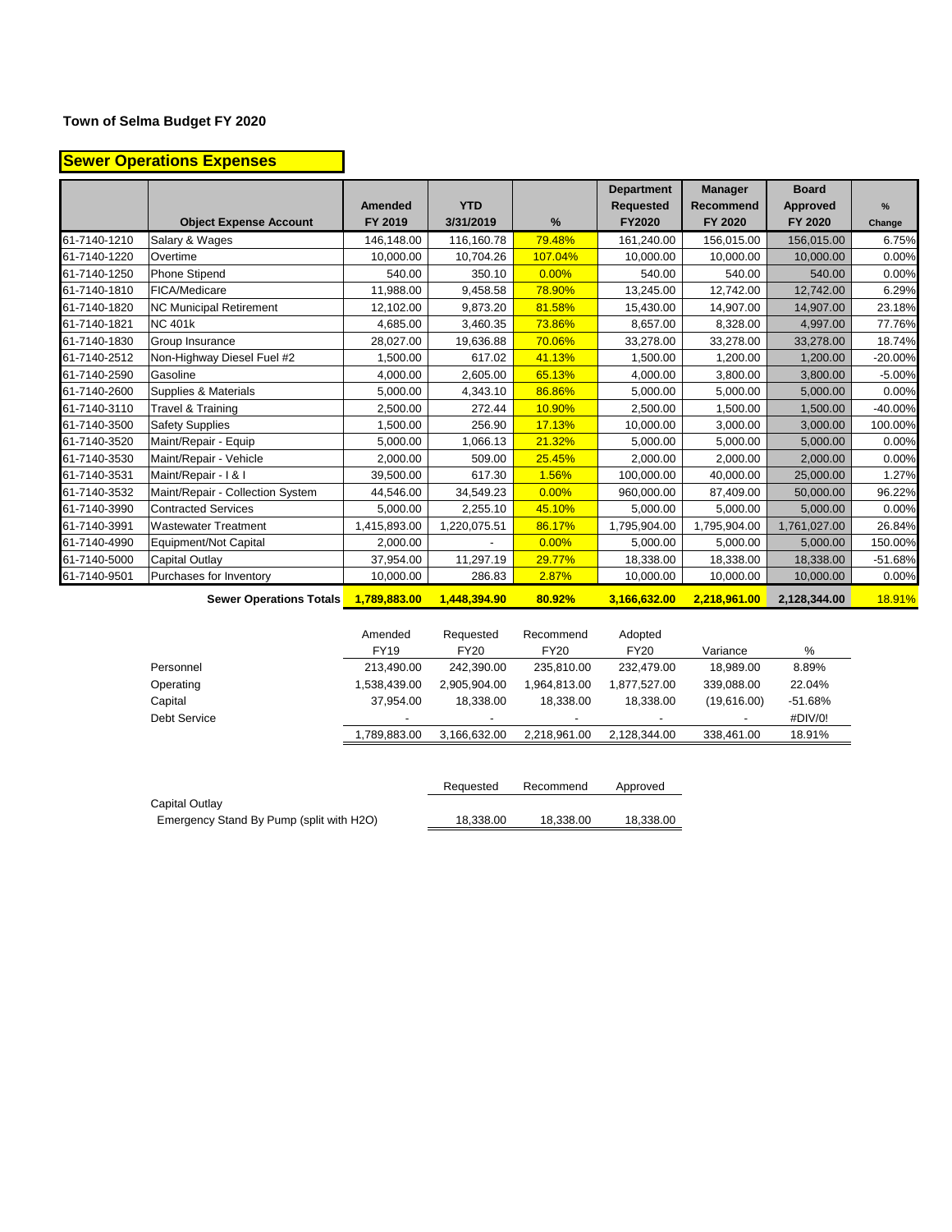**Town of Selma Budget FY 2020**

## Sewer Operations Expenses

| | Object Expense Account | Amended FY 2019 | YTD 3/31/2019 | % | Department Requested FY2020 | Manager Recommend FY 2020 | Board Approved FY 2020 | % Change |
|---|---|---|---|---|---|---|---|---|
| 61-7140-1210 | Salary & Wages | 146,148.00 | 116,160.78 | 79.48% | 161,240.00 | 156,015.00 | 156,015.00 | 6.75% |
| 61-7140-1220 | Overtime | 10,000.00 | 10,704.26 | 107.04% | 10,000.00 | 10,000.00 | 10,000.00 | 0.00% |
| 61-7140-1250 | Phone Stipend | 540.00 | 350.10 | 0.00% | 540.00 | 540.00 | 540.00 | 0.00% |
| 61-7140-1810 | FICA/Medicare | 11,988.00 | 9,458.58 | 78.90% | 13,245.00 | 12,742.00 | 12,742.00 | 6.29% |
| 61-7140-1820 | NC Municipal Retirement | 12,102.00 | 9,873.20 | 81.58% | 15,430.00 | 14,907.00 | 14,907.00 | 23.18% |
| 61-7140-1821 | NC 401k | 4,685.00 | 3,460.35 | 73.86% | 8,657.00 | 8,328.00 | 4,997.00 | 77.76% |
| 61-7140-1830 | Group Insurance | 28,027.00 | 19,636.88 | 70.06% | 33,278.00 | 33,278.00 | 33,278.00 | 18.74% |
| 61-7140-2512 | Non-Highway Diesel Fuel #2 | 1,500.00 | 617.02 | 41.13% | 1,500.00 | 1,200.00 | 1,200.00 | -20.00% |
| 61-7140-2590 | Gasoline | 4,000.00 | 2,605.00 | 65.13% | 4,000.00 | 3,800.00 | 3,800.00 | -5.00% |
| 61-7140-2600 | Supplies & Materials | 5,000.00 | 4,343.10 | 86.86% | 5,000.00 | 5,000.00 | 5,000.00 | 0.00% |
| 61-7140-3110 | Travel & Training | 2,500.00 | 272.44 | 10.90% | 2,500.00 | 1,500.00 | 1,500.00 | -40.00% |
| 61-7140-3500 | Safety Supplies | 1,500.00 | 256.90 | 17.13% | 10,000.00 | 3,000.00 | 3,000.00 | 100.00% |
| 61-7140-3520 | Maint/Repair - Equip | 5,000.00 | 1,066.13 | 21.32% | 5,000.00 | 5,000.00 | 5,000.00 | 0.00% |
| 61-7140-3530 | Maint/Repair - Vehicle | 2,000.00 | 509.00 | 25.45% | 2,000.00 | 2,000.00 | 2,000.00 | 0.00% |
| 61-7140-3531 | Maint/Repair - I & I | 39,500.00 | 617.30 | 1.56% | 100,000.00 | 40,000.00 | 25,000.00 | 1.27% |
| 61-7140-3532 | Maint/Repair - Collection System | 44,546.00 | 34,549.23 | 0.00% | 960,000.00 | 87,409.00 | 50,000.00 | 96.22% |
| 61-7140-3990 | Contracted Services | 5,000.00 | 2,255.10 | 45.10% | 5,000.00 | 5,000.00 | 5,000.00 | 0.00% |
| 61-7140-3991 | Wastewater Treatment | 1,415,893.00 | 1,220,075.51 | 86.17% | 1,795,904.00 | 1,795,904.00 | 1,761,027.00 | 26.84% |
| 61-7140-4990 | Equipment/Not Capital | 2,000.00 | - | 0.00% | 5,000.00 | 5,000.00 | 5,000.00 | 150.00% |
| 61-7140-5000 | Capital Outlay | 37,954.00 | 11,297.19 | 29.77% | 18,338.00 | 18,338.00 | 18,338.00 | -51.68% |
| 61-7140-9501 | Purchases for Inventory | 10,000.00 | 286.83 | 2.87% | 10,000.00 | 10,000.00 | 10,000.00 | 0.00% |
| | **Sewer Operations Totals** | **1,789,883.00** | **1,448,394.90** | **80.92%** | **3,166,632.00** | **2,218,961.00** | **2,128,344.00** | 18.91% |

| | Amended FY19 | Requested FY20 | Recommend FY20 | Adopted FY20 | Variance | % |
|---|---|---|---|---|---|---|
| Personnel | 213,490.00 | 242,390.00 | 235,810.00 | 232,479.00 | 18,989.00 | 8.89% |
| Operating | 1,538,439.00 | 2,905,904.00 | 1,964,813.00 | 1,877,527.00 | 339,088.00 | 22.04% |
| Capital | 37,954.00 | 18,338.00 | 18,338.00 | 18,338.00 | (19,616.00) | -51.68% |
| Debt Service | - | - | - | - | - | #DIV/0! |
| | 1,789,883.00 | 3,166,632.00 | 2,218,961.00 | 2,128,344.00 | 338,461.00 | 18.91% |

| | Requested | Recommend | Approved |
|---|---|---|---|
| Capital Outlay | | | |
| Emergency Stand By Pump (split with H2O) | 18,338.00 | 18,338.00 | 18,338.00 |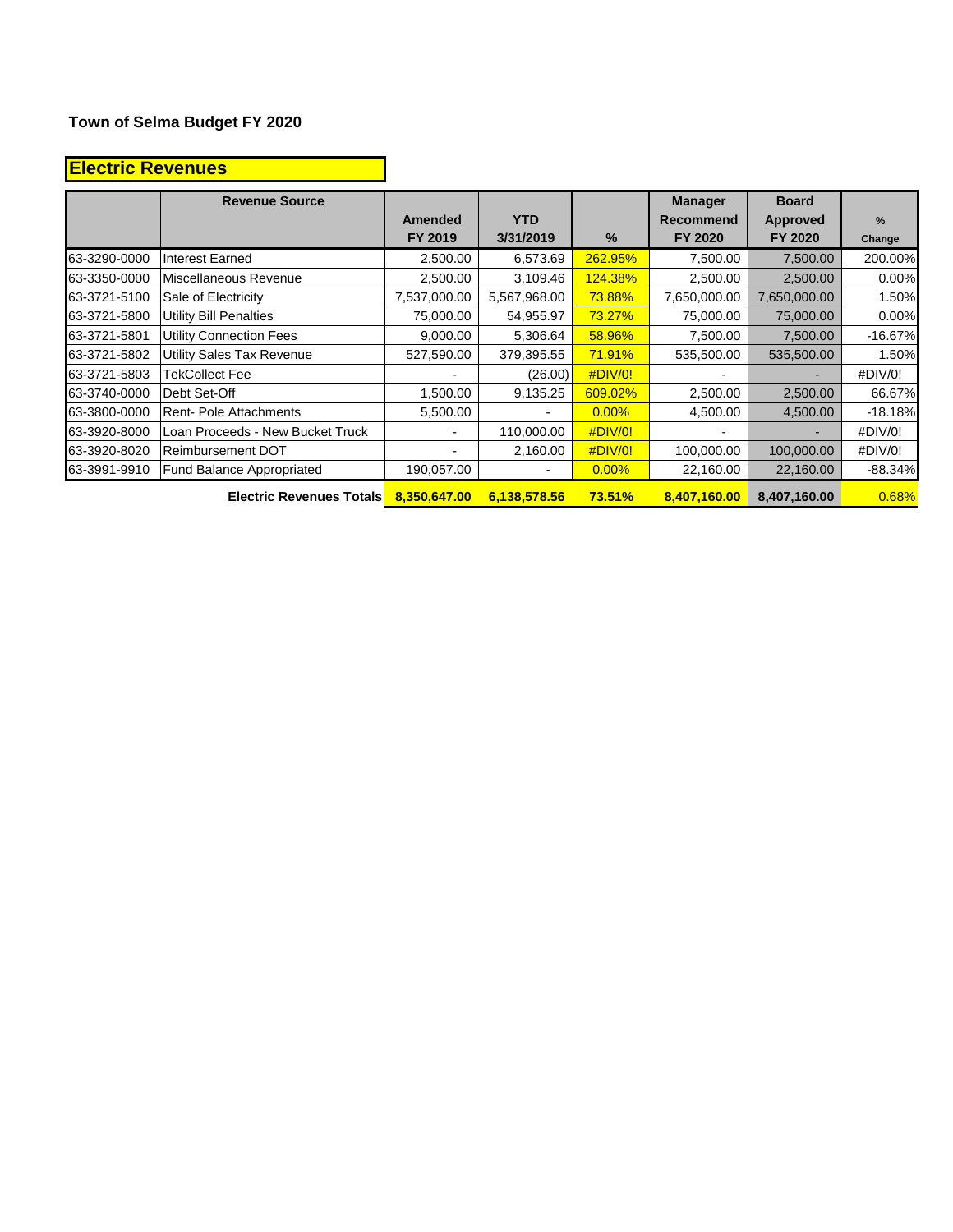**Town of Selma Budget FY 2020**

## Electric Revenues

| | Revenue Source | Amended FY 2019 | YTD 3/31/2019 | % | Manager Recommend FY 2020 | Board Approved FY 2020 | % Change |
|---|---|---|---|---|---|---|---|
| 63-3290-0000 | Interest Earned | 2,500.00 | 6,573.69 | 262.95% | 7,500.00 | 7,500.00 | 200.00% |
| 63-3350-0000 | Miscellaneous Revenue | 2,500.00 | 3,109.46 | 124.38% | 2,500.00 | 2,500.00 | 0.00% |
| 63-3721-5100 | Sale of Electricity | 7,537,000.00 | 5,567,968.00 | 73.88% | 7,650,000.00 | 7,650,000.00 | 1.50% |
| 63-3721-5800 | Utility Bill Penalties | 75,000.00 | 54,955.97 | 73.27% | 75,000.00 | 75,000.00 | 0.00% |
| 63-3721-5801 | Utility Connection Fees | 9,000.00 | 5,306.64 | 58.96% | 7,500.00 | 7,500.00 | -16.67% |
| 63-3721-5802 | Utility Sales Tax Revenue | 527,590.00 | 379,395.55 | 71.91% | 535,500.00 | 535,500.00 | 1.50% |
| 63-3721-5803 | TekCollect Fee | - | (26.00) | #DIV/0! | - | - | #DIV/0! |
| 63-3740-0000 | Debt Set-Off | 1,500.00 | 9,135.25 | 609.02% | 2,500.00 | 2,500.00 | 66.67% |
| 63-3800-0000 | Rent- Pole Attachments | 5,500.00 | - | 0.00% | 4,500.00 | 4,500.00 | -18.18% |
| 63-3920-8000 | Loan Proceeds - New Bucket Truck | - | 110,000.00 | #DIV/0! | - | - | #DIV/0! |
| 63-3920-8020 | Reimbursement DOT | - | 2,160.00 | #DIV/0! | 100,000.00 | 100,000.00 | #DIV/0! |
| 63-3991-9910 | Fund Balance Appropriated | 190,057.00 | - | 0.00% | 22,160.00 | 22,160.00 | -88.34% |
| | **Electric Revenues Totals** | **8,350,647.00** | **6,138,578.56** | **73.51%** | **8,407,160.00** | **8,407,160.00** | 0.68% |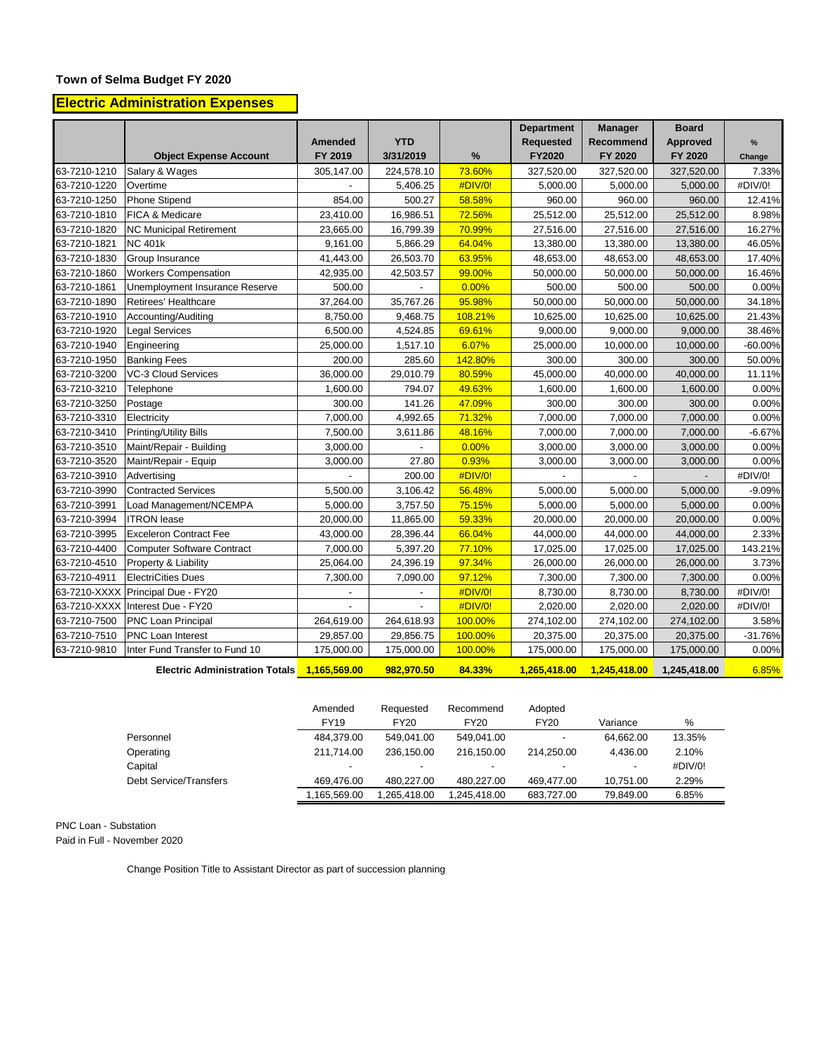**Town of Selma Budget FY 2020**

## Electric Administration Expenses

| | Object Expense Account | Amended FY 2019 | YTD 3/31/2019 | % | Department Requested FY2020 | Manager Recommend FY 2020 | Board Approved FY 2020 | % Change |
|---|---|---|---|---|---|---|---|---|
| 63-7210-1210 | Salary & Wages | 305,147.00 | 224,578.10 | 73.60% | 327,520.00 | 327,520.00 | 327,520.00 | 7.33% |
| 63-7210-1220 | Overtime | - | 5,406.25 | #DIV/0! | 5,000.00 | 5,000.00 | 5,000.00 | #DIV/0! |
| 63-7210-1250 | Phone Stipend | 854.00 | 500.27 | 58.58% | 960.00 | 960.00 | 960.00 | 12.41% |
| 63-7210-1810 | FICA & Medicare | 23,410.00 | 16,986.51 | 72.56% | 25,512.00 | 25,512.00 | 25,512.00 | 8.98% |
| 63-7210-1820 | NC Municipal Retirement | 23,665.00 | 16,799.39 | 70.99% | 27,516.00 | 27,516.00 | 27,516.00 | 16.27% |
| 63-7210-1821 | NC 401k | 9,161.00 | 5,866.29 | 64.04% | 13,380.00 | 13,380.00 | 13,380.00 | 46.05% |
| 63-7210-1830 | Group Insurance | 41,443.00 | 26,503.70 | 63.95% | 48,653.00 | 48,653.00 | 48,653.00 | 17.40% |
| 63-7210-1860 | Workers Compensation | 42,935.00 | 42,503.57 | 99.00% | 50,000.00 | 50,000.00 | 50,000.00 | 16.46% |
| 63-7210-1861 | Unemployment Insurance Reserve | 500.00 | - | 0.00% | 500.00 | 500.00 | 500.00 | 0.00% |
| 63-7210-1890 | Retirees' Healthcare | 37,264.00 | 35,767.26 | 95.98% | 50,000.00 | 50,000.00 | 50,000.00 | 34.18% |
| 63-7210-1910 | Accounting/Auditing | 8,750.00 | 9,468.75 | 108.21% | 10,625.00 | 10,625.00 | 10,625.00 | 21.43% |
| 63-7210-1920 | Legal Services | 6,500.00 | 4,524.85 | 69.61% | 9,000.00 | 9,000.00 | 9,000.00 | 38.46% |
| 63-7210-1940 | Engineering | 25,000.00 | 1,517.10 | 6.07% | 25,000.00 | 10,000.00 | 10,000.00 | -60.00% |
| 63-7210-1950 | Banking Fees | 200.00 | 285.60 | 142.80% | 300.00 | 300.00 | 300.00 | 50.00% |
| 63-7210-3200 | VC-3 Cloud Services | 36,000.00 | 29,010.79 | 80.59% | 45,000.00 | 40,000.00 | 40,000.00 | 11.11% |
| 63-7210-3210 | Telephone | 1,600.00 | 794.07 | 49.63% | 1,600.00 | 1,600.00 | 1,600.00 | 0.00% |
| 63-7210-3250 | Postage | 300.00 | 141.26 | 47.09% | 300.00 | 300.00 | 300.00 | 0.00% |
| 63-7210-3310 | Electricity | 7,000.00 | 4,992.65 | 71.32% | 7,000.00 | 7,000.00 | 7,000.00 | 0.00% |
| 63-7210-3410 | Printing/Utility Bills | 7,500.00 | 3,611.86 | 48.16% | 7,000.00 | 7,000.00 | 7,000.00 | -6.67% |
| 63-7210-3510 | Maint/Repair - Building | 3,000.00 | - | 0.00% | 3,000.00 | 3,000.00 | 3,000.00 | 0.00% |
| 63-7210-3520 | Maint/Repair - Equip | 3,000.00 | 27.80 | 0.93% | 3,000.00 | 3,000.00 | 3,000.00 | 0.00% |
| 63-7210-3910 | Advertising | - | 200.00 | #DIV/0! | - | - | - | #DIV/0! |
| 63-7210-3990 | Contracted Services | 5,500.00 | 3,106.42 | 56.48% | 5,000.00 | 5,000.00 | 5,000.00 | -9.09% |
| 63-7210-3991 | Load Management/NCEMPA | 5,000.00 | 3,757.50 | 75.15% | 5,000.00 | 5,000.00 | 5,000.00 | 0.00% |
| 63-7210-3994 | ITRON lease | 20,000.00 | 11,865.00 | 59.33% | 20,000.00 | 20,000.00 | 20,000.00 | 0.00% |
| 63-7210-3995 | Exceleron Contract Fee | 43,000.00 | 28,396.44 | 66.04% | 44,000.00 | 44,000.00 | 44,000.00 | 2.33% |
| 63-7210-4400 | Computer Software Contract | 7,000.00 | 5,397.20 | 77.10% | 17,025.00 | 17,025.00 | 17,025.00 | 143.21% |
| 63-7210-4510 | Property & Liability | 25,064.00 | 24,396.19 | 97.34% | 26,000.00 | 26,000.00 | 26,000.00 | 3.73% |
| 63-7210-4911 | ElectriCities Dues | 7,300.00 | 7,090.00 | 97.12% | 7,300.00 | 7,300.00 | 7,300.00 | 0.00% |
| 63-7210-XXXX | Principal Due - FY20 | - | - | #DIV/0! | 8,730.00 | 8,730.00 | 8,730.00 | #DIV/0! |
| 63-7210-XXXX | Interest Due - FY20 | - | - | #DIV/0! | 2,020.00 | 2,020.00 | 2,020.00 | #DIV/0! |
| 63-7210-7500 | PNC Loan Principal | 264,619.00 | 264,618.93 | 100.00% | 274,102.00 | 274,102.00 | 274,102.00 | 3.58% |
| 63-7210-7510 | PNC Loan Interest | 29,857.00 | 29,856.75 | 100.00% | 20,375.00 | 20,375.00 | 20,375.00 | -31.76% |
| 63-7210-9810 | Inter Fund Transfer to Fund 10 | 175,000.00 | 175,000.00 | 100.00% | 175,000.00 | 175,000.00 | 175,000.00 | 0.00% |
| | **Electric Administration Totals** | **1,165,569.00** | **982,970.50** | **84.33%** | **1,265,418.00** | **1,245,418.00** | **1,245,418.00** | 6.85% |

| | Amended FY19 | Requested FY20 | Recommend FY20 | Adopted FY20 | Variance | % |
|---|---|---|---|---|---|---|
| Personnel | 484,379.00 | 549,041.00 | 549,041.00 | - | 64,662.00 | 13.35% |
| Operating | 211,714.00 | 236,150.00 | 216,150.00 | 214,250.00 | 4,436.00 | 2.10% |
| Capital | - | - | - | - | - | #DIV/0! |
| Debt Service/Transfers | 469,476.00 | 480,227.00 | 480,227.00 | 469,477.00 | 10,751.00 | 2.29% |
| | 1,165,569.00 | 1,265,418.00 | 1,245,418.00 | 683,727.00 | 79,849.00 | 6.85% |

PNC Loan - Substation
Paid in Full - November 2020

Change Position Title to Assistant Director as part of succession planning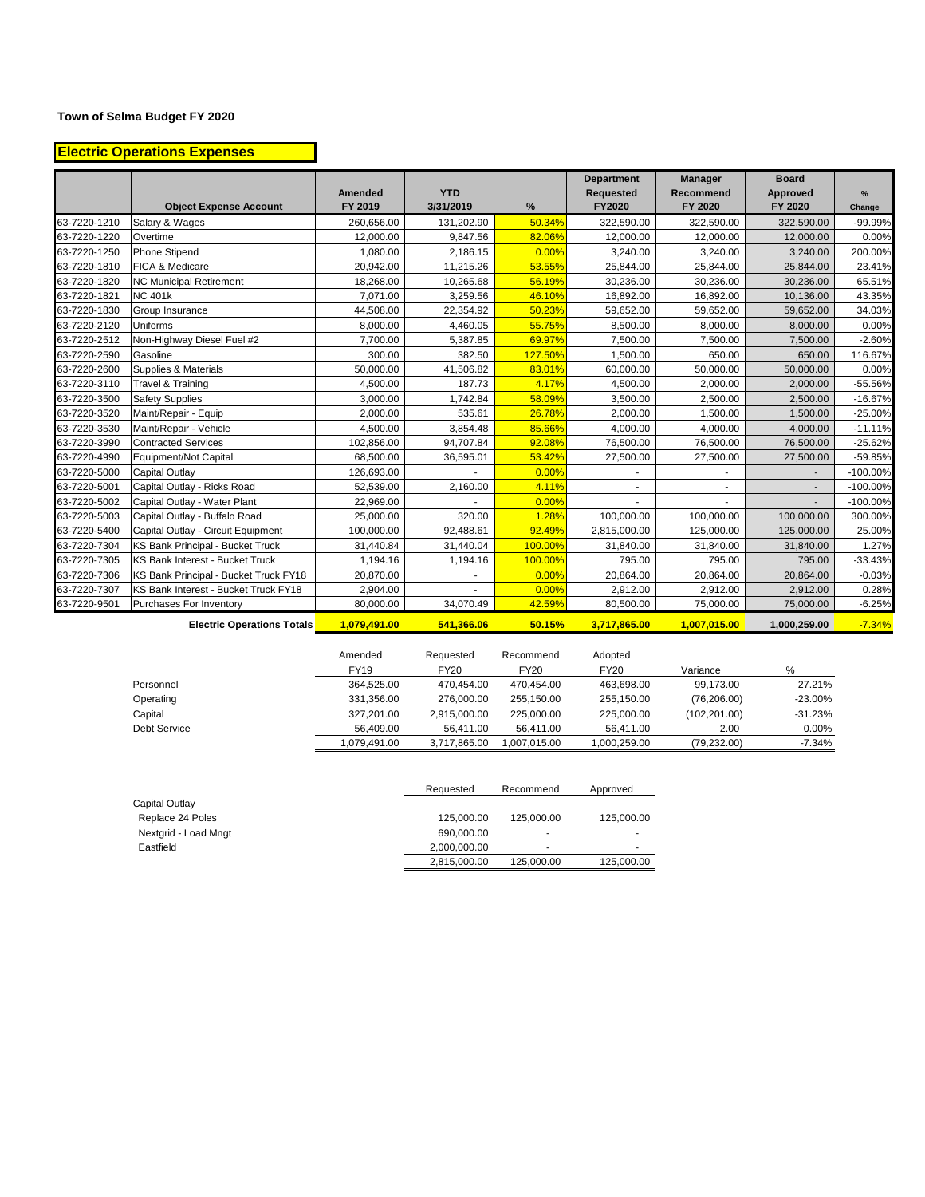**Town of Selma Budget FY 2020**

## Electric Operations Expenses

| | Object Expense Account | Amended FY 2019 | YTD 3/31/2019 | % | Department Requested FY2020 | Manager Recommend FY 2020 | Board Approved FY 2020 | % Change |
|---|---|---|---|---|---|---|---|---|
| 63-7220-1210 | Salary & Wages | 260,656.00 | 131,202.90 | 50.34% | 322,590.00 | 322,590.00 | 322,590.00 | -99.99% |
| 63-7220-1220 | Overtime | 12,000.00 | 9,847.56 | 82.06% | 12,000.00 | 12,000.00 | 12,000.00 | 0.00% |
| 63-7220-1250 | Phone Stipend | 1,080.00 | 2,186.15 | 0.00% | 3,240.00 | 3,240.00 | 3,240.00 | 200.00% |
| 63-7220-1810 | FICA & Medicare | 20,942.00 | 11,215.26 | 53.55% | 25,844.00 | 25,844.00 | 25,844.00 | 23.41% |
| 63-7220-1820 | NC Municipal Retirement | 18,268.00 | 10,265.68 | 56.19% | 30,236.00 | 30,236.00 | 30,236.00 | 65.51% |
| 63-7220-1821 | NC 401k | 7,071.00 | 3,259.56 | 46.10% | 16,892.00 | 16,892.00 | 10,136.00 | 43.35% |
| 63-7220-1830 | Group Insurance | 44,508.00 | 22,354.92 | 50.23% | 59,652.00 | 59,652.00 | 59,652.00 | 34.03% |
| 63-7220-2120 | Uniforms | 8,000.00 | 4,460.05 | 55.75% | 8,500.00 | 8,000.00 | 8,000.00 | 0.00% |
| 63-7220-2512 | Non-Highway Diesel Fuel #2 | 7,700.00 | 5,387.85 | 69.97% | 7,500.00 | 7,500.00 | 7,500.00 | -2.60% |
| 63-7220-2590 | Gasoline | 300.00 | 382.50 | 127.50% | 1,500.00 | 650.00 | 650.00 | 116.67% |
| 63-7220-2600 | Supplies & Materials | 50,000.00 | 41,506.82 | 83.01% | 60,000.00 | 50,000.00 | 50,000.00 | 0.00% |
| 63-7220-3110 | Travel & Training | 4,500.00 | 187.73 | 4.17% | 4,500.00 | 2,000.00 | 2,000.00 | -55.56% |
| 63-7220-3500 | Safety Supplies | 3,000.00 | 1,742.84 | 58.09% | 3,500.00 | 2,500.00 | 2,500.00 | -16.67% |
| 63-7220-3520 | Maint/Repair - Equip | 2,000.00 | 535.61 | 26.78% | 2,000.00 | 1,500.00 | 1,500.00 | -25.00% |
| 63-7220-3530 | Maint/Repair - Vehicle | 4,500.00 | 3,854.48 | 85.66% | 4,000.00 | 4,000.00 | 4,000.00 | -11.11% |
| 63-7220-3990 | Contracted Services | 102,856.00 | 94,707.84 | 92.08% | 76,500.00 | 76,500.00 | 76,500.00 | -25.62% |
| 63-7220-4990 | Equipment/Not Capital | 68,500.00 | 36,595.01 | 53.42% | 27,500.00 | 27,500.00 | 27,500.00 | -59.85% |
| 63-7220-5000 | Capital Outlay | 126,693.00 | - | 0.00% | - | - | - | -100.00% |
| 63-7220-5001 | Capital Outlay - Ricks Road | 52,539.00 | 2,160.00 | 4.11% | - | - | - | -100.00% |
| 63-7220-5002 | Capital Outlay - Water Plant | 22,969.00 | - | 0.00% | - | - | - | -100.00% |
| 63-7220-5003 | Capital Outlay - Buffalo Road | 25,000.00 | 320.00 | 1.28% | 100,000.00 | 100,000.00 | 100,000.00 | 300.00% |
| 63-7220-5400 | Capital Outlay - Circuit Equipment | 100,000.00 | 92,488.61 | 92.49% | 2,815,000.00 | 125,000.00 | 125,000.00 | 25.00% |
| 63-7220-7304 | KS Bank Principal - Bucket Truck | 31,440.84 | 31,440.04 | 100.00% | 31,840.00 | 31,840.00 | 31,840.00 | 1.27% |
| 63-7220-7305 | KS Bank Interest - Bucket Truck | 1,194.16 | 1,194.16 | 100.00% | 795.00 | 795.00 | 795.00 | -33.43% |
| 63-7220-7306 | KS Bank Principal - Bucket Truck FY18 | 20,870.00 | - | 0.00% | 20,864.00 | 20,864.00 | 20,864.00 | -0.03% |
| 63-7220-7307 | KS Bank Interest - Bucket Truck FY18 | 2,904.00 | - | 0.00% | 2,912.00 | 2,912.00 | 2,912.00 | 0.28% |
| 63-7220-9501 | Purchases For Inventory | 80,000.00 | 34,070.49 | 42.59% | 80,500.00 | 75,000.00 | 75,000.00 | -6.25% |
| | **Electric Operations Totals** | **1,079,491.00** | **541,366.06** | **50.15%** | **3,717,865.00** | **1,007,015.00** | **1,000,259.00** | **-7.34%** |

| | Amended FY19 | Requested FY20 | Recommend FY20 | Adopted FY20 | Variance | % |
|---|---|---|---|---|---|---|
| Personnel | 364,525.00 | 470,454.00 | 470,454.00 | 463,698.00 | 99,173.00 | 27.21% |
| Operating | 331,356.00 | 276,000.00 | 255,150.00 | 255,150.00 | (76,206.00) | -23.00% |
| Capital | 327,201.00 | 2,915,000.00 | 225,000.00 | 225,000.00 | (102,201.00) | -31.23% |
| Debt Service | 56,409.00 | 56,411.00 | 56,411.00 | 56,411.00 | 2.00 | 0.00% |
| | 1,079,491.00 | 3,717,865.00 | 1,007,015.00 | 1,000,259.00 | (79,232.00) | -7.34% |

| | Requested | Recommend | Approved |
|---|---|---|---|
| Capital Outlay | | | |
| Replace 24 Poles | 125,000.00 | 125,000.00 | 125,000.00 |
| Nextgrid - Load Mngt | 690,000.00 | - | - |
| Eastfield | 2,000,000.00 | - | - |
| | 2,815,000.00 | 125,000.00 | 125,000.00 |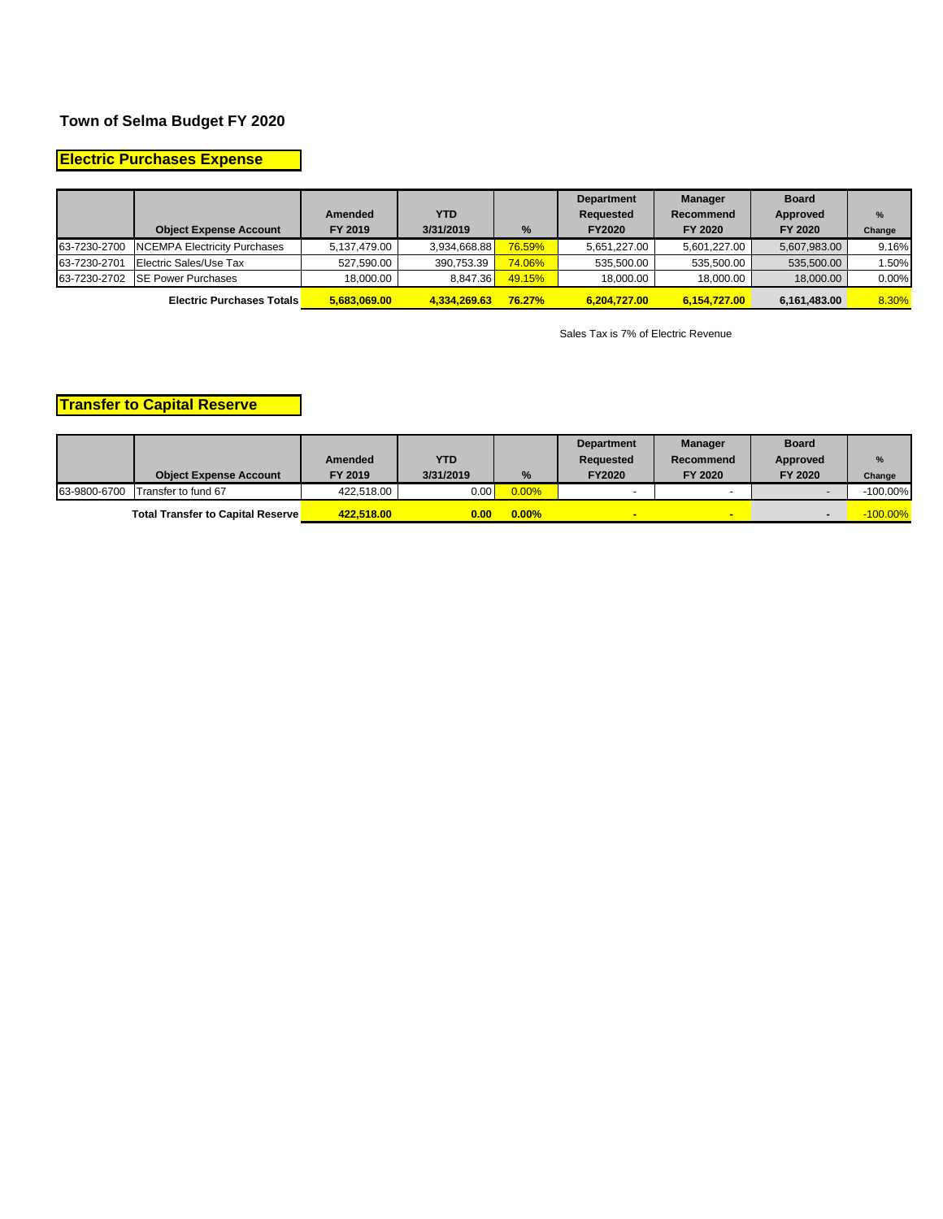## Town of Selma Budget FY 2020

### Electric Purchases Expense

| | Object Expense Account | Amended FY 2019 | YTD 3/31/2019 | % | Department Requested FY2020 | Manager Recommend FY 2020 | Board Approved FY 2020 | % Change |
|---|---|---|---|---|---|---|---|---|
| 63-7230-2700 | NCEMPA Electricity Purchases | 5,137,479.00 | 3,934,668.88 | 76.59% | 5,651,227.00 | 5,601,227.00 | 5,607,983.00 | 9.16% |
| 63-7230-2701 | Electric Sales/Use Tax | 527,590.00 | 390,753.39 | 74.06% | 535,500.00 | 535,500.00 | 535,500.00 | 1.50% |
| 63-7230-2702 | SE Power Purchases | 18,000.00 | 8,847.36 | 49.15% | 18,000.00 | 18,000.00 | 18,000.00 | 0.00% |
| | **Electric Purchases Totals** | **5,683,069.00** | **4,334,269.63** | **76.27%** | **6,204,727.00** | **6,154,727.00** | **6,161,483.00** | 8.30% |

Sales Tax is 7% of Electric Revenue

### Transfer to Capital Reserve

| | Object Expense Account | Amended FY 2019 | YTD 3/31/2019 | % | Department Requested FY2020 | Manager Recommend FY 2020 | Board Approved FY 2020 | % Change |
|---|---|---|---|---|---|---|---|---|
| 63-9800-6700 | Transfer to fund 67 | 422,518.00 | 0.00 | 0.00% | - | - | - | -100.00% |
| | **Total Transfer to Capital Reserve** | **422,518.00** | **0.00** | **0.00%** | **-** | **-** | **-** | -100.00% |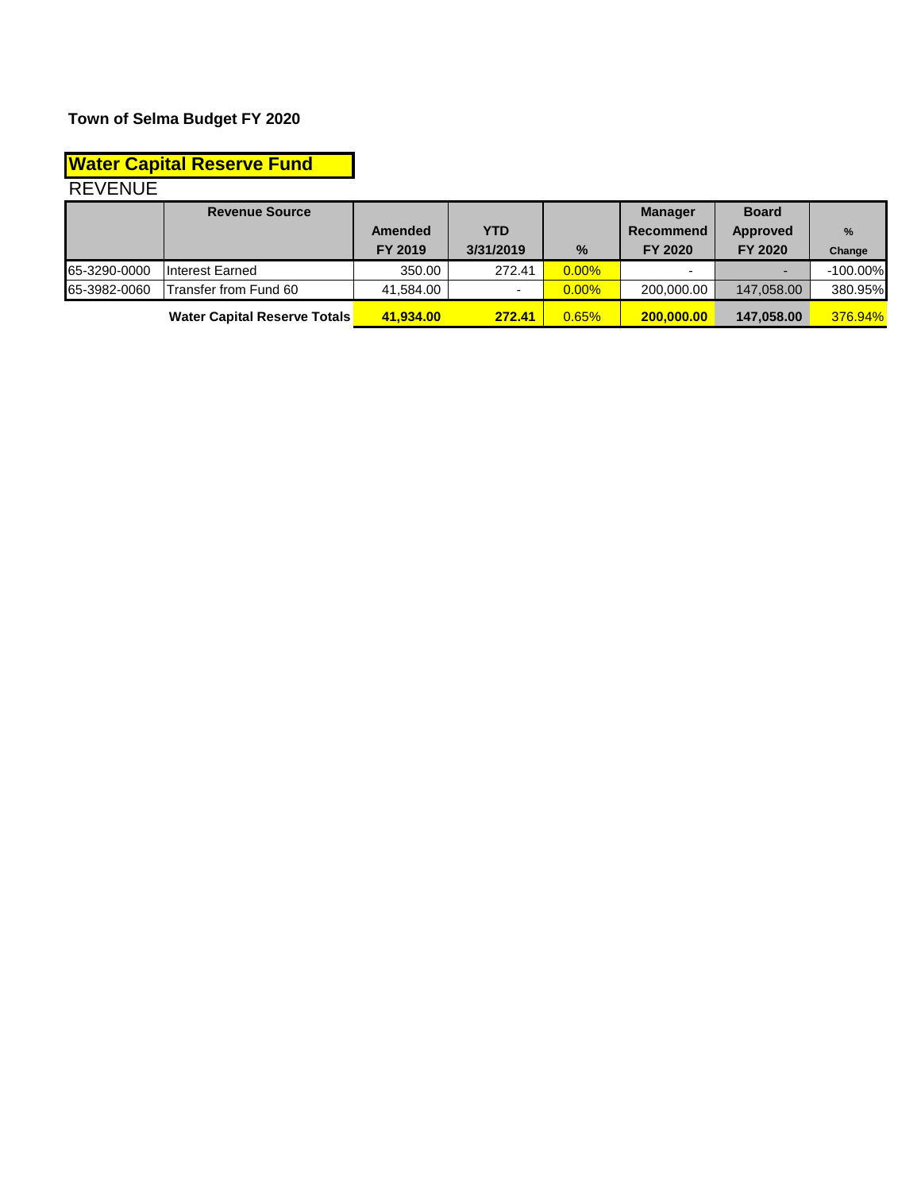**Town of Selma Budget FY 2020**

## Water Capital Reserve Fund

REVENUE

| | Revenue Source | Amended FY 2019 | YTD 3/31/2019 | % | Manager Recommend FY 2020 | Board Approved FY 2020 | % Change |
|---|---|---|---|---|---|---|---|
| 65-3290-0000 | Interest Earned | 350.00 | 272.41 | 0.00% | - | - | -100.00% |
| 65-3982-0060 | Transfer from Fund 60 | 41,584.00 | - | 0.00% | 200,000.00 | 147,058.00 | 380.95% |
| | **Water Capital Reserve Totals** | **41,934.00** | **272.41** | 0.65% | **200,000.00** | **147,058.00** | 376.94% |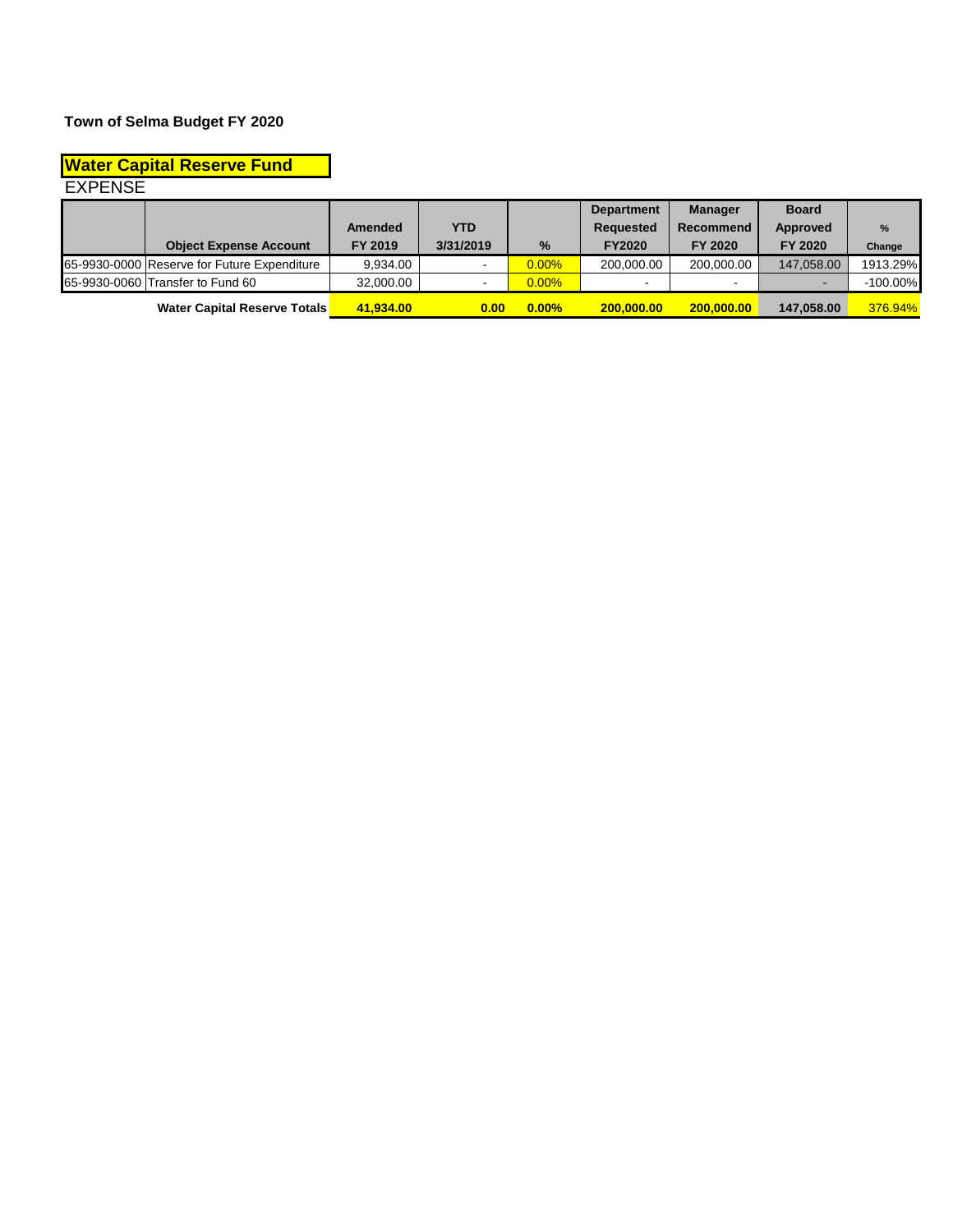**Town of Selma Budget FY 2020**

## Water Capital Reserve Fund

EXPENSE

| | Object Expense Account | Amended FY 2019 | YTD 3/31/2019 | % | Department Requested FY2020 | Manager Recommend FY 2020 | Board Approved FY 2020 | % Change |
|---|---|---|---|---|---|---|---|---|
| 65-9930-0000 | Reserve for Future Expenditure | 9,934.00 | - | 0.00% | 200,000.00 | 200,000.00 | 147,058.00 | 1913.29% |
| 65-9930-0060 | Transfer to Fund 60 | 32,000.00 | - | 0.00% | - | - | - | -100.00% |
| | **Water Capital Reserve Totals** | **41,934.00** | **0.00** | **0.00%** | **200,000.00** | **200,000.00** | **147,058.00** | 376.94% |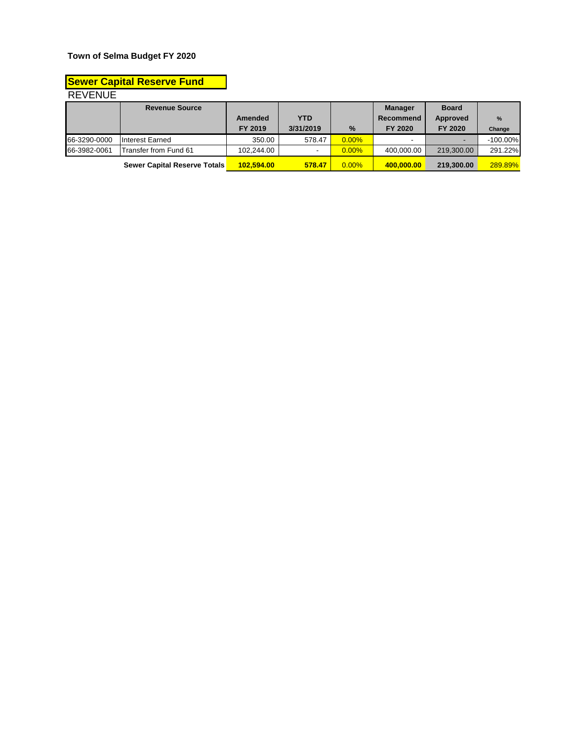**Town of Selma Budget FY 2020**

## Sewer Capital Reserve Fund

REVENUE

| | Revenue Source | Amended FY 2019 | YTD 3/31/2019 | % | Manager Recommend FY 2020 | Board Approved FY 2020 | % Change |
|---|---|---|---|---|---|---|---|
| 66-3290-0000 | Interest Earned | 350.00 | 578.47 | 0.00% | - | - | -100.00% |
| 66-3982-0061 | Transfer from Fund 61 | 102,244.00 | - | 0.00% | 400,000.00 | 219,300.00 | 291.22% |
| | **Sewer Capital Reserve Totals** | **102,594.00** | **578.47** | 0.00% | **400,000.00** | **219,300.00** | 289.89% |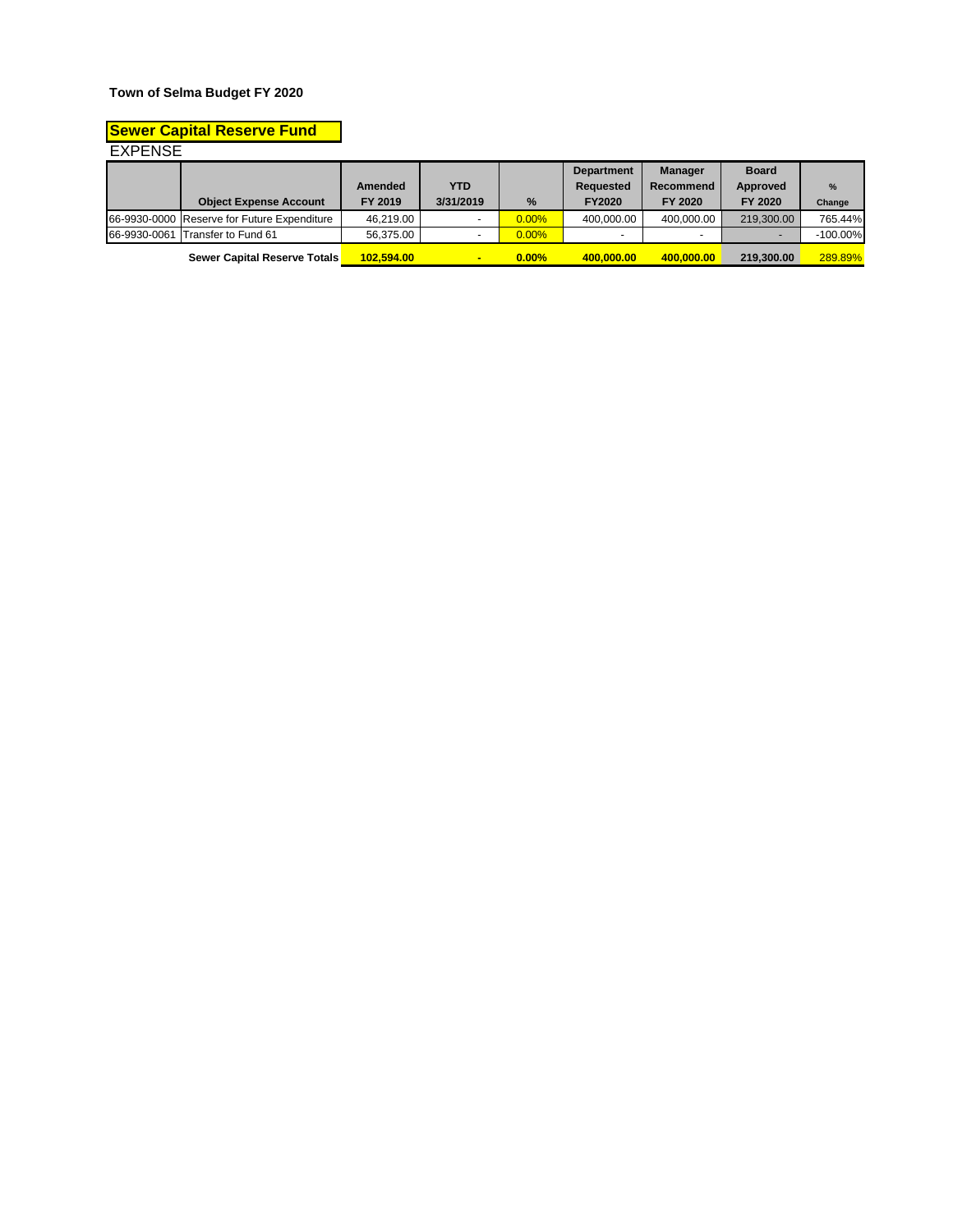**Town of Selma Budget FY 2020**

## Sewer Capital Reserve Fund

EXPENSE

| | Object Expense Account | Amended FY 2019 | YTD 3/31/2019 | % | Department Requested FY2020 | Manager Recommend FY 2020 | Board Approved FY 2020 | % Change |
|---|---|---|---|---|---|---|---|---|
| 66-9930-0000 | Reserve for Future Expenditure | 46,219.00 | - | 0.00% | 400,000.00 | 400,000.00 | 219,300.00 | 765.44% |
| 66-9930-0061 | Transfer to Fund 61 | 56,375.00 | - | 0.00% | - | - | - | -100.00% |
| | **Sewer Capital Reserve Totals** | **102,594.00** | **-** | **0.00%** | **400,000.00** | **400,000.00** | **219,300.00** | 289.89% |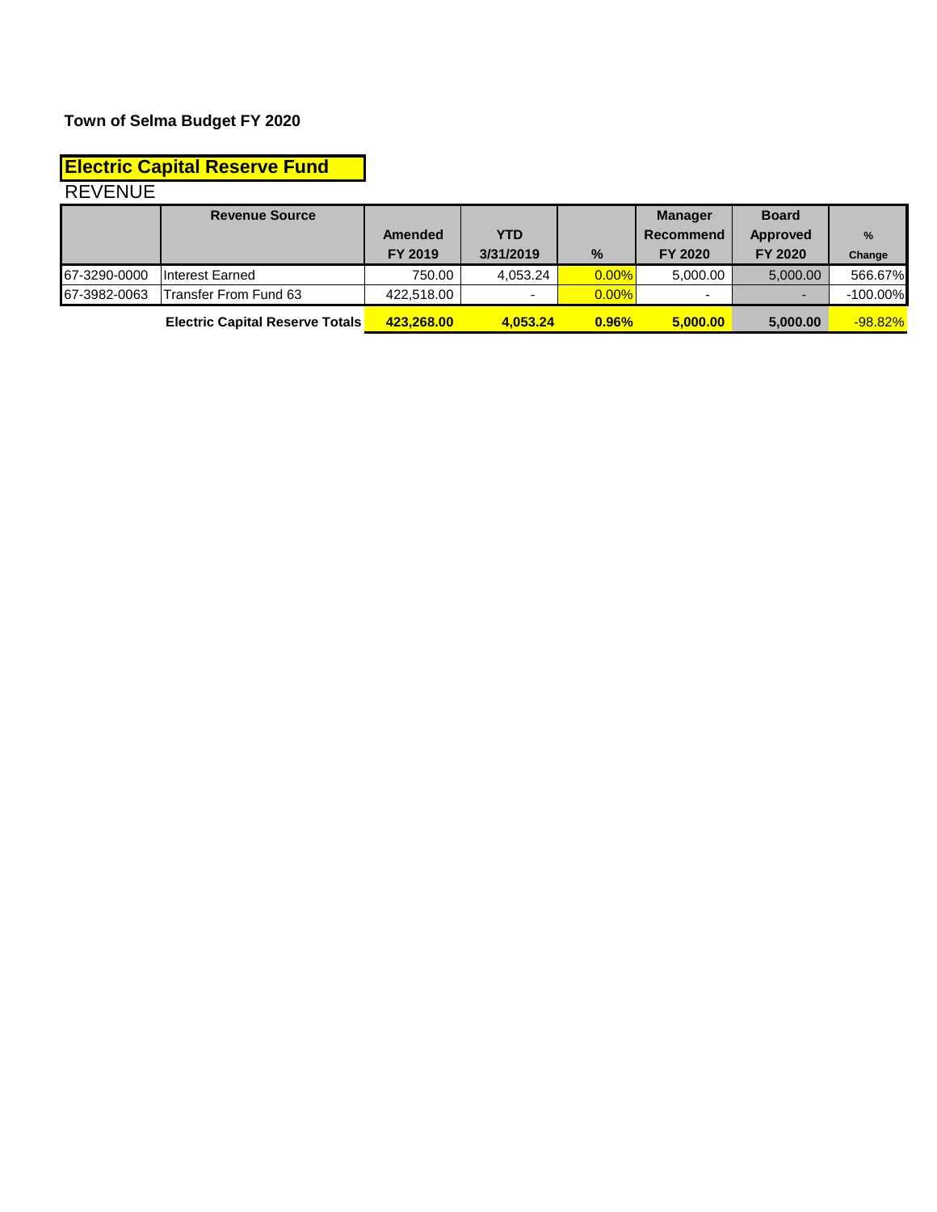**Town of Selma Budget FY 2020**

## Electric Capital Reserve Fund

REVENUE

| | Revenue Source | Amended FY 2019 | YTD 3/31/2019 | % | Manager Recommend FY 2020 | Board Approved FY 2020 | % Change |
|---|---|---|---|---|---|---|---|
| 67-3290-0000 | Interest Earned | 750.00 | 4,053.24 | 0.00% | 5,000.00 | 5,000.00 | 566.67% |
| 67-3982-0063 | Transfer From Fund 63 | 422,518.00 | - | 0.00% | - | - | -100.00% |
| | **Electric Capital Reserve Totals** | **423,268.00** | **4,053.24** | **0.96%** | **5,000.00** | **5,000.00** | -98.82% |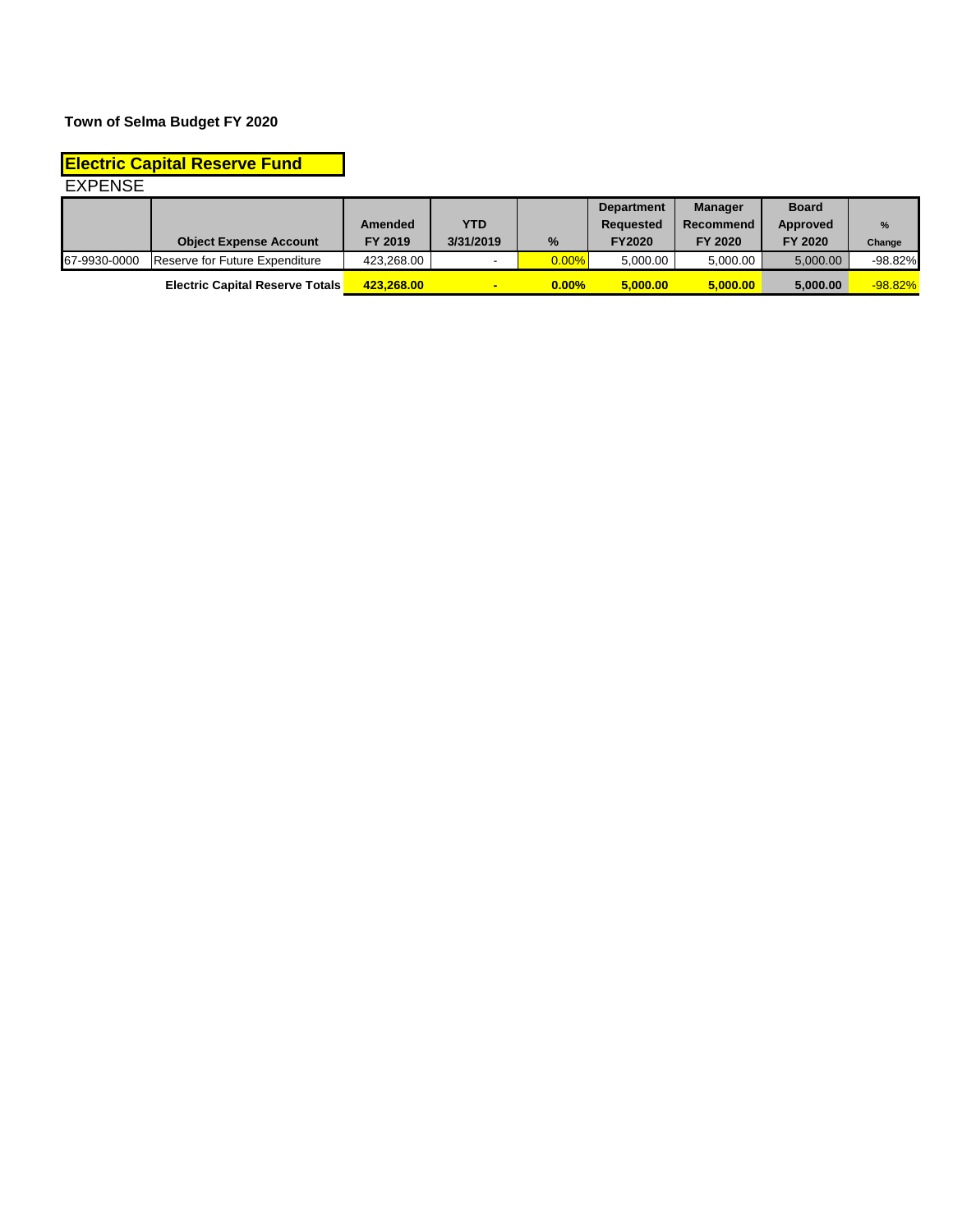**Town of Selma Budget FY 2020**

## Electric Capital Reserve Fund

EXPENSE

| | Object Expense Account | Amended FY 2019 | YTD 3/31/2019 | % | Department Requested FY2020 | Manager Recommend FY 2020 | Board Approved FY 2020 | % Change |
|---|---|---|---|---|---|---|---|---|
| 67-9930-0000 | Reserve for Future Expenditure | 423,268.00 | - | 0.00% | 5,000.00 | 5,000.00 | 5,000.00 | -98.82% |
| | **Electric Capital Reserve Totals** | **423,268.00** | **-** | **0.00%** | **5,000.00** | **5,000.00** | **5,000.00** | -98.82% |